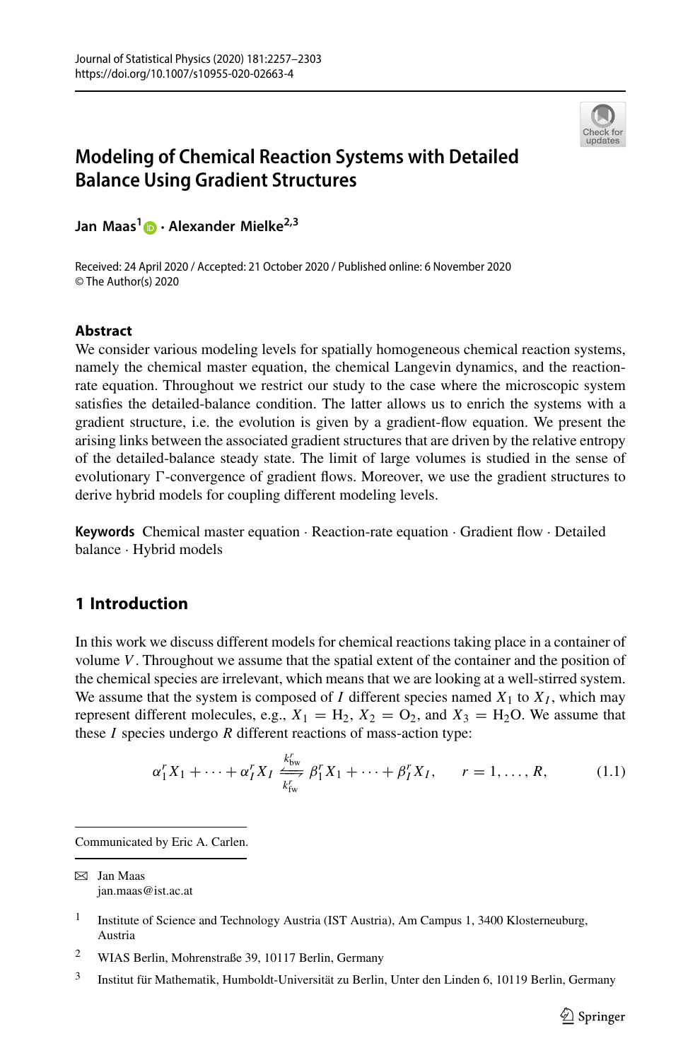# Modeling of Chemical Reaction Systems with Detailed Balance Using Gradient Structures

**Jan Maas[1] · Alexander Mielke[2,3]**

Received: 24 April 2020 / Accepted: 21 October 2020 / Published online: 6 November 2020
© The Author(s) 2020

## Abstract

We consider various modeling levels for spatially homogeneous chemical reaction systems, namely the chemical master equation, the chemical Langevin dynamics, and the reaction-rate equation. Throughout we restrict our study to the case where the microscopic system satisfies the detailed-balance condition. The latter allows us to enrich the systems with a gradient structure, i.e. the evolution is given by a gradient-flow equation. We present the arising links between the associated gradient structures that are driven by the relative entropy of the detailed-balance steady state. The limit of large volumes is studied in the sense of evolutionary $\Gamma$-convergence of gradient flows. Moreover, we use the gradient structures to derive hybrid models for coupling different modeling levels.

**Keywords** Chemical master equation · Reaction-rate equation · Gradient flow · Detailed balance · Hybrid models

## 1 Introduction

In this work we discuss different models for chemical reactions taking place in a container of volume $V$. Throughout we assume that the spatial extent of the container and the position of the chemical species are irrelevant, which means that we are looking at a well-stirred system. We assume that the system is composed of $I$ different species named $X_1$ to $X_I$, which may represent different molecules, e.g., $X_1 = H_2$, $X_2 = O_2$, and $X_3 = H_2O$. We assume that these $I$ species undergo $R$ different reactions of mass-action type:

$$\alpha_1^r X_1 + \cdots + \alpha_I^r X_I \underset{k_{\rm fw}^r}{\overset{k_{\rm bw}^r}{\rightleftharpoons}} \beta_1^r X_1 + \cdots + \beta_I^r X_I, \qquad r = 1, \ldots, R, \tag{1.1}$$

Communicated by Eric A. Carlen.

✉ Jan Maas
jan.maas@ist.ac.at

[1] Institute of Science and Technology Austria (IST Austria), Am Campus 1, 3400 Klosterneuburg, Austria

[2] WIAS Berlin, Mohrenstraße 39, 10117 Berlin, Germany

[3] Institut für Mathematik, Humboldt-Universität zu Berlin, Unter den Linden 6, 10119 Berlin, Germany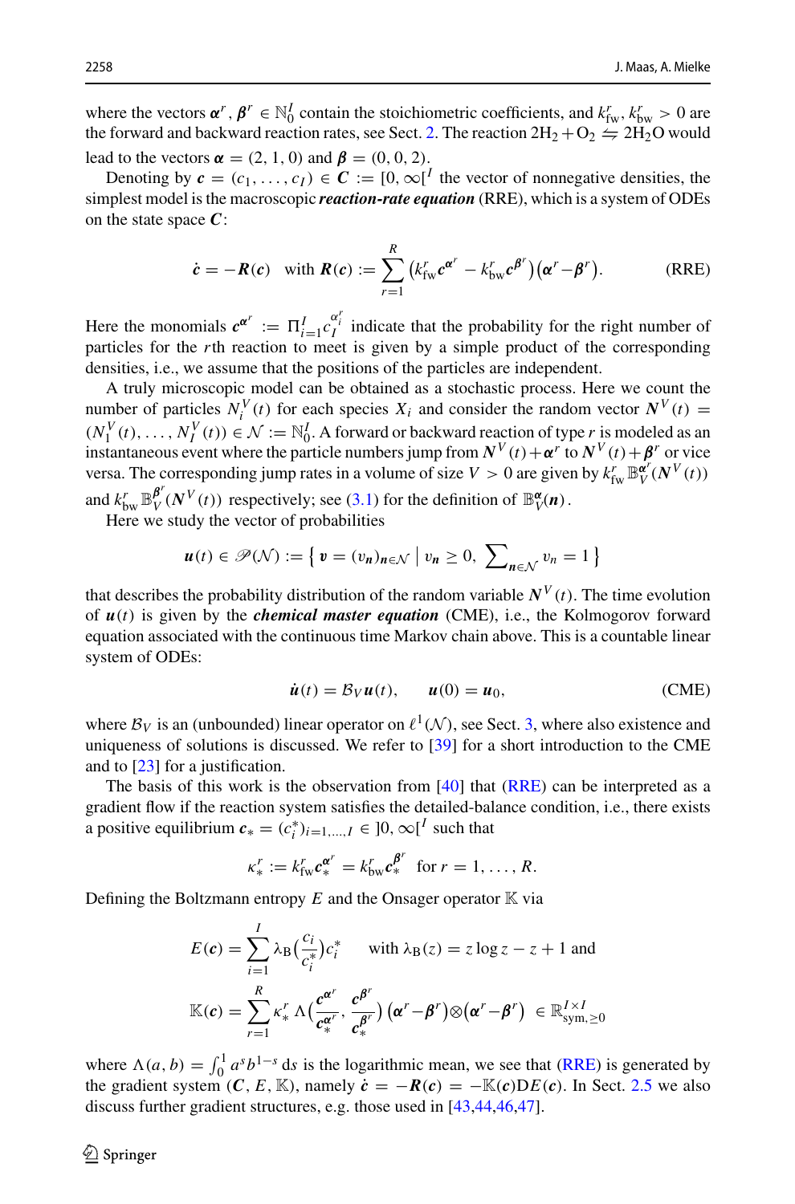where the vectors $\boldsymbol{\alpha}^r, \boldsymbol{\beta}^r \in \mathbb{N}_0^I$ contain the stoichiometric coefficients, and $k^r_{\text{fw}}, k^r_{\text{bw}} > 0$ are the forward and backward reaction rates, see Sect. 2. The reaction $2H_2 + O_2 \leftrightharpoons 2H_2O$ would lead to the vectors $\boldsymbol{\alpha} = (2, 1, 0)$ and $\boldsymbol{\beta} = (0, 0, 2)$.

Denoting by $\boldsymbol{c} = (c_1, \ldots, c_I) \in \boldsymbol{C} := [0, \infty[^I$ the vector of nonnegative densities, the simplest model is the macroscopic ***reaction-rate equation*** (RRE), which is a system of ODEs on the state space $\boldsymbol{C}$:

$$\dot{\boldsymbol{c}} = -\boldsymbol{R}(\boldsymbol{c}) \quad \text{with } \boldsymbol{R}(\boldsymbol{c}) := \sum_{r=1}^{R} \big(k^r_{\text{fw}} \boldsymbol{c}^{\boldsymbol{\alpha}^r} - k^r_{\text{bw}} \boldsymbol{c}^{\boldsymbol{\beta}^r}\big)\big(\boldsymbol{\alpha}^r - \boldsymbol{\beta}^r\big). \tag{RRE}$$

Here the monomials $\boldsymbol{c}^{\boldsymbol{\alpha}^r} := \Pi_{i=1}^I c_I^{\alpha_i^r}$ indicate that the probability for the right number of particles for the $r$th reaction to meet is given by a simple product of the corresponding densities, i.e., we assume that the positions of the particles are independent.

A truly microscopic model can be obtained as a stochastic process. Here we count the number of particles $N_i^V(t)$ for each species $X_i$ and consider the random vector $\boldsymbol{N}^V(t) = (N_1^V(t), \ldots, N_I^V(t)) \in \mathcal{N} := \mathbb{N}_0^I$. A forward or backward reaction of type $r$ is modeled as an instantaneous event where the particle numbers jump from $\boldsymbol{N}^V(t) + \boldsymbol{\alpha}^r$ to $\boldsymbol{N}^V(t) + \boldsymbol{\beta}^r$ or vice versa. The corresponding jump rates in a volume of size $V > 0$ are given by $k^r_{\text{fw}} \mathbb{B}_V^{\boldsymbol{\alpha}^r}(\boldsymbol{N}^V(t))$ and $k^r_{\text{bw}} \mathbb{B}_V^{\boldsymbol{\beta}^r}(\boldsymbol{N}^V(t))$ respectively; see (3.1) for the definition of $\mathbb{B}_V^{\boldsymbol{\alpha}}(\boldsymbol{n})$.

Here we study the vector of probabilities

$$\boldsymbol{u}(t) \in \mathscr{P}(\mathcal{N}) := \Big\{\, \boldsymbol{v} = (v_{\boldsymbol{n}})_{\boldsymbol{n} \in \mathcal{N}} \;\Big|\; v_{\boldsymbol{n}} \geq 0, \; \sum\nolimits_{\boldsymbol{n} \in \mathcal{N}} v_n = 1 \,\Big\}$$

that describes the probability distribution of the random variable $\boldsymbol{N}^V(t)$. The time evolution of $\boldsymbol{u}(t)$ is given by the ***chemical master equation*** (CME), i.e., the Kolmogorov forward equation associated with the continuous time Markov chain above. This is a countable linear system of ODEs:

$$\dot{\boldsymbol{u}}(t) = \mathcal{B}_V \boldsymbol{u}(t), \qquad \boldsymbol{u}(0) = \boldsymbol{u}_0, \tag{CME}$$

where $\mathcal{B}_V$ is an (unbounded) linear operator on $\ell^1(\mathcal{N})$, see Sect. 3, where also existence and uniqueness of solutions is discussed. We refer to [39] for a short introduction to the CME and to [23] for a justification.

The basis of this work is the observation from [40] that (RRE) can be interpreted as a gradient flow if the reaction system satisfies the detailed-balance condition, i.e., there exists a positive equilibrium $\boldsymbol{c}_* = (c_i^*)_{i=1,\ldots,I} \in \,]0, \infty[^I$ such that

$$\kappa_*^r := k^r_{\text{fw}} \boldsymbol{c}_*^{\boldsymbol{\alpha}^r} = k^r_{\text{bw}} \boldsymbol{c}_*^{\boldsymbol{\beta}^r} \quad \text{for } r = 1, \ldots, R.$$

Defining the Boltzmann entropy $E$ and the Onsager operator $\mathbb{K}$ via

$$E(\boldsymbol{c}) = \sum_{i=1}^{I} \lambda_{\text{B}}\Big(\frac{c_i}{c_i^*}\Big) c_i^* \qquad \text{with } \lambda_{\text{B}}(z) = z \log z - z + 1 \text{ and}$$

$$\mathbb{K}(\boldsymbol{c}) = \sum_{r=1}^{R} \kappa_*^r \, \Lambda\Big(\frac{\boldsymbol{c}^{\boldsymbol{\alpha}^r}}{\boldsymbol{c}_*^{\boldsymbol{\alpha}^r}}, \frac{\boldsymbol{c}^{\boldsymbol{\beta}^r}}{\boldsymbol{c}_*^{\boldsymbol{\beta}^r}}\Big) \big(\boldsymbol{\alpha}^r - \boldsymbol{\beta}^r\big) \otimes \big(\boldsymbol{\alpha}^r - \boldsymbol{\beta}^r\big) \; \in \mathbb{R}^{I \times I}_{\text{sym}, \geq 0}$$

where $\Lambda(a, b) = \int_0^1 a^s b^{1-s} \, \mathrm{d}s$ is the logarithmic mean, we see that (RRE) is generated by the gradient system $(\boldsymbol{C}, E, \mathbb{K})$, namely $\dot{\boldsymbol{c}} = -\boldsymbol{R}(\boldsymbol{c}) = -\mathbb{K}(\boldsymbol{c}) \mathrm{D}E(\boldsymbol{c})$. In Sect. 2.5 we also discuss further gradient structures, e.g. those used in [43,44,46,47].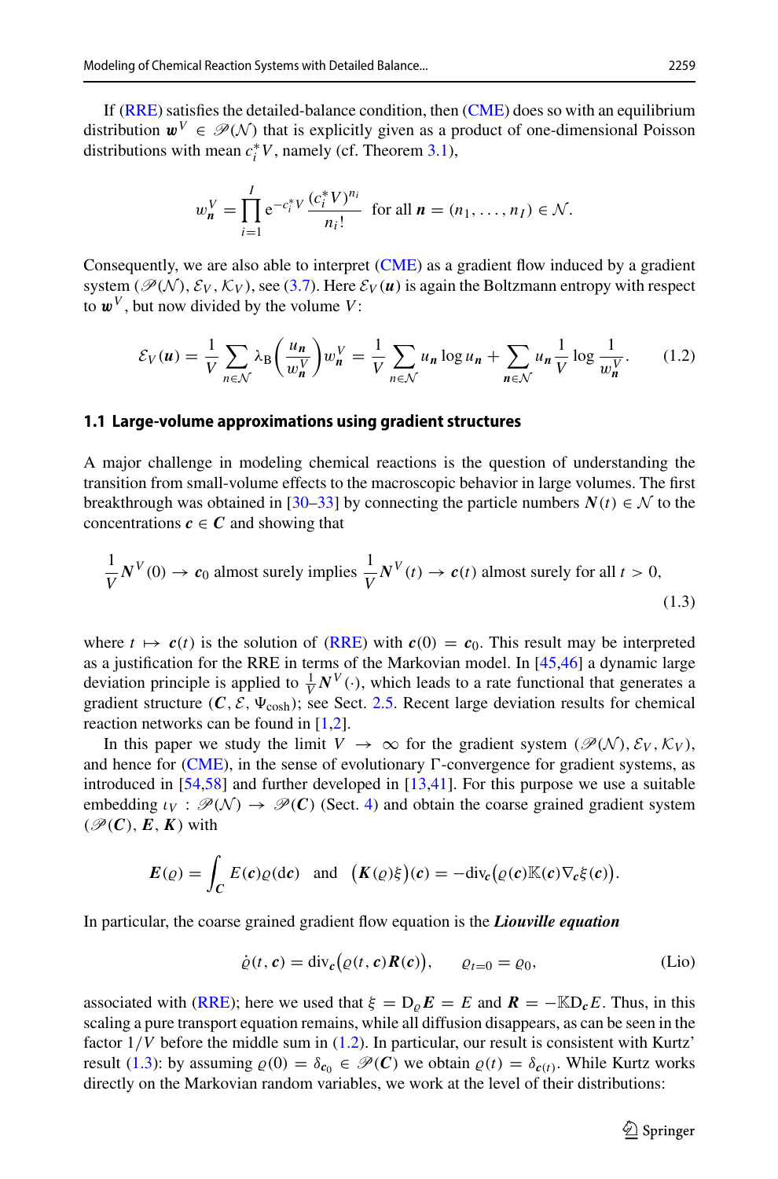If (RRE) satisfies the detailed-balance condition, then (CME) does so with an equilibrium distribution $\boldsymbol{w}^V \in \mathscr{P}(\mathcal{N})$ that is explicitly given as a product of one-dimensional Poisson distributions with mean $c_i^* V$, namely (cf. Theorem 3.1),

$$w_{\boldsymbol{n}}^V = \prod_{i=1}^{I} \mathrm{e}^{-c_i^* V} \frac{(c_i^* V)^{n_i}}{n_i!} \quad \text{for all } \boldsymbol{n} = (n_1, \ldots, n_I) \in \mathcal{N}.$$

Consequently, we are also able to interpret (CME) as a gradient flow induced by a gradient system $(\mathscr{P}(\mathcal{N}), \mathcal{E}_V, \mathcal{K}_V)$, see (3.7). Here $\mathcal{E}_V(\boldsymbol{u})$ is again the Boltzmann entropy with respect to $\boldsymbol{w}^V$, but now divided by the volume $V$:

$$\mathcal{E}_V(\boldsymbol{u}) = \frac{1}{V} \sum_{n \in \mathcal{N}} \lambda_{\mathrm{B}}\Big(\frac{u_{\boldsymbol{n}}}{w_{\boldsymbol{n}}^V}\Big) w_{\boldsymbol{n}}^V = \frac{1}{V} \sum_{n \in \mathcal{N}} u_{\boldsymbol{n}} \log u_{\boldsymbol{n}} + \sum_{\boldsymbol{n} \in \mathcal{N}} u_{\boldsymbol{n}} \frac{1}{V} \log \frac{1}{w_{\boldsymbol{n}}^V}. \tag{1.2}$$

### 1.1 Large-volume approximations using gradient structures

A major challenge in modeling chemical reactions is the question of understanding the transition from small-volume effects to the macroscopic behavior in large volumes. The first breakthrough was obtained in [30–33] by connecting the particle numbers $\boldsymbol{N}(t) \in \mathcal{N}$ to the concentrations $\boldsymbol{c} \in \boldsymbol{C}$ and showing that

$$\frac{1}{V}\boldsymbol{N}^V(0) \to \boldsymbol{c}_0 \text{ almost surely implies } \frac{1}{V}\boldsymbol{N}^V(t) \to \boldsymbol{c}(t) \text{ almost surely for all } t > 0, \tag{1.3}$$

where $t \mapsto \boldsymbol{c}(t)$ is the solution of (RRE) with $\boldsymbol{c}(0) = \boldsymbol{c}_0$. This result may be interpreted as a justification for the RRE in terms of the Markovian model. In [45,46] a dynamic large deviation principle is applied to $\frac{1}{V}\boldsymbol{N}^V(\cdot)$, which leads to a rate functional that generates a gradient structure $(\boldsymbol{C}, \mathcal{E}, \Psi_{\cosh})$; see Sect. 2.5. Recent large deviation results for chemical reaction networks can be found in [1,2].

In this paper we study the limit $V \to \infty$ for the gradient system $(\mathscr{P}(\mathcal{N}), \mathcal{E}_V, \mathcal{K}_V)$, and hence for (CME), in the sense of evolutionary $\Gamma$-convergence for gradient systems, as introduced in [54,58] and further developed in [13,41]. For this purpose we use a suitable embedding $\iota_V : \mathscr{P}(\mathcal{N}) \to \mathscr{P}(\boldsymbol{C})$ (Sect. 4) and obtain the coarse grained gradient system $(\mathscr{P}(\boldsymbol{C}), \boldsymbol{E}, \boldsymbol{K})$ with

$$\boldsymbol{E}(\varrho) = \int_{\boldsymbol{C}} E(\boldsymbol{c})\varrho(\mathrm{d}\boldsymbol{c}) \quad \text{and} \quad \big(\boldsymbol{K}(\varrho)\xi\big)(\boldsymbol{c}) = -\mathrm{div}_{\boldsymbol{c}}\big(\varrho(\boldsymbol{c})\mathbb{K}(\boldsymbol{c})\nabla_{\boldsymbol{c}}\xi(\boldsymbol{c})\big).$$

In particular, the coarse grained gradient flow equation is the ***Liouville equation***

$$\dot{\varrho}(t, \boldsymbol{c}) = \mathrm{div}_{\boldsymbol{c}}\big(\varrho(t, \boldsymbol{c})\boldsymbol{R}(\boldsymbol{c})\big), \qquad \varrho_{t=0} = \varrho_0, \tag{Lio}$$

associated with (RRE); here we used that $\xi = \mathrm{D}_\varrho \boldsymbol{E} = E$ and $\boldsymbol{R} = -\mathbb{K}\mathrm{D}_{\boldsymbol{c}} E$. Thus, in this scaling a pure transport equation remains, while all diffusion disappears, as can be seen in the factor $1/V$ before the middle sum in (1.2). In particular, our result is consistent with Kurtz' result (1.3): by assuming $\varrho(0) = \delta_{\boldsymbol{c}_0} \in \mathscr{P}(\boldsymbol{C})$ we obtain $\varrho(t) = \delta_{\boldsymbol{c}(t)}$. While Kurtz works directly on the Markovian random variables, we work at the level of their distributions: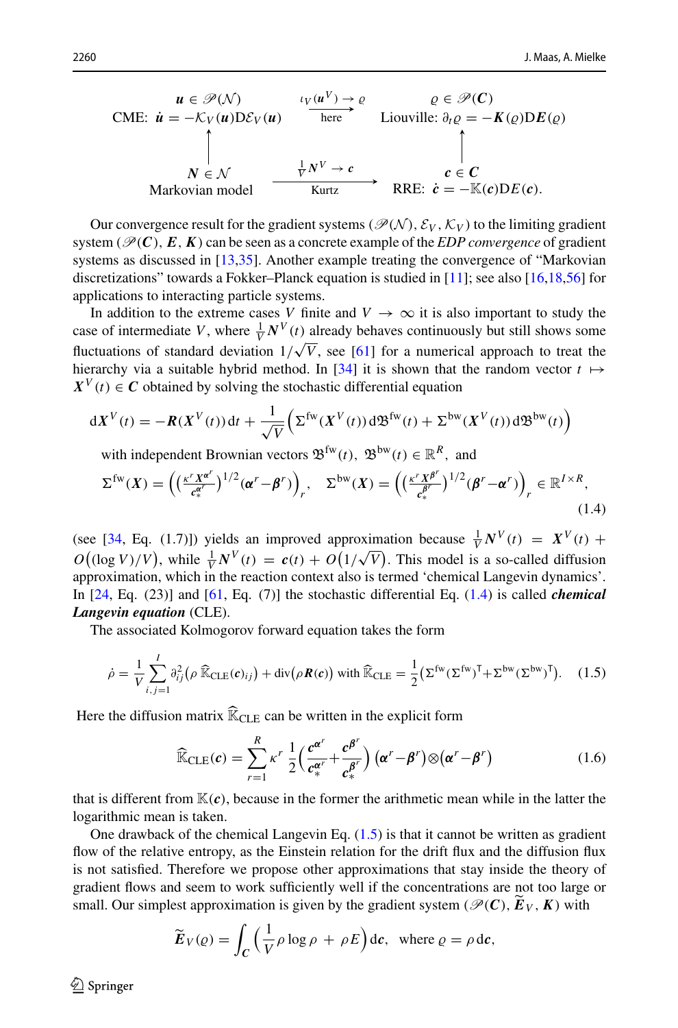$$
\begin{array}{ccc}
\boldsymbol{u} \in \mathscr{P}(\mathcal{N}) & \xrightarrow[\text{here}]{\iota_V(\boldsymbol{u}^V) \to \varrho} & \varrho \in \mathscr{P}(\boldsymbol{C}) \\
\text{CME: } \dot{\boldsymbol{u}} = -\mathcal{K}_V(\boldsymbol{u})\mathrm{D}\mathcal{E}_V(\boldsymbol{u}) & & \text{Liouville: } \partial_t \varrho = -\boldsymbol{K}(\varrho)\mathrm{D}\boldsymbol{E}(\varrho) \\
\uparrow & & \uparrow \\
\boldsymbol{N} \in \mathcal{N} & \xrightarrow[\text{Kurtz}]{\frac{1}{V}\boldsymbol{N}^V \to \boldsymbol{c}} & \boldsymbol{c} \in \boldsymbol{C} \\
\text{Markovian model} & & \text{RRE: } \dot{\boldsymbol{c}} = -\mathbb{K}(\boldsymbol{c})\mathrm{D}E(\boldsymbol{c}).
\end{array}
$$

Our convergence result for the gradient systems $(\mathscr{P}(\mathcal{N}), \mathcal{E}_V, \mathcal{K}_V)$ to the limiting gradient system $(\mathscr{P}(\boldsymbol{C}), \boldsymbol{E}, \boldsymbol{K})$ can be seen as a concrete example of the *EDP convergence* of gradient systems as discussed in [13,35]. Another example treating the convergence of "Markovian discretizations" towards a Fokker–Planck equation is studied in [11]; see also [16,18,56] for applications to interacting particle systems.

In addition to the extreme cases $V$ finite and $V \to \infty$ it is also important to study the case of intermediate $V$, where $\frac{1}{V}\boldsymbol{N}^V(t)$ already behaves continuously but still shows some fluctuations of standard deviation $1/\sqrt{V}$, see [61] for a numerical approach to treat the hierarchy via a suitable hybrid method. In [34] it is shown that the random vector $t \mapsto \boldsymbol{X}^V(t) \in \boldsymbol{C}$ obtained by solving the stochastic differential equation

$$
\mathrm{d}\boldsymbol{X}^V(t) = -\boldsymbol{R}(\boldsymbol{X}^V(t))\,\mathrm{d}t + \frac{1}{\sqrt{V}}\Big(\Sigma^{\mathrm{fw}}(\boldsymbol{X}^V(t))\,\mathrm{d}\mathfrak{B}^{\mathrm{fw}}(t) + \Sigma^{\mathrm{bw}}(\boldsymbol{X}^V(t))\,\mathrm{d}\mathfrak{B}^{\mathrm{bw}}(t)\Big)
$$

$$
\text{with independent Brownian vectors } \mathfrak{B}^{\mathrm{fw}}(t),\ \mathfrak{B}^{\mathrm{bw}}(t) \in \mathbb{R}^R, \text{ and}
$$

$$
\Sigma^{\mathrm{fw}}(\boldsymbol{X}) = \Big(\Big(\frac{\kappa^r \boldsymbol{X}^{\boldsymbol{\alpha}^r}}{\boldsymbol{c}_*^{\boldsymbol{\alpha}^r}}\Big)^{1/2}(\boldsymbol{\alpha}^r - \boldsymbol{\beta}^r)\Big)_r, \quad \Sigma^{\mathrm{bw}}(\boldsymbol{X}) = \Big(\Big(\frac{\kappa^r \boldsymbol{X}^{\boldsymbol{\beta}^r}}{\boldsymbol{c}_*^{\boldsymbol{\beta}^r}}\Big)^{1/2}(\boldsymbol{\beta}^r - \boldsymbol{\alpha}^r)\Big)_r \in \mathbb{R}^{I\times R}, \tag{1.4}
$$

(see [34, Eq. (1.7)]) yields an improved approximation because $\frac{1}{V}\boldsymbol{N}^V(t) = \boldsymbol{X}^V(t) + O\big((\log V)/V\big)$, while $\frac{1}{V}\boldsymbol{N}^V(t) = \boldsymbol{c}(t) + O\big(1/\sqrt{V}\big)$. This model is a so-called diffusion approximation, which in the reaction context also is termed 'chemical Langevin dynamics'. In [24, Eq. (23)] and [61, Eq. (7)] the stochastic differential Eq. (1.4) is called ***chemical Langevin equation*** (CLE).

The associated Kolmogorov forward equation takes the form

$$
\dot{\rho} = \frac{1}{V}\sum_{i,j=1}^{I}\partial^2_{ij}\big(\rho\,\widehat{\mathbb{K}}_{\mathrm{CLE}}(\boldsymbol{c})_{ij}\big) + \mathrm{div}\big(\rho\boldsymbol{R}(\boldsymbol{c})\big) \text{ with } \widehat{\mathbb{K}}_{\mathrm{CLE}} = \frac{1}{2}\big(\Sigma^{\mathrm{fw}}(\Sigma^{\mathrm{fw}})^{\mathsf{T}} + \Sigma^{\mathrm{bw}}(\Sigma^{\mathrm{bw}})^{\mathsf{T}}\big). \tag{1.5}
$$

Here the diffusion matrix $\widehat{\mathbb{K}}_{\mathrm{CLE}}$ can be written in the explicit form

$$
\widehat{\mathbb{K}}_{\mathrm{CLE}}(\boldsymbol{c}) = \sum_{r=1}^{R}\kappa^r\,\frac{1}{2}\Big(\frac{\boldsymbol{c}^{\boldsymbol{\alpha}^r}}{\boldsymbol{c}_*^{\boldsymbol{\alpha}^r}} + \frac{\boldsymbol{c}^{\boldsymbol{\beta}^r}}{\boldsymbol{c}_*^{\boldsymbol{\beta}^r}}\Big)\,\big(\boldsymbol{\alpha}^r - \boldsymbol{\beta}^r\big)\otimes\big(\boldsymbol{\alpha}^r - \boldsymbol{\beta}^r\big) \tag{1.6}
$$

that is different from $\mathbb{K}(\boldsymbol{c})$, because in the former the arithmetic mean while in the latter the logarithmic mean is taken.

One drawback of the chemical Langevin Eq. (1.5) is that it cannot be written as gradient flow of the relative entropy, as the Einstein relation for the drift flux and the diffusion flux is not satisfied. Therefore we propose other approximations that stay inside the theory of gradient flows and seem to work sufficiently well if the concentrations are not too large or small. Our simplest approximation is given by the gradient system $(\mathscr{P}(\boldsymbol{C}), \widetilde{\boldsymbol{E}}_V, \boldsymbol{K})$ with

$$
\widetilde{\boldsymbol{E}}_V(\varrho) = \int_{\boldsymbol{C}}\Big(\frac{1}{V}\rho\log\rho + \rho E\Big)\,\mathrm{d}\boldsymbol{c}, \quad \text{where } \varrho = \rho\,\mathrm{d}\boldsymbol{c},
$$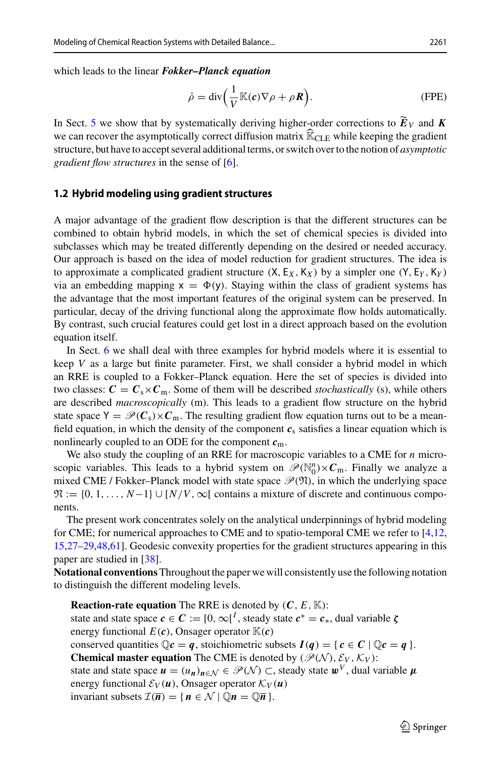which leads to the linear ***Fokker–Planck equation***

$$\dot{\rho} = \operatorname{div}\Big(\frac{1}{V}\mathbb{K}(\boldsymbol{c})\nabla\rho + \rho\boldsymbol{R}\Big). \tag{FPE}$$

In Sect. 5 we show that by systematically deriving higher-order corrections to $\widetilde{\boldsymbol{E}}_V$ and $\boldsymbol{K}$ we can recover the asymptotically correct diffusion matrix $\widehat{\mathbb{K}}_{\text{CLE}}$ while keeping the gradient structure, but have to accept several additional terms, or switch over to the notion of *asymptotic gradient flow structures* in the sense of [6].

## 1.2 Hybrid modeling using gradient structures

A major advantage of the gradient flow description is that the different structures can be combined to obtain hybrid models, in which the set of chemical species is divided into subclasses which may be treated differently depending on the desired or needed accuracy. Our approach is based on the idea of model reduction for gradient structures. The idea is to approximate a complicated gradient structure $(\mathsf{X}, \mathsf{E}_X, \mathsf{K}_X)$ by a simpler one $(\mathsf{Y}, \mathsf{E}_Y, \mathsf{K}_Y)$ via an embedding mapping $\mathsf{x} = \Phi(\mathsf{y})$. Staying within the class of gradient systems has the advantage that the most important features of the original system can be preserved. In particular, decay of the driving functional along the approximate flow holds automatically. By contrast, such crucial features could get lost in a direct approach based on the evolution equation itself.

In Sect. 6 we shall deal with three examples for hybrid models where it is essential to keep $V$ as a large but finite parameter. First, we shall consider a hybrid model in which an RRE is coupled to a Fokker–Planck equation. Here the set of species is divided into two classes: $\boldsymbol{C} = \boldsymbol{C}_\text{s}\times\boldsymbol{C}_\text{m}$. Some of them will be described *stochastically* (s), while others are described *macroscopically* (m). This leads to a gradient flow structure on the hybrid state space $\mathsf{Y} = \mathscr{P}(\boldsymbol{C}_\text{s})\times\boldsymbol{C}_\text{m}$. The resulting gradient flow equation turns out to be a mean-field equation, in which the density of the component $\boldsymbol{c}_\text{s}$ satisfies a linear equation which is nonlinearly coupled to an ODE for the component $\boldsymbol{c}_\text{m}$.

We also study the coupling of an RRE for macroscopic variables to a CME for $n$ microscopic variables. This leads to a hybrid system on $\mathscr{P}(\mathbb{N}_0^n)\times\boldsymbol{C}_\text{m}$. Finally we analyze a mixed CME / Fokker–Planck model with state space $\mathscr{P}(\mathfrak{N})$, in which the underlying space $\mathfrak{N} := \{0, 1, \ldots, N{-}1\} \cup [N/V, \infty[$ contains a mixture of discrete and continuous components.

The present work concentrates solely on the analytical underpinnings of hybrid modeling for CME; for numerical approaches to CME and to spatio-temporal CME we refer to [4,12,15,27–29,48,61]. Geodesic convexity properties for the gradient structures appearing in this paper are studied in [38].

**Notational conventions** Throughout the paper we will consistently use the following notation to distinguish the different modeling levels.

**Reaction-rate equation** The RRE is denoted by $(\boldsymbol{C}, E, \mathbb{K})$:
state and state space $\boldsymbol{c} \in \boldsymbol{C} := [0, \infty[^I$, steady state $\boldsymbol{c}^* = \boldsymbol{c}_*$, dual variable $\boldsymbol{\zeta}$
energy functional $E(\boldsymbol{c})$, Onsager operator $\mathbb{K}(\boldsymbol{c})$
conserved quantities $\mathbb{Q}\boldsymbol{c} = \boldsymbol{q}$, stoichiometric subsets $\boldsymbol{I}(\boldsymbol{q}) = \{\, \boldsymbol{c} \in \boldsymbol{C} \mid \mathbb{Q}\boldsymbol{c} = \boldsymbol{q} \,\}$.
**Chemical master equation** The CME is denoted by $(\mathscr{P}(\mathcal{N}), \mathcal{E}_V, \mathcal{K}_V)$:
state and state space $\boldsymbol{u} = (u_{\boldsymbol{n}})_{\boldsymbol{n}\in\mathcal{N}} \in \mathscr{P}(\mathcal{N}) \subset$, steady state $\boldsymbol{w}^V$, dual variable $\boldsymbol{\mu}$
energy functional $\mathcal{E}_V(\boldsymbol{u})$, Onsager operator $\mathcal{K}_V(\boldsymbol{u})$
invariant subsets $\mathcal{I}(\overline{\boldsymbol{n}}) = \{\, \boldsymbol{n} \in \mathcal{N} \mid \mathbb{Q}\boldsymbol{n} = \mathbb{Q}\overline{\boldsymbol{n}} \,\}$.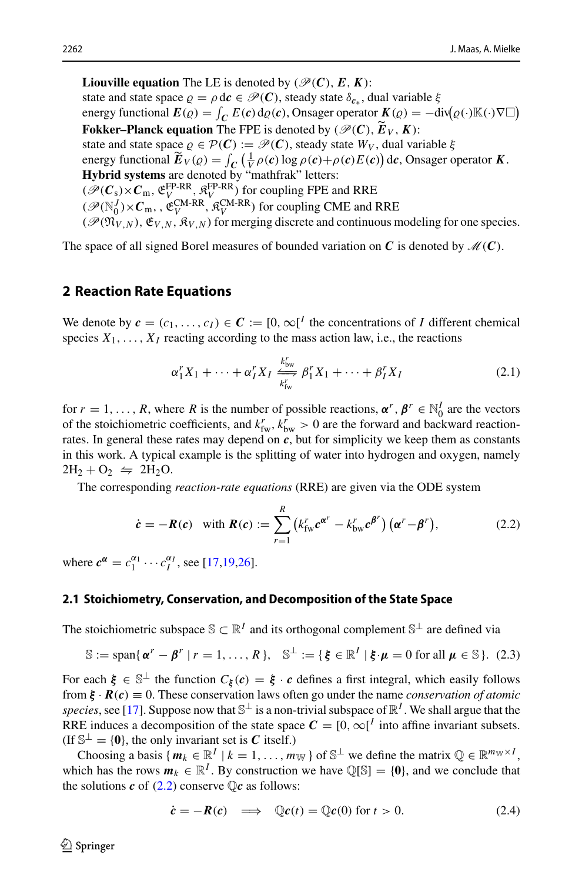**Liouville equation** The LE is denoted by $(\mathscr{P}(\boldsymbol{C}), \boldsymbol{E}, \boldsymbol{K})$:
state and state space $\varrho = \rho\,\mathrm{d}\boldsymbol{c} \in \mathscr{P}(\boldsymbol{C})$, steady state $\delta_{\boldsymbol{c}_*}$, dual variable $\xi$
energy functional $\boldsymbol{E}(\varrho) = \int_{\boldsymbol{C}} E(\boldsymbol{c})\,\mathrm{d}\varrho(\boldsymbol{c})$, Onsager operator $\boldsymbol{K}(\varrho) = -\mathrm{div}\big(\varrho(\cdot)\mathbb{K}(\cdot)\nabla\Box\big)$
**Fokker–Planck equation** The FPE is denoted by $(\mathscr{P}(\boldsymbol{C}), \widetilde{\boldsymbol{E}}_V, \boldsymbol{K})$:
state and state space $\varrho \in \mathcal{P}(\boldsymbol{C}) := \mathscr{P}(\boldsymbol{C})$, steady state $W_V$, dual variable $\xi$
energy functional $\widetilde{\boldsymbol{E}}_V(\varrho) = \int_{\boldsymbol{C}} \big(\frac{1}{V}\rho(\boldsymbol{c})\log\rho(\boldsymbol{c}) + \rho(\boldsymbol{c})E(\boldsymbol{c})\big)\,\mathrm{d}\boldsymbol{c}$, Onsager operator $\boldsymbol{K}$.
**Hybrid systems** are denoted by "mathfrak" letters:
$(\mathscr{P}(\boldsymbol{C}_\mathrm{s})\times\boldsymbol{C}_\mathrm{m}, \mathfrak{E}_V^{\text{FP-RR}}, \mathfrak{K}_V^{\text{FP-RR}})$ for coupling FPE and RRE
$(\mathscr{P}(\mathbb{N}_0^J)\times\boldsymbol{C}_\mathrm{m},, \mathfrak{E}_V^{\text{CM-RR}}, \mathfrak{K}_V^{\text{CM-RR}})$ for coupling CME and RRE
$(\mathscr{P}(\mathfrak{N}_{V,N}), \mathfrak{E}_{V,N}, \mathfrak{K}_{V,N})$ for merging discrete and continuous modeling for one species.

The space of all signed Borel measures of bounded variation on $\boldsymbol{C}$ is denoted by $\mathscr{M}(\boldsymbol{C})$.

## 2 Reaction Rate Equations

We denote by $\boldsymbol{c} = (c_1, \ldots, c_I) \in \boldsymbol{C} := [0, \infty[^I$ the concentrations of $I$ different chemical species $X_1, \ldots, X_I$ reacting according to the mass action law, i.e., the reactions

$$\alpha_1^r X_1 + \cdots + \alpha_I^r X_I \underset{k_\mathrm{fw}^r}{\overset{k_\mathrm{bw}^r}{\rightleftharpoons}} \beta_1^r X_1 + \cdots + \beta_I^r X_I \tag{2.1}$$

for $r = 1, \ldots, R$, where $R$ is the number of possible reactions, $\boldsymbol{\alpha}^r, \boldsymbol{\beta}^r \in \mathbb{N}_0^I$ are the vectors of the stoichiometric coefficients, and $k_\mathrm{fw}^r, k_\mathrm{bw}^r > 0$ are the forward and backward reaction-rates. In general these rates may depend on $\boldsymbol{c}$, but for simplicity we keep them as constants in this work. A typical example is the splitting of water into hydrogen and oxygen, namely $2H_2 + O_2 \leftrightharpoons 2H_2O$.

The corresponding *reaction-rate equations* (RRE) are given via the ODE system

$$\dot{\boldsymbol{c}} = -\boldsymbol{R}(\boldsymbol{c}) \quad \text{with } \boldsymbol{R}(\boldsymbol{c}) := \sum_{r=1}^{R} \big(k_\mathrm{fw}^r \boldsymbol{c}^{\boldsymbol{\alpha}^r} - k_\mathrm{bw}^r \boldsymbol{c}^{\boldsymbol{\beta}^r}\big)\big(\boldsymbol{\alpha}^r - \boldsymbol{\beta}^r\big), \tag{2.2}$$

where $\boldsymbol{c}^{\boldsymbol{\alpha}} = c_1^{\alpha_1} \cdots c_I^{\alpha_I}$, see [17,19,26].

### 2.1 Stoichiometry, Conservation, and Decomposition of the State Space

The stoichiometric subspace $\mathbb{S} \subset \mathbb{R}^I$ and its orthogonal complement $\mathbb{S}^\perp$ are defined via

$$\mathbb{S} := \mathrm{span}\{\boldsymbol{\alpha}^r - \boldsymbol{\beta}^r \mid r = 1, \ldots, R\}, \quad \mathbb{S}^\perp := \{\boldsymbol{\xi} \in \mathbb{R}^I \mid \boldsymbol{\xi}\cdot\boldsymbol{\mu} = 0 \text{ for all } \boldsymbol{\mu} \in \mathbb{S}\}. \tag{2.3}$$

For each $\boldsymbol{\xi} \in \mathbb{S}^\perp$ the function $C_{\boldsymbol{\xi}}(\boldsymbol{c}) = \boldsymbol{\xi}\cdot\boldsymbol{c}$ defines a first integral, which easily follows from $\boldsymbol{\xi}\cdot\boldsymbol{R}(\boldsymbol{c}) \equiv 0$. These conservation laws often go under the name *conservation of atomic species*, see [17]. Suppose now that $\mathbb{S}^\perp$ is a non-trivial subspace of $\mathbb{R}^I$. We shall argue that the RRE induces a decomposition of the state space $\boldsymbol{C} = [0, \infty[^I$ into affine invariant subsets. (If $\mathbb{S}^\perp = \{\boldsymbol{0}\}$, the only invariant set is $\boldsymbol{C}$ itself.)

Choosing a basis $\{\boldsymbol{m}_k \in \mathbb{R}^I \mid k = 1, \ldots, m_\mathbb{W}\}$ of $\mathbb{S}^\perp$ we define the matrix $\mathbb{Q} \in \mathbb{R}^{m_\mathbb{W}\times I}$, which has the rows $\boldsymbol{m}_k \in \mathbb{R}^I$. By construction we have $\mathbb{Q}[\mathbb{S}] = \{\boldsymbol{0}\}$, and we conclude that the solutions $\boldsymbol{c}$ of (2.2) conserve $\mathbb{Q}\boldsymbol{c}$ as follows:

$$\dot{\boldsymbol{c}} = -\boldsymbol{R}(\boldsymbol{c}) \quad\Longrightarrow\quad \mathbb{Q}\boldsymbol{c}(t) = \mathbb{Q}\boldsymbol{c}(0) \text{ for } t > 0. \tag{2.4}$$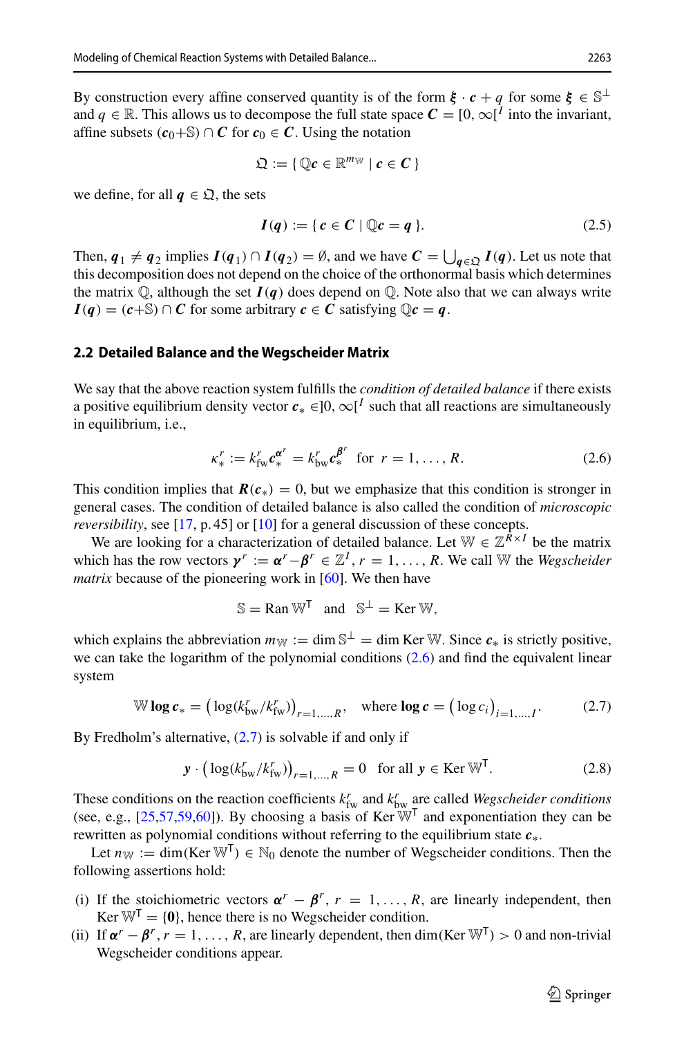By construction every affine conserved quantity is of the form $\boldsymbol{\xi} \cdot \boldsymbol{c} + q$ for some $\boldsymbol{\xi} \in \mathbb{S}^{\perp}$ and $q \in \mathbb{R}$. This allows us to decompose the full state space $\boldsymbol{C} = [0, \infty[^I$ into the invariant, affine subsets $(\boldsymbol{c}_0 + \mathbb{S}) \cap \boldsymbol{C}$ for $\boldsymbol{c}_0 \in \boldsymbol{C}$. Using the notation

$$\mathfrak{Q} := \{ \mathbb{Q}\boldsymbol{c} \in \mathbb{R}^{m_{\mathbb{W}}} \mid \boldsymbol{c} \in \boldsymbol{C} \}$$

we define, for all $\boldsymbol{q} \in \mathfrak{Q}$, the sets

$$\boldsymbol{I}(\boldsymbol{q}) := \{ \boldsymbol{c} \in \boldsymbol{C} \mid \mathbb{Q}\boldsymbol{c} = \boldsymbol{q} \}. \tag{2.5}$$

Then, $\boldsymbol{q}_1 \neq \boldsymbol{q}_2$ implies $\boldsymbol{I}(\boldsymbol{q}_1) \cap \boldsymbol{I}(\boldsymbol{q}_2) = \emptyset$, and we have $\boldsymbol{C} = \bigcup_{\boldsymbol{q} \in \mathfrak{Q}} \boldsymbol{I}(\boldsymbol{q})$. Let us note that this decomposition does not depend on the choice of the orthonormal basis which determines the matrix $\mathbb{Q}$, although the set $\boldsymbol{I}(\boldsymbol{q})$ does depend on $\mathbb{Q}$. Note also that we can always write $\boldsymbol{I}(\boldsymbol{q}) = (\boldsymbol{c} + \mathbb{S}) \cap \boldsymbol{C}$ for some arbitrary $\boldsymbol{c} \in \boldsymbol{C}$ satisfying $\mathbb{Q}\boldsymbol{c} = \boldsymbol{q}$.

### 2.2 Detailed Balance and the Wegscheider Matrix

We say that the above reaction system fulfills the *condition of detailed balance* if there exists a positive equilibrium density vector $\boldsymbol{c}_* \in ]0, \infty[^I$ such that all reactions are simultaneously in equilibrium, i.e.,

$$\kappa_*^r := k_{\text{fw}}^r \boldsymbol{c}_*^{\boldsymbol{\alpha}^r} = k_{\text{bw}}^r \boldsymbol{c}_*^{\boldsymbol{\beta}^r} \quad \text{for } \; r = 1, \ldots, R. \tag{2.6}$$

This condition implies that $\boldsymbol{R}(\boldsymbol{c}_*) = 0$, but we emphasize that this condition is stronger in general cases. The condition of detailed balance is also called the condition of *microscopic reversibility*, see [17, p. 45] or [10] for a general discussion of these concepts.

We are looking for a characterization of detailed balance. Let $\mathbb{W} \in \mathbb{Z}^{R \times I}$ be the matrix which has the row vectors $\boldsymbol{\gamma}^r := \boldsymbol{\alpha}^r - \boldsymbol{\beta}^r \in \mathbb{Z}^I$, $r = 1, \ldots, R$. We call $\mathbb{W}$ the *Wegscheider matrix* because of the pioneering work in [60]. We then have

$$\mathbb{S} = \operatorname{Ran} \mathbb{W}^{\mathsf{T}} \quad \text{and} \quad \mathbb{S}^{\perp} = \operatorname{Ker} \mathbb{W},$$

which explains the abbreviation $m_{\mathbb{W}} := \dim \mathbb{S}^{\perp} = \dim \operatorname{Ker} \mathbb{W}$. Since $\boldsymbol{c}_*$ is strictly positive, we can take the logarithm of the polynomial conditions (2.6) and find the equivalent linear system

$$\mathbb{W} \,\mathbf{log}\, \boldsymbol{c}_* = \big( \log(k_{\text{bw}}^r / k_{\text{fw}}^r) \big)_{r=1,\ldots,R}, \quad \text{where } \mathbf{log}\, \boldsymbol{c} = \big( \log c_i \big)_{i=1,\ldots,I}. \tag{2.7}$$

By Fredholm's alternative, (2.7) is solvable if and only if

$$\boldsymbol{y} \cdot \big( \log(k_{\text{bw}}^r / k_{\text{fw}}^r) \big)_{r=1,\ldots,R} = 0 \quad \text{for all } \boldsymbol{y} \in \operatorname{Ker} \mathbb{W}^{\mathsf{T}}. \tag{2.8}$$

These conditions on the reaction coefficients $k_{\text{fw}}^r$ and $k_{\text{bw}}^r$ are called *Wegscheider conditions* (see, e.g., [25,57,59,60]). By choosing a basis of $\operatorname{Ker} \mathbb{W}^{\mathsf{T}}$ and exponentiation they can be rewritten as polynomial conditions without referring to the equilibrium state $\boldsymbol{c}_*$.

Let $n_{\mathbb{W}} := \dim(\operatorname{Ker} \mathbb{W}^{\mathsf{T}}) \in \mathbb{N}_0$ denote the number of Wegscheider conditions. Then the following assertions hold:

(i) If the stoichiometric vectors $\boldsymbol{\alpha}^r - \boldsymbol{\beta}^r$, $r = 1, \ldots, R$, are linearly independent, then $\operatorname{Ker} \mathbb{W}^{\mathsf{T}} = \{\boldsymbol{0}\}$, hence there is no Wegscheider condition.

(ii) If $\boldsymbol{\alpha}^r - \boldsymbol{\beta}^r$, $r = 1, \ldots, R$, are linearly dependent, then $\dim(\operatorname{Ker} \mathbb{W}^{\mathsf{T}}) > 0$ and non-trivial Wegscheider conditions appear.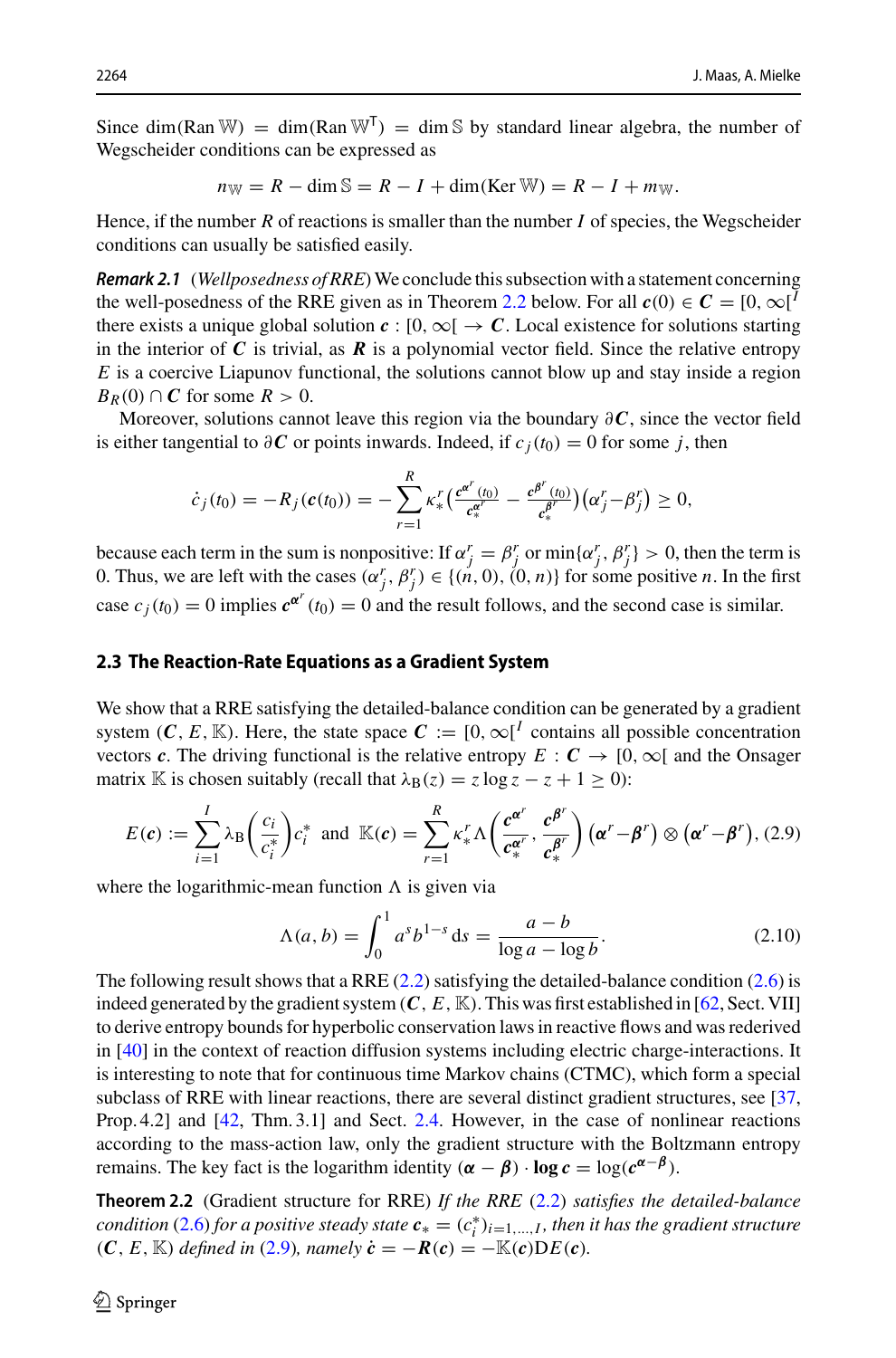Since $\dim(\operatorname{Ran}\mathbb{W}) = \dim(\operatorname{Ran}\mathbb{W}^{\mathsf{T}}) = \dim\mathbb{S}$ by standard linear algebra, the number of Wegscheider conditions can be expressed as

$$n_{\mathbb{W}} = R - \dim\mathbb{S} = R - I + \dim(\operatorname{Ker}\mathbb{W}) = R - I + m_{\mathbb{W}}.$$

Hence, if the number $R$ of reactions is smaller than the number $I$ of species, the Wegscheider conditions can usually be satisfied easily.

***Remark 2.1*** (*Wellposedness of RRE*) We conclude this subsection with a statement concerning the well-posedness of the RRE given as in Theorem 2.2 below. For all $\boldsymbol{c}(0) \in \boldsymbol{C} = [0,\infty[^I$ there exists a unique global solution $\boldsymbol{c} : [0,\infty[ \to \boldsymbol{C}$. Local existence for solutions starting in the interior of $\boldsymbol{C}$ is trivial, as $\boldsymbol{R}$ is a polynomial vector field. Since the relative entropy $E$ is a coercive Liapunov functional, the solutions cannot blow up and stay inside a region $B_R(0) \cap \boldsymbol{C}$ for some $R > 0$.

Moreover, solutions cannot leave this region via the boundary $\partial\boldsymbol{C}$, since the vector field is either tangential to $\partial\boldsymbol{C}$ or points inwards. Indeed, if $c_j(t_0) = 0$ for some $j$, then

$$\dot{c}_j(t_0) = -R_j(\boldsymbol{c}(t_0)) = -\sum_{r=1}^{R} \kappa_*^r \Big( \frac{\boldsymbol{c}^{\boldsymbol{\alpha}^r}(t_0)}{\boldsymbol{c}_*^{\boldsymbol{\alpha}^r}} - \frac{\boldsymbol{c}^{\boldsymbol{\beta}^r}(t_0)}{\boldsymbol{c}_*^{\boldsymbol{\beta}^r}} \Big) \big( \alpha_j^r - \beta_j^r \big) \geq 0,$$

because each term in the sum is nonpositive: If $\alpha_j^r = \beta_j^r$ or $\min\{\alpha_j^r, \beta_j^r\} > 0$, then the term is 0. Thus, we are left with the cases $(\alpha_j^r, \beta_j^r) \in \{(n,0), (0,n)\}$ for some positive $n$. In the first case $c_j(t_0) = 0$ implies $\boldsymbol{c}^{\boldsymbol{\alpha}^r}(t_0) = 0$ and the result follows, and the second case is similar.

### 2.3 The Reaction-Rate Equations as a Gradient System

We show that a RRE satisfying the detailed-balance condition can be generated by a gradient system $(\boldsymbol{C}, E, \mathbb{K})$. Here, the state space $\boldsymbol{C} := [0,\infty[^I$ contains all possible concentration vectors $\boldsymbol{c}$. The driving functional is the relative entropy $E : \boldsymbol{C} \to [0,\infty[$ and the Onsager matrix $\mathbb{K}$ is chosen suitably (recall that $\lambda_{\mathrm{B}}(z) = z\log z - z + 1 \geq 0$):

$$E(\boldsymbol{c}) := \sum_{i=1}^{I} \lambda_{\mathrm{B}}\Big(\frac{c_i}{c_i^*}\Big) c_i^* \quad\text{and}\quad \mathbb{K}(\boldsymbol{c}) = \sum_{r=1}^{R} \kappa_*^r \Lambda\Big( \frac{\boldsymbol{c}^{\boldsymbol{\alpha}^r}}{\boldsymbol{c}_*^{\boldsymbol{\alpha}^r}}, \frac{\boldsymbol{c}^{\boldsymbol{\beta}^r}}{\boldsymbol{c}_*^{\boldsymbol{\beta}^r}} \Big) \big(\boldsymbol{\alpha}^r - \boldsymbol{\beta}^r\big) \otimes \big(\boldsymbol{\alpha}^r - \boldsymbol{\beta}^r\big), \tag{2.9}$$

where the logarithmic-mean function $\Lambda$ is given via

$$\Lambda(a,b) = \int_0^1 a^s b^{1-s}\,\mathrm{d}s = \frac{a-b}{\log a - \log b}. \tag{2.10}$$

The following result shows that a RRE (2.2) satisfying the detailed-balance condition (2.6) is indeed generated by the gradient system $(\boldsymbol{C}, E, \mathbb{K})$. This was first established in [62, Sect. VII] to derive entropy bounds for hyperbolic conservation laws in reactive flows and was rederived in [40] in the context of reaction diffusion systems including electric charge-interactions. It is interesting to note that for continuous time Markov chains (CTMC), which form a special subclass of RRE with linear reactions, there are several distinct gradient structures, see [37, Prop. 4.2] and [42, Thm. 3.1] and Sect. 2.4. However, in the case of nonlinear reactions according to the mass-action law, only the gradient structure with the Boltzmann entropy remains. The key fact is the logarithm identity $(\boldsymbol{\alpha} - \boldsymbol{\beta}) \cdot \mathbf{log}\, \boldsymbol{c} = \log(\boldsymbol{c}^{\boldsymbol{\alpha}-\boldsymbol{\beta}})$.

**Theorem 2.2** (Gradient structure for RRE) *If the RRE* (2.2) *satisfies the detailed-balance condition* (2.6) *for a positive steady state* $\boldsymbol{c}_* = (c_i^*)_{i=1,\ldots,I}$, *then it has the gradient structure* $(\boldsymbol{C}, E, \mathbb{K})$ *defined in* (2.9), *namely* $\dot{\boldsymbol{c}} = -\boldsymbol{R}(\boldsymbol{c}) = -\mathbb{K}(\boldsymbol{c})\mathrm{D}E(\boldsymbol{c})$.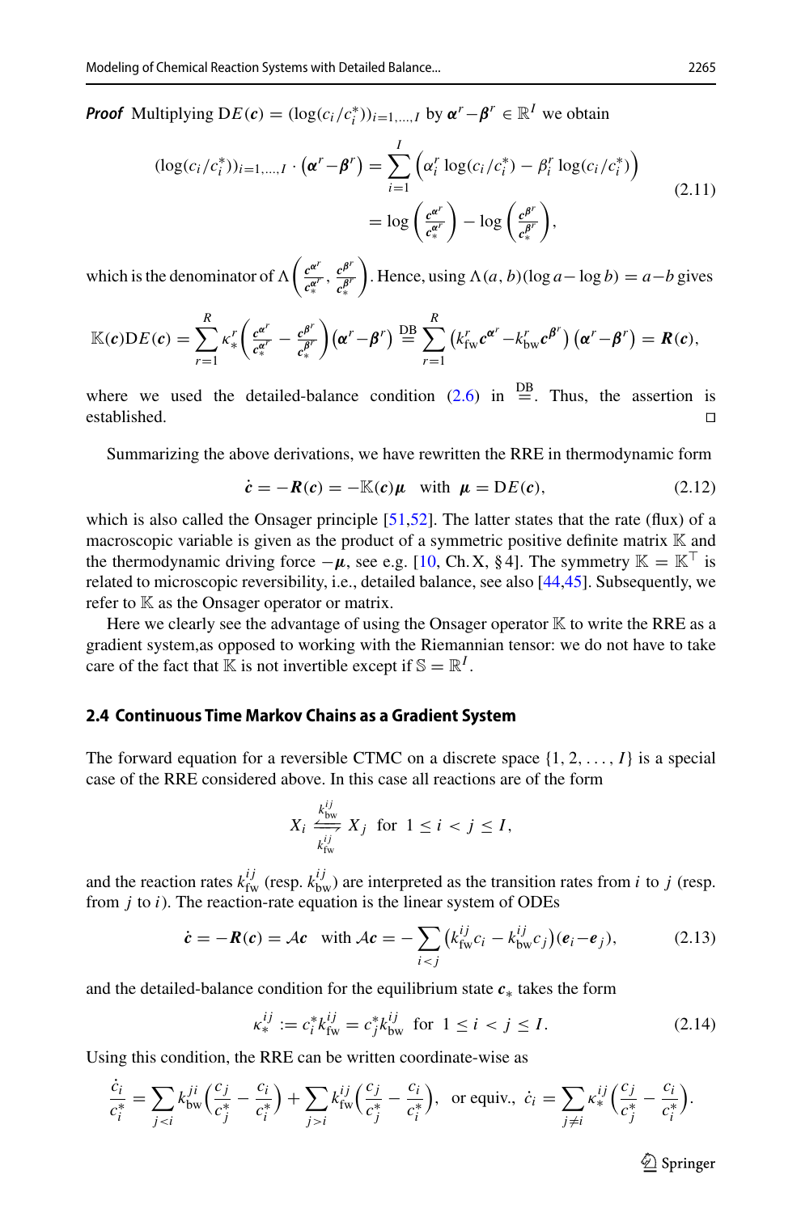***Proof*** Multiplying $\mathrm{D}E(\boldsymbol{c}) = (\log(c_i/c_i^*))_{i=1,\dots,I}$ by $\boldsymbol{\alpha}^r - \boldsymbol{\beta}^r \in \mathbb{R}^I$ we obtain

$$
\begin{aligned}
(\log(c_i/c_i^*))_{i=1,\dots,I} \cdot \left(\boldsymbol{\alpha}^r - \boldsymbol{\beta}^r\right) &= \sum_{i=1}^{I} \left(\alpha_i^r \log(c_i/c_i^*) - \beta_i^r \log(c_i/c_i^*)\right) \\
&= \log\left(\frac{\boldsymbol{c}^{\boldsymbol{\alpha}^r}}{\boldsymbol{c}_*^{\boldsymbol{\alpha}^r}}\right) - \log\left(\frac{\boldsymbol{c}^{\boldsymbol{\beta}^r}}{\boldsymbol{c}_*^{\boldsymbol{\beta}^r}}\right),
\end{aligned}
\tag{2.11}
$$

which is the denominator of $\Lambda\left(\frac{\boldsymbol{c}^{\boldsymbol{\alpha}^r}}{\boldsymbol{c}_*^{\boldsymbol{\alpha}^r}}, \frac{\boldsymbol{c}^{\boldsymbol{\beta}^r}}{\boldsymbol{c}_*^{\boldsymbol{\beta}^r}}\right)$. Hence, using $\Lambda(a, b)(\log a - \log b) = a - b$ gives

$$
\mathbb{K}(\boldsymbol{c})\mathrm{D}E(\boldsymbol{c}) = \sum_{r=1}^{R} \kappa_*^r \left(\frac{\boldsymbol{c}^{\boldsymbol{\alpha}^r}}{\boldsymbol{c}_*^{\boldsymbol{\alpha}^r}} - \frac{\boldsymbol{c}^{\boldsymbol{\beta}^r}}{\boldsymbol{c}_*^{\boldsymbol{\beta}^r}}\right)\left(\boldsymbol{\alpha}^r - \boldsymbol{\beta}^r\right) \overset{\text{DB}}{=} \sum_{r=1}^{R} \left(k_{\text{fw}}^r \boldsymbol{c}^{\boldsymbol{\alpha}^r} - k_{\text{bw}}^r \boldsymbol{c}^{\boldsymbol{\beta}^r}\right)\left(\boldsymbol{\alpha}^r - \boldsymbol{\beta}^r\right) = \boldsymbol{R}(\boldsymbol{c}),
$$

where we used the detailed-balance condition (2.6) in $\overset{\text{DB}}{=}$. Thus, the assertion is established. □

Summarizing the above derivations, we have rewritten the RRE in thermodynamic form

$$
\dot{\boldsymbol{c}} = -\boldsymbol{R}(\boldsymbol{c}) = -\mathbb{K}(\boldsymbol{c})\boldsymbol{\mu} \quad \text{with} \quad \boldsymbol{\mu} = \mathrm{D}E(\boldsymbol{c}),
\tag{2.12}
$$

which is also called the Onsager principle [51,52]. The latter states that the rate (flux) of a macroscopic variable is given as the product of a symmetric positive definite matrix $\mathbb{K}$ and the thermodynamic driving force $-\boldsymbol{\mu}$, see e.g. [10, Ch. X, §4]. The symmetry $\mathbb{K} = \mathbb{K}^\top$ is related to microscopic reversibility, i.e., detailed balance, see also [44,45]. Subsequently, we refer to $\mathbb{K}$ as the Onsager operator or matrix.

Here we clearly see the advantage of using the Onsager operator $\mathbb{K}$ to write the RRE as a gradient system,as opposed to working with the Riemannian tensor: we do not have to take care of the fact that $\mathbb{K}$ is not invertible except if $\mathbb{S} = \mathbb{R}^I$.

### 2.4 Continuous Time Markov Chains as a Gradient System

The forward equation for a reversible CTMC on a discrete space $\{1, 2, \dots, I\}$ is a special case of the RRE considered above. In this case all reactions are of the form

$$
X_i \underset{k_{\text{fw}}^{ij}}{\overset{k_{\text{bw}}^{ij}}{\rightleftharpoons}} X_j \quad \text{for} \quad 1 \le i < j \le I,
$$

and the reaction rates $k_{\text{fw}}^{ij}$ (resp. $k_{\text{bw}}^{ij}$) are interpreted as the transition rates from $i$ to $j$ (resp. from $j$ to $i$). The reaction-rate equation is the linear system of ODEs

$$
\dot{\boldsymbol{c}} = -\boldsymbol{R}(\boldsymbol{c}) = \mathcal{A}\boldsymbol{c} \quad \text{with } \mathcal{A}\boldsymbol{c} = -\sum_{i<j} \left(k_{\text{fw}}^{ij} c_i - k_{\text{bw}}^{ij} c_j\right)(\boldsymbol{e}_i - \boldsymbol{e}_j),
\tag{2.13}
$$

and the detailed-balance condition for the equilibrium state $\boldsymbol{c}_*$ takes the form

$$
\kappa_*^{ij} := c_i^* k_{\text{fw}}^{ij} = c_j^* k_{\text{bw}}^{ij} \quad \text{for} \quad 1 \le i < j \le I.
\tag{2.14}
$$

Using this condition, the RRE can be written coordinate-wise as

$$
\frac{\dot{c}_i}{c_i^*} = \sum_{j<i} k_{\text{bw}}^{ji}\left(\frac{c_j}{c_j^*} - \frac{c_i}{c_i^*}\right) + \sum_{j>i} k_{\text{fw}}^{ij}\left(\frac{c_j}{c_j^*} - \frac{c_i}{c_i^*}\right), \quad \text{or equiv.,} \quad \dot{c}_i = \sum_{j \ne i} \kappa_*^{ij}\left(\frac{c_j}{c_j^*} - \frac{c_i}{c_i^*}\right).
$$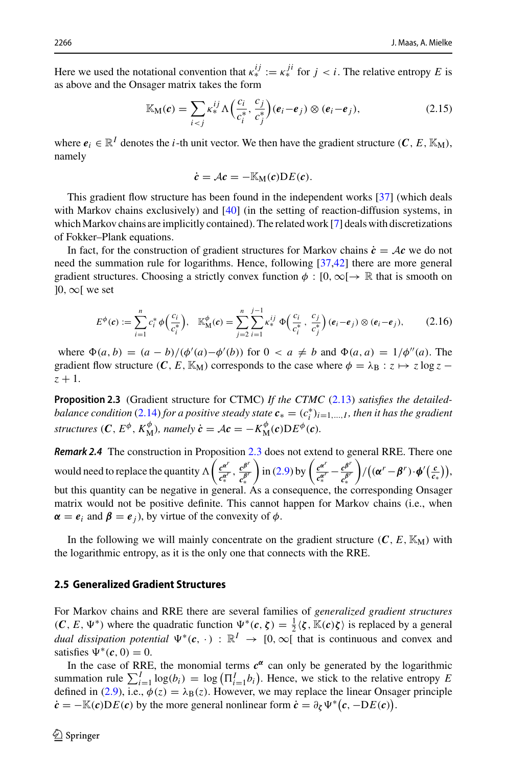Here we used the notational convention that $\kappa_*^{ij} := \kappa_*^{ji}$ for $j < i$. The relative entropy $E$ is as above and the Onsager matrix takes the form

$$\mathbb{K}_{\mathrm{M}}(\boldsymbol{c}) = \sum_{i<j} \kappa_*^{ij}\, \Lambda\Big(\frac{c_i}{c_i^*}, \frac{c_j}{c_j^*}\Big) (\boldsymbol{e}_i - \boldsymbol{e}_j) \otimes (\boldsymbol{e}_i - \boldsymbol{e}_j), \tag{2.15}$$

where $\boldsymbol{e}_i \in \mathbb{R}^I$ denotes the $i$-th unit vector. We then have the gradient structure $(\boldsymbol{C}, E, \mathbb{K}_{\mathrm{M}})$, namely

$$\dot{\boldsymbol{c}} = \mathcal{A}\boldsymbol{c} = -\mathbb{K}_{\mathrm{M}}(\boldsymbol{c})\mathrm{D}E(\boldsymbol{c}).$$

This gradient flow structure has been found in the independent works [37] (which deals with Markov chains exclusively) and [40] (in the setting of reaction-diffusion systems, in which Markov chains are implicitly contained). The related work [7] deals with discretizations of Fokker–Plank equations.

In fact, for the construction of gradient structures for Markov chains $\dot{\boldsymbol{c}} = \mathcal{A}\boldsymbol{c}$ we do not need the summation rule for logarithms. Hence, following [37,42] there are more general gradient structures. Choosing a strictly convex function $\phi : [0, \infty[ \to \mathbb{R}$ that is smooth on $]0, \infty[$ we set

$$E^\phi(\boldsymbol{c}) := \sum_{i=1}^n c_i^* \, \phi\Big(\frac{c_i}{c_i^*}\Big), \quad \mathbb{K}_{\mathrm{M}}^\phi(\boldsymbol{c}) = \sum_{j=2}^n \sum_{i=1}^{j-1} \kappa_*^{ij}\, \Phi\Big(\frac{c_i}{c_i^*}, \frac{c_j}{c_j^*}\Big) (\boldsymbol{e}_i - \boldsymbol{e}_j) \otimes (\boldsymbol{e}_i - \boldsymbol{e}_j), \tag{2.16}$$

where $\Phi(a, b) = (a - b)/(\phi'(a) - \phi'(b))$ for $0 < a \neq b$ and $\Phi(a, a) = 1/\phi''(a)$. The gradient flow structure $(\boldsymbol{C}, E, \mathbb{K}_{\mathrm{M}})$ corresponds to the case where $\phi = \lambda_{\mathrm{B}} : z \mapsto z \log z - z + 1$.

**Proposition 2.3** (Gradient structure for CTMC) *If the CTMC* (2.13) *satisfies the detailed-balance condition* (2.14) *for a positive steady state* $\boldsymbol{c}_* = (c_i^*)_{i=1,\ldots,I}$*, then it has the gradient structures* $(\boldsymbol{C}, E^\phi, K_{\mathrm{M}}^\phi)$*, namely* $\dot{\boldsymbol{c}} = \mathcal{A}\boldsymbol{c} = -K_{\mathrm{M}}^\phi(\boldsymbol{c})\mathrm{D}E^\phi(\boldsymbol{c})$.

***Remark 2.4*** The construction in Proposition 2.3 does not extend to general RRE. There one would need to replace the quantity $\Lambda\Big(\frac{\boldsymbol{c}^{\alpha^r}}{\boldsymbol{c}_*^{\alpha^r}}, \frac{\boldsymbol{c}^{\beta^r}}{\boldsymbol{c}_*^{\beta^r}}\Big)$ in (2.9) by $\Big(\frac{\boldsymbol{c}^{\alpha^r}}{\boldsymbol{c}_*^{\alpha^r}} - \frac{\boldsymbol{c}^{\beta^r}}{\boldsymbol{c}_*^{\beta^r}}\Big) / \Big((\boldsymbol{\alpha}^r - \boldsymbol{\beta}^r) \cdot \boldsymbol{\phi}'\big(\frac{\boldsymbol{c}}{\boldsymbol{c}_*}\big)\Big)$, but this quantity can be negative in general. As a consequence, the corresponding Onsager matrix would not be positive definite. This cannot happen for Markov chains (i.e., when $\boldsymbol{\alpha} = \boldsymbol{e}_i$ and $\boldsymbol{\beta} = \boldsymbol{e}_j$), by virtue of the convexity of $\phi$.

In the following we will mainly concentrate on the gradient structure $(\boldsymbol{C}, E, \mathbb{K}_{\mathrm{M}})$ with the logarithmic entropy, as it is the only one that connects with the RRE.

### 2.5 Generalized Gradient Structures

For Markov chains and RRE there are several families of *generalized gradient structures* $(\boldsymbol{C}, E, \Psi^*)$ where the quadratic function $\Psi^*(\boldsymbol{c}, \boldsymbol{\zeta}) = \frac{1}{2}\langle \boldsymbol{\zeta}, \mathbb{K}(\boldsymbol{c})\boldsymbol{\zeta}\rangle$ is replaced by a general *dual dissipation potential* $\Psi^*(\boldsymbol{c}, \cdot) : \mathbb{R}^I \to [0, \infty[$ that is continuous and convex and satisfies $\Psi^*(\boldsymbol{c}, 0) = 0$.

In the case of RRE, the monomial terms $\boldsymbol{c}^{\boldsymbol{\alpha}}$ can only be generated by the logarithmic summation rule $\sum_{i=1}^I \log(b_i) = \log\big(\Pi_{i=1}^I b_i\big)$. Hence, we stick to the relative entropy $E$ defined in (2.9), i.e., $\phi(z) = \lambda_{\mathrm{B}}(z)$. However, we may replace the linear Onsager principle $\dot{\boldsymbol{c}} = -\mathbb{K}(\boldsymbol{c})\mathrm{D}E(\boldsymbol{c})$ by the more general nonlinear form $\dot{\boldsymbol{c}} = \partial_{\boldsymbol{\zeta}} \Psi^*\big(\boldsymbol{c}, -\mathrm{D}E(\boldsymbol{c})\big)$.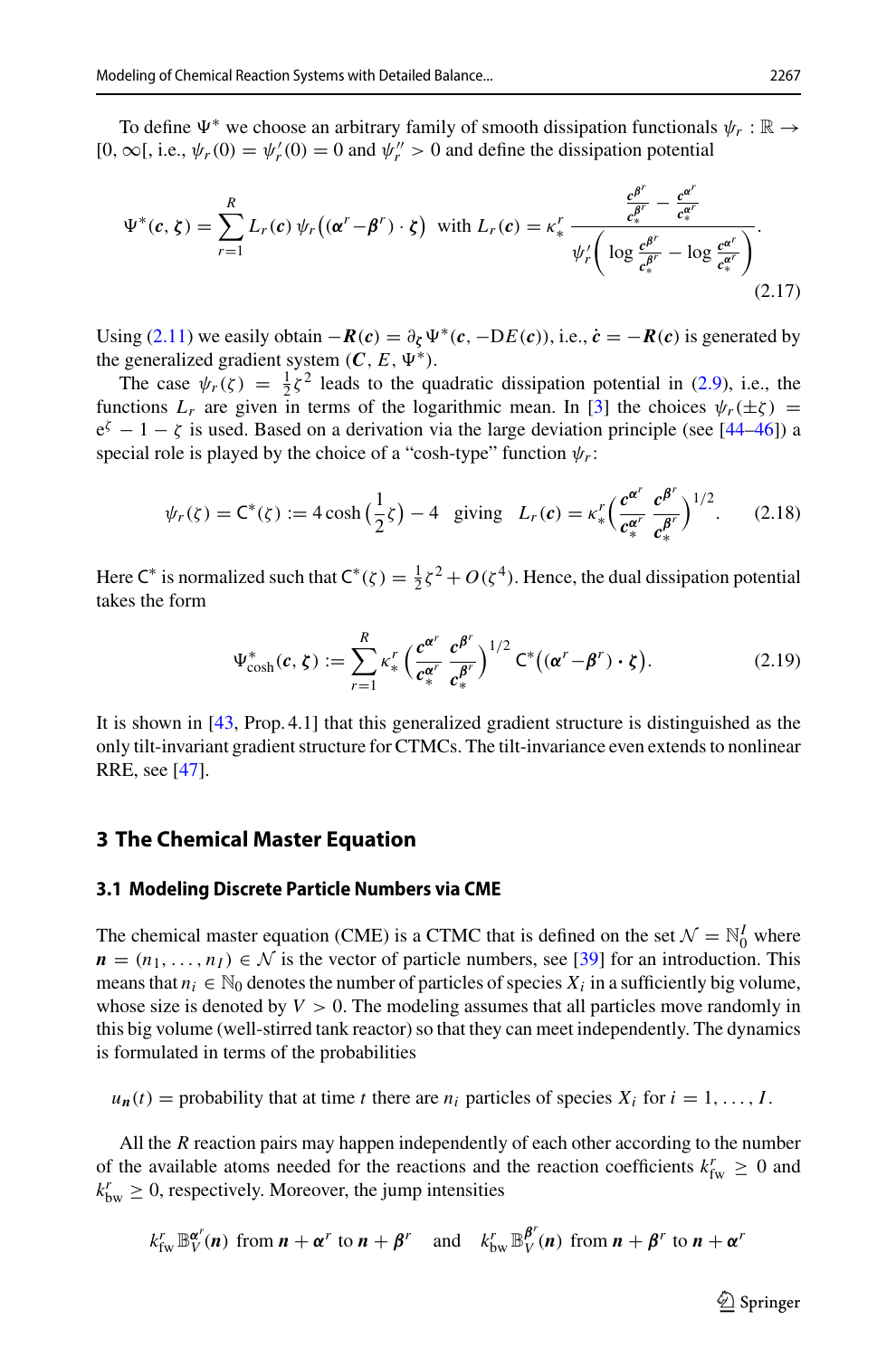To define $\Psi^*$ we choose an arbitrary family of smooth dissipation functionals $\psi_r : \mathbb{R} \to [0, \infty[$, i.e., $\psi_r(0) = \psi_r'(0) = 0$ and $\psi_r'' > 0$ and define the dissipation potential

$$\Psi^*(\boldsymbol{c}, \boldsymbol{\zeta}) = \sum_{r=1}^{R} L_r(\boldsymbol{c})\, \psi_r\big((\boldsymbol{\alpha}^r - \boldsymbol{\beta}^r) \cdot \boldsymbol{\zeta}\big) \;\text{ with }\; L_r(\boldsymbol{c}) = \kappa_*^r \, \frac{\frac{\boldsymbol{c}^{\boldsymbol{\beta}^r}}{\boldsymbol{c}_*^{\boldsymbol{\beta}^r}} - \frac{\boldsymbol{c}^{\boldsymbol{\alpha}^r}}{\boldsymbol{c}_*^{\boldsymbol{\alpha}^r}}}{\psi_r'\Big(\log \frac{\boldsymbol{c}^{\boldsymbol{\beta}^r}}{\boldsymbol{c}_*^{\boldsymbol{\beta}^r}} - \log \frac{\boldsymbol{c}^{\boldsymbol{\alpha}^r}}{\boldsymbol{c}_*^{\boldsymbol{\alpha}^r}}\Big)}. \tag{2.17}$$

Using (2.11) we easily obtain $-\boldsymbol{R}(\boldsymbol{c}) = \partial_{\boldsymbol{\zeta}} \Psi^*(\boldsymbol{c}, -\mathrm{D}E(\boldsymbol{c}))$, i.e., $\dot{\boldsymbol{c}} = -\boldsymbol{R}(\boldsymbol{c})$ is generated by the generalized gradient system $(\boldsymbol{C}, E, \Psi^*)$.

The case $\psi_r(\zeta) = \frac{1}{2}\zeta^2$ leads to the quadratic dissipation potential in (2.9), i.e., the functions $L_r$ are given in terms of the logarithmic mean. In [3] the choices $\psi_r(\pm\zeta) = \mathrm{e}^{\zeta} - 1 - \zeta$ is used. Based on a derivation via the large deviation principle (see [44–46]) a special role is played by the choice of a "cosh-type" function $\psi_r$:

$$\psi_r(\zeta) = \mathsf{C}^*(\zeta) := 4 \cosh\big(\tfrac{1}{2}\zeta\big) - 4 \quad \text{giving} \quad L_r(\boldsymbol{c}) = \kappa_*^r \Big(\frac{\boldsymbol{c}^{\boldsymbol{\alpha}^r}}{\boldsymbol{c}_*^{\boldsymbol{\alpha}^r}} \, \frac{\boldsymbol{c}^{\boldsymbol{\beta}^r}}{\boldsymbol{c}_*^{\boldsymbol{\beta}^r}}\Big)^{1/2}. \tag{2.18}$$

Here $\mathsf{C}^*$ is normalized such that $\mathsf{C}^*(\zeta) = \frac{1}{2}\zeta^2 + O(\zeta^4)$. Hence, the dual dissipation potential takes the form

$$\Psi^*_{\cosh}(\boldsymbol{c}, \boldsymbol{\zeta}) := \sum_{r=1}^{R} \kappa_*^r \Big(\frac{\boldsymbol{c}^{\boldsymbol{\alpha}^r}}{\boldsymbol{c}_*^{\boldsymbol{\alpha}^r}} \, \frac{\boldsymbol{c}^{\boldsymbol{\beta}^r}}{\boldsymbol{c}_*^{\boldsymbol{\beta}^r}}\Big)^{1/2} \mathsf{C}^*\big((\boldsymbol{\alpha}^r - \boldsymbol{\beta}^r) \cdot \boldsymbol{\zeta}\big). \tag{2.19}$$

It is shown in [43, Prop. 4.1] that this generalized gradient structure is distinguished as the only tilt-invariant gradient structure for CTMCs. The tilt-invariance even extends to nonlinear RRE, see [47].

# 3 The Chemical Master Equation

## 3.1 Modeling Discrete Particle Numbers via CME

The chemical master equation (CME) is a CTMC that is defined on the set $\mathcal{N} = \mathbb{N}_0^I$ where $\boldsymbol{n} = (n_1, \ldots, n_I) \in \mathcal{N}$ is the vector of particle numbers, see [39] for an introduction. This means that $n_i \in \mathbb{N}_0$ denotes the number of particles of species $X_i$ in a sufficiently big volume, whose size is denoted by $V > 0$. The modeling assumes that all particles move randomly in this big volume (well-stirred tank reactor) so that they can meet independently. The dynamics is formulated in terms of the probabilities

$u_{\boldsymbol{n}}(t)$ = probability that at time $t$ there are $n_i$ particles of species $X_i$ for $i = 1, \ldots, I$.

All the $R$ reaction pairs may happen independently of each other according to the number of the available atoms needed for the reactions and the reaction coefficients $k_{\mathrm{fw}}^r \geq 0$ and $k_{\mathrm{bw}}^r \geq 0$, respectively. Moreover, the jump intensities

$$k_{\mathrm{fw}}^r \, \mathbb{B}_V^{\boldsymbol{\alpha}^r}(\boldsymbol{n}) \text{ from } \boldsymbol{n} + \boldsymbol{\alpha}^r \text{ to } \boldsymbol{n} + \boldsymbol{\beta}^r \quad \text{and} \quad k_{\mathrm{bw}}^r \, \mathbb{B}_V^{\boldsymbol{\beta}^r}(\boldsymbol{n}) \text{ from } \boldsymbol{n} + \boldsymbol{\beta}^r \text{ to } \boldsymbol{n} + \boldsymbol{\alpha}^r$$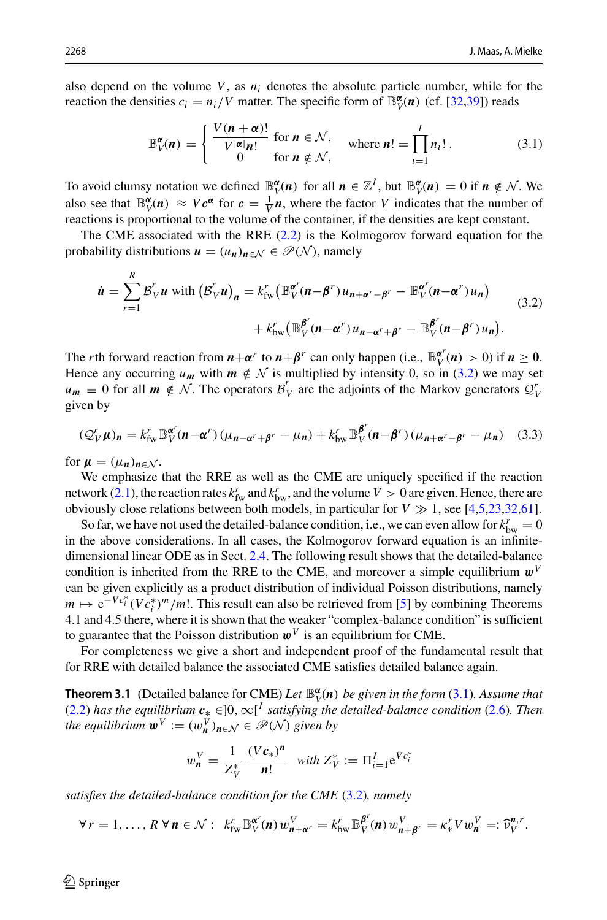also depend on the volume $V$, as $n_i$ denotes the absolute particle number, while for the reaction the densities $c_i = n_i/V$ matter. The specific form of $\mathbb{B}^{\boldsymbol{\alpha}}_V(\boldsymbol{n})$ (cf. [32,39]) reads

$$\mathbb{B}^{\boldsymbol{\alpha}}_V(\boldsymbol{n}) = \begin{cases} \dfrac{V\,(\boldsymbol{n}+\boldsymbol{\alpha})!}{V^{|\boldsymbol{\alpha}|}\boldsymbol{n}!} & \text{for } \boldsymbol{n} \in \mathcal{N}, \\ 0 & \text{for } \boldsymbol{n} \notin \mathcal{N}, \end{cases} \quad \text{where } \boldsymbol{n}! = \prod_{i=1}^{I} n_i!\,. \tag{3.1}$$

To avoid clumsy notation we defined $\mathbb{B}^{\boldsymbol{\alpha}}_V(\boldsymbol{n})$ for all $\boldsymbol{n} \in \mathbb{Z}^I$, but $\mathbb{B}^{\boldsymbol{\alpha}}_V(\boldsymbol{n}) = 0$ if $\boldsymbol{n} \notin \mathcal{N}$. We also see that $\mathbb{B}^{\boldsymbol{\alpha}}_V(\boldsymbol{n}) \approx V\boldsymbol{c}^{\boldsymbol{\alpha}}$ for $\boldsymbol{c} = \frac{1}{V}\boldsymbol{n}$, where the factor $V$ indicates that the number of reactions is proportional to the volume of the container, if the densities are kept constant.

The CME associated with the RRE (2.2) is the Kolmogorov forward equation for the probability distributions $\boldsymbol{u} = (u_{\boldsymbol{n}})_{\boldsymbol{n}\in\mathcal{N}} \in \mathscr{P}(\mathcal{N})$, namely

$$\begin{aligned}\dot{\boldsymbol{u}} = \sum_{r=1}^{R} \overline{\mathcal{B}}^r_V \boldsymbol{u} \text{ with } \big(\overline{\mathcal{B}}^r_V \boldsymbol{u}\big)_{\boldsymbol{n}} &= k^r_{\mathrm{fw}}\big(\mathbb{B}^{\boldsymbol{\alpha}^r}_V(\boldsymbol{n}-\boldsymbol{\beta}^r)\,u_{\boldsymbol{n}+\boldsymbol{\alpha}^r-\boldsymbol{\beta}^r} - \mathbb{B}^{\boldsymbol{\alpha}^r}_V(\boldsymbol{n}-\boldsymbol{\alpha}^r)\,u_{\boldsymbol{n}}\big) \\ &\quad + k^r_{\mathrm{bw}}\big(\mathbb{B}^{\boldsymbol{\beta}^r}_V(\boldsymbol{n}-\boldsymbol{\alpha}^r)\,u_{\boldsymbol{n}-\boldsymbol{\alpha}^r+\boldsymbol{\beta}^r} - \mathbb{B}^{\boldsymbol{\beta}^r}_V(\boldsymbol{n}-\boldsymbol{\beta}^r)\,u_{\boldsymbol{n}}\big).\end{aligned} \tag{3.2}$$

The $r$th forward reaction from $\boldsymbol{n}+\boldsymbol{\alpha}^r$ to $\boldsymbol{n}+\boldsymbol{\beta}^r$ can only happen (i.e., $\mathbb{B}^{\boldsymbol{\alpha}^r}_V(\boldsymbol{n}) > 0$) if $\boldsymbol{n} \geq \boldsymbol{0}$. Hence any occurring $u_{\boldsymbol{m}}$ with $\boldsymbol{m} \notin \mathcal{N}$ is multiplied by intensity 0, so in (3.2) we may set $u_{\boldsymbol{m}} \equiv 0$ for all $\boldsymbol{m} \notin \mathcal{N}$. The operators $\overline{\mathcal{B}}^r_V$ are the adjoints of the Markov generators $\mathcal{Q}^r_V$ given by

$$(\mathcal{Q}^r_V \boldsymbol{\mu})_{\boldsymbol{n}} = k^r_{\mathrm{fw}}\,\mathbb{B}^{\boldsymbol{\alpha}^r}_V(\boldsymbol{n}-\boldsymbol{\alpha}^r)\,(\mu_{\boldsymbol{n}-\boldsymbol{\alpha}^r+\boldsymbol{\beta}^r} - \mu_{\boldsymbol{n}}) + k^r_{\mathrm{bw}}\,\mathbb{B}^{\boldsymbol{\beta}^r}_V(\boldsymbol{n}-\boldsymbol{\beta}^r)\,(\mu_{\boldsymbol{n}+\boldsymbol{\alpha}^r-\boldsymbol{\beta}^r} - \mu_{\boldsymbol{n}}) \tag{3.3}$$

for $\boldsymbol{\mu} = (\mu_{\boldsymbol{n}})_{\boldsymbol{n}\in\mathcal{N}}$.

We emphasize that the RRE as well as the CME are uniquely specified if the reaction network (2.1), the reaction rates $k^r_{\mathrm{fw}}$ and $k^r_{\mathrm{bw}}$, and the volume $V > 0$ are given. Hence, there are obviously close relations between both models, in particular for $V \gg 1$, see [4,5,23,32,61].

So far, we have not used the detailed-balance condition, i.e., we can even allow for $k^r_{\mathrm{bw}} = 0$ in the above considerations. In all cases, the Kolmogorov forward equation is an infinite-dimensional linear ODE as in Sect. 2.4. The following result shows that the detailed-balance condition is inherited from the RRE to the CME, and moreover a simple equilibrium $\boldsymbol{w}^V$ can be given explicitly as a product distribution of individual Poisson distributions, namely $m \mapsto \mathrm{e}^{-Vc^*_i}(Vc^*_i)^m/m!$. This result can also be retrieved from [5] by combining Theorems 4.1 and 4.5 there, where it is shown that the weaker "complex-balance condition" is sufficient to guarantee that the Poisson distribution $\boldsymbol{w}^V$ is an equilibrium for CME.

For completeness we give a short and independent proof of the fundamental result that for RRE with detailed balance the associated CME satisfies detailed balance again.

**Theorem 3.1** (Detailed balance for CME) *Let $\mathbb{B}^{\boldsymbol{\alpha}}_V(\boldsymbol{n})$ be given in the form (3.1). Assume that (2.2) has the equilibrium $\boldsymbol{c}_* \in ]0,\infty[^I$ satisfying the detailed-balance condition (2.6). Then the equilibrium $\boldsymbol{w}^V := (w^V_{\boldsymbol{n}})_{\boldsymbol{n}\in\mathcal{N}} \in \mathscr{P}(\mathcal{N})$ given by*

$$w^V_{\boldsymbol{n}} = \frac{1}{Z^*_V}\,\frac{(V\boldsymbol{c}_*)^{\boldsymbol{n}}}{\boldsymbol{n}!} \quad \text{with } Z^*_V := \Pi_{i=1}^{I}\mathrm{e}^{Vc^*_i}$$

*satisfies the detailed-balance condition for the CME (3.2), namely*

$$\forall\, r = 1,\ldots,R\ \forall\, \boldsymbol{n} \in \mathcal{N}: \ \ k^r_{\mathrm{fw}}\,\mathbb{B}^{\boldsymbol{\alpha}^r}_V(\boldsymbol{n})\,w^V_{\boldsymbol{n}+\boldsymbol{\alpha}^r} = k^r_{\mathrm{bw}}\,\mathbb{B}^{\boldsymbol{\beta}^r}_V(\boldsymbol{n})\,w^V_{\boldsymbol{n}+\boldsymbol{\beta}^r} = \kappa^r_*\,V\,w^V_{\boldsymbol{n}} =: \widehat{\nu}^{\boldsymbol{n},r}_V.$$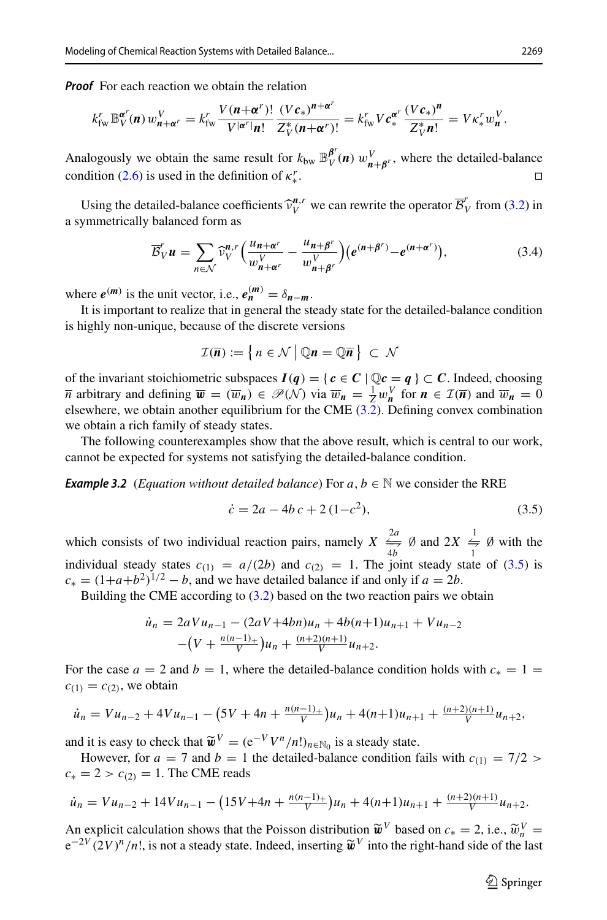***Proof*** For each rection we obtain the relation

$$k^r_{\text{fw}}\,\mathbb{B}^{\boldsymbol{\alpha}^r}_V(\boldsymbol{n})\,w^V_{\boldsymbol{n}+\boldsymbol{\alpha}^r} = k^r_{\text{fw}}\,\frac{V\,(\boldsymbol{n}+\boldsymbol{\alpha}^r)!}{V^{|\boldsymbol{\alpha}^r|}\boldsymbol{n}!}\,\frac{(V\boldsymbol{c}_*)^{\boldsymbol{n}+\boldsymbol{\alpha}^r}}{Z^*_V(\boldsymbol{n}+\boldsymbol{\alpha}^r)!} = k^r_{\text{fw}}\,V\boldsymbol{c}_*^{\boldsymbol{\alpha}^r}\,\frac{(V\boldsymbol{c}_*)^{\boldsymbol{n}}}{Z^*_V\boldsymbol{n}!} = V\kappa^r_* w^V_{\boldsymbol{n}}.$$

Analogously we obtain the same result for $k_{\text{bw}}\,\mathbb{B}^{\boldsymbol{\beta}^r}_V(\boldsymbol{n})\,w^V_{\boldsymbol{n}+\boldsymbol{\beta}^r}$, where the detailed-balance condition (2.6) is used in the definition of $\kappa^r_*$. ◻

Using the detailed-balance coefficients $\widehat{\nu}^{\boldsymbol{n},r}_V$ we can rewrite the operator $\overline{\mathcal{B}}^r_V$ from (3.2) in a symmetrically balanced form as

$$\overline{\mathcal{B}}^r_V\boldsymbol{u} = \sum_{n\in\mathcal{N}}\widehat{\nu}^{\boldsymbol{n},r}_V\Big(\frac{u_{\boldsymbol{n}+\boldsymbol{\alpha}^r}}{w^V_{\boldsymbol{n}+\boldsymbol{\alpha}^r}} - \frac{u_{\boldsymbol{n}+\boldsymbol{\beta}^r}}{w^V_{\boldsymbol{n}+\boldsymbol{\beta}^r}}\Big)\big(\boldsymbol{e}^{(\boldsymbol{n}+\boldsymbol{\beta}^r)} - \boldsymbol{e}^{(\boldsymbol{n}+\boldsymbol{\alpha}^r)}\big), \tag{3.4}$$

where $\boldsymbol{e}^{(\boldsymbol{m})}$ is the unit vector, i.e., $\boldsymbol{e}^{(\boldsymbol{m})}_{\boldsymbol{n}} = \delta_{\boldsymbol{n}-\boldsymbol{m}}$.

It is important to realize that in general the steady state for the detailed-balance condition is highly non-unique, because of the discrete versions

$$\mathcal{I}(\overline{\boldsymbol{n}}) := \big\{\, n\in\mathcal{N} \,\big|\, \mathbb{Q}\boldsymbol{n} = \mathbb{Q}\overline{\boldsymbol{n}}\,\big\} \subset \mathcal{N}$$

of the invariant stoichiometric subspaces $\boldsymbol{I}(\boldsymbol{q}) = \{\,\boldsymbol{c}\in\boldsymbol{C}\mid \mathbb{Q}\boldsymbol{c} = \boldsymbol{q}\,\}\subset\boldsymbol{C}$. Indeed, choosing $\overline{n}$ arbitrary and defining $\overline{\boldsymbol{w}} = (\overline{w}_{\boldsymbol{n}}) \in \mathscr{P}(\mathcal{N})$ via $\overline{w}_{\boldsymbol{n}} = \frac{1}{Z}w^V_{\boldsymbol{n}}$ for $\boldsymbol{n}\in\mathcal{I}(\overline{\boldsymbol{n}})$ and $\overline{w}_{\boldsymbol{n}} = 0$ elsewhere, we obtain another equilibrium for the CME (3.2). Defining convex combination we obtain a rich family of steady states.

The following counterexamples show that the above result, which is central to our work, cannot be expected for systems not satisfying the detailed-balance condition.

***Example 3.2*** (*Equation without detailed balance*) For $a, b\in\mathbb{N}$ we consider the RRE

$$\dot{c} = 2a - 4b\,c + 2\,(1-c^2), \tag{3.5}$$

which consists of two individual reaction pairs, namely $X \underset{4b}{\overset{2a}{\rightleftharpoons}} \emptyset$ and $2X \underset{1}{\overset{1}{\rightleftharpoons}} \emptyset$ with the individual steady states $c_{(1)} = a/(2b)$ and $c_{(2)} = 1$. The joint steady state of (3.5) is $c_* = (1+a+b^2)^{1/2} - b$, and we have detailed balance if and only if $a = 2b$.

Building the CME according to (3.2) based on the two reaction pairs we obtain

$$\begin{aligned}\dot{u}_n &= 2aVu_{n-1} - (2aV+4bn)u_n + 4b(n+1)u_{n+1} + Vu_{n-2}\\ &\quad -\big(V + \tfrac{n(n-1)_+}{V}\big)u_n + \tfrac{(n+2)(n+1)}{V}u_{n+2}.\end{aligned}$$

For the case $a = 2$ and $b = 1$, where the detailed-balance condition holds with $c_* = 1 = c_{(1)} = c_{(2)}$, we obtain

$$\dot{u}_n = Vu_{n-2} + 4Vu_{n-1} - \big(5V + 4n + \tfrac{n(n-1)_+}{V}\big)u_n + 4(n+1)u_{n+1} + \tfrac{(n+2)(n+1)}{V}u_{n+2},$$

and it is easy to check that $\widetilde{\boldsymbol{w}}^V = (\mathrm{e}^{-V}V^n/n!)_{n\in\mathbb{N}_0}$ is a steady state.

However, for $a = 7$ and $b = 1$ the detailed-balance condition fails with $c_{(1)} = 7/2 > c_* = 2 > c_{(2)} = 1$. The CME reads

$$\dot{u}_n = Vu_{n-2} + 14Vu_{n-1} - \big(15V+4n + \tfrac{n(n-1)_+}{V}\big)u_n + 4(n+1)u_{n+1} + \tfrac{(n+2)(n+1)}{V}u_{n+2}.$$

An explicit calculation shows that the Poisson distribution $\widetilde{\boldsymbol{w}}^V$ based on $c_* = 2$, i.e., $\widetilde{w}^V_n = \mathrm{e}^{-2V}(2V)^n/n!$, is not a steady state. Indeed, inserting $\widetilde{\boldsymbol{w}}^V$ into the right-hand side of the last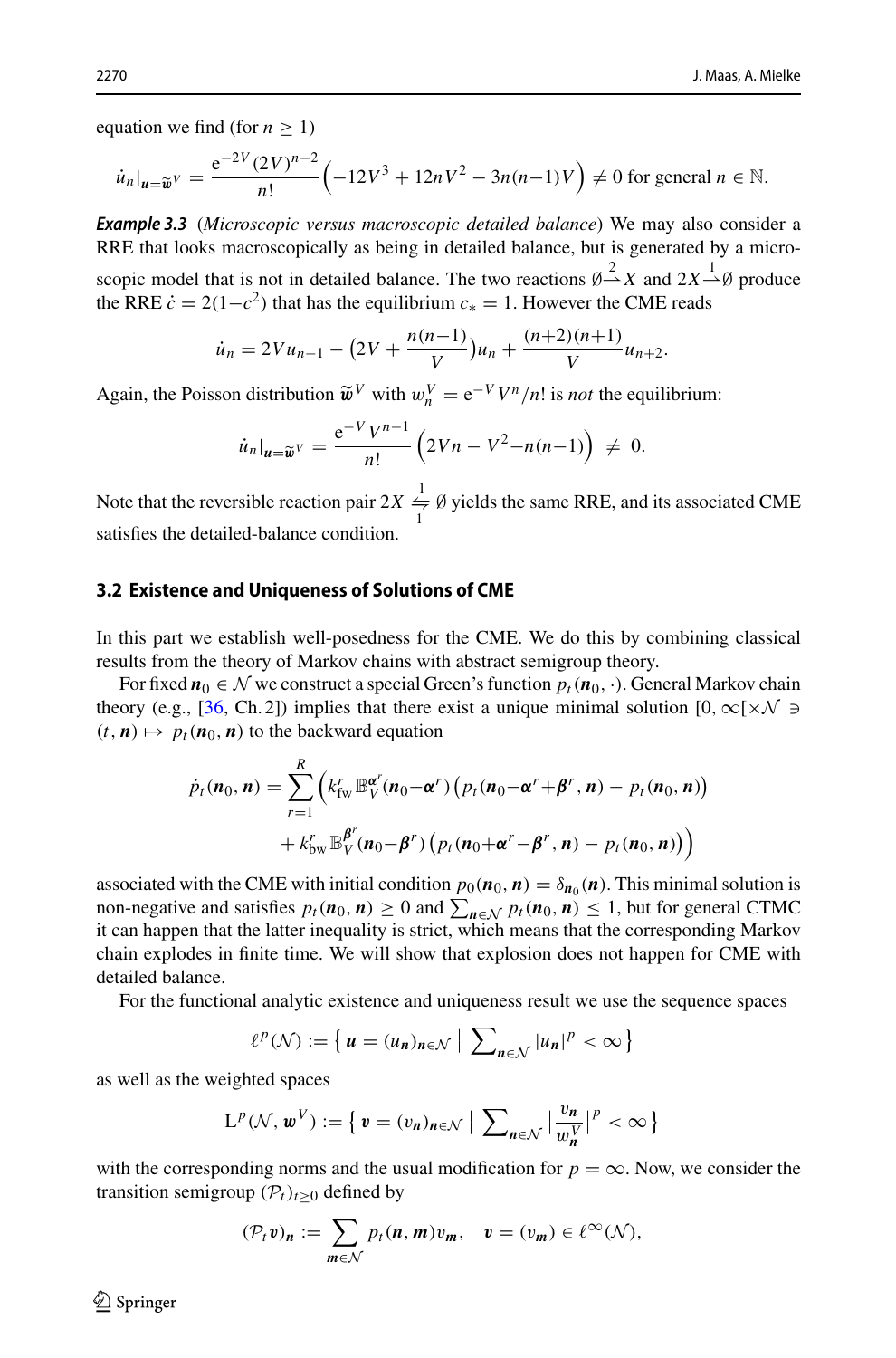equation we find (for $n \geq 1$)

$$\dot{u}_n|_{\boldsymbol{u}=\widetilde{\boldsymbol{w}}^V} = \frac{\mathrm{e}^{-2V}(2V)^{n-2}}{n!}\Big(-12V^3 + 12nV^2 - 3n(n-1)V\Big) \neq 0 \text{ for general } n \in \mathbb{N}.$$

***Example 3.3*** (*Microscopic versus macroscopic detailed balance*) We may also consider a RRE that looks macroscopically as being in detailed balance, but is generated by a microscopic model that is not in detailed balance. The two reactions $\emptyset \overset{2}{\rightharpoonup} X$ and $2X \overset{1}{\rightharpoonup} \emptyset$ produce the RRE $\dot{c} = 2(1-c^2)$ that has the equilibrium $c_* = 1$. However the CME reads

$$\dot{u}_n = 2Vu_{n-1} - \big(2V + \frac{n(n-1)}{V}\big)u_n + \frac{(n+2)(n+1)}{V}u_{n+2}.$$

Again, the Poisson distribution $\widetilde{\boldsymbol{w}}^V$ with $w_n^V = \mathrm{e}^{-V}V^n/n!$ is *not* the equilibrium:

$$\dot{u}_n|_{\boldsymbol{u}=\widetilde{\boldsymbol{w}}^V} = \frac{\mathrm{e}^{-V}V^{n-1}}{n!}\Big(2Vn - V^2 - n(n-1)\Big) \neq 0.$$

Note that the reversible reaction pair $2X \underset{1}{\overset{1}{\leftrightharpoons}} \emptyset$ yields the same RRE, and its associated CME satisfies the detailed-balance condition.

### 3.2 Existence and Uniqueness of Solutions of CME

In this part we establish well-posedness for the CME. We do this by combining classical results from the theory of Markov chains with abstract semigroup theory.

For fixed $\boldsymbol{n}_0 \in \mathcal{N}$ we construct a special Green's function $p_t(\boldsymbol{n}_0, \cdot)$. General Markov chain theory (e.g., [36, Ch. 2]) implies that there exist a unique minimal solution $[0, \infty[\times\mathcal{N} \ni (t, \boldsymbol{n}) \mapsto p_t(\boldsymbol{n}_0, \boldsymbol{n})$ to the backward equation

$$\begin{aligned}\dot{p}_t(\boldsymbol{n}_0, \boldsymbol{n}) = \sum_{r=1}^{R}\Big(&k_{\mathrm{fw}}^r\,\mathbb{B}_V^{\boldsymbol{\alpha}^r}(\boldsymbol{n}_0-\boldsymbol{\alpha}^r)\big(p_t(\boldsymbol{n}_0-\boldsymbol{\alpha}^r+\boldsymbol{\beta}^r, \boldsymbol{n}) - p_t(\boldsymbol{n}_0, \boldsymbol{n})\big)\\ &+ k_{\mathrm{bw}}^r\,\mathbb{B}_V^{\boldsymbol{\beta}^r}(\boldsymbol{n}_0-\boldsymbol{\beta}^r)\big(p_t(\boldsymbol{n}_0+\boldsymbol{\alpha}^r-\boldsymbol{\beta}^r, \boldsymbol{n}) - p_t(\boldsymbol{n}_0, \boldsymbol{n})\big)\Big)\end{aligned}$$

associated with the CME with initial condition $p_0(\boldsymbol{n}_0, \boldsymbol{n}) = \delta_{\boldsymbol{n}_0}(\boldsymbol{n})$. This minimal solution is non-negative and satisfies $p_t(\boldsymbol{n}_0, \boldsymbol{n}) \geq 0$ and $\sum_{\boldsymbol{n}\in\mathcal{N}} p_t(\boldsymbol{n}_0, \boldsymbol{n}) \leq 1$, but for general CTMC it can happen that the latter inequality is strict, which means that the corresponding Markov chain explodes in finite time. We will show that explosion does not happen for CME with detailed balance.

For the functional analytic existence and uniqueness result we use the sequence spaces

$$\ell^p(\mathcal{N}) := \big\{\, \boldsymbol{u} = (u_{\boldsymbol{n}})_{\boldsymbol{n}\in\mathcal{N}} \;\big|\; \textstyle\sum_{\boldsymbol{n}\in\mathcal{N}} |u_{\boldsymbol{n}}|^p < \infty \big\}$$

as well as the weighted spaces

$$\mathrm{L}^p(\mathcal{N}, \boldsymbol{w}^V) := \Big\{\, \boldsymbol{v} = (v_{\boldsymbol{n}})_{\boldsymbol{n}\in\mathcal{N}} \;\Big|\; \textstyle\sum_{\boldsymbol{n}\in\mathcal{N}} \Big|\frac{v_{\boldsymbol{n}}}{w_{\boldsymbol{n}}^V}\Big|^p < \infty \Big\}$$

with the corresponding norms and the usual modification for $p = \infty$. Now, we consider the transition semigroup $(\mathcal{P}_t)_{t\geq 0}$ defined by

$$(\mathcal{P}_t\boldsymbol{v})_{\boldsymbol{n}} := \sum_{\boldsymbol{m}\in\mathcal{N}} p_t(\boldsymbol{n}, \boldsymbol{m})v_{\boldsymbol{m}}, \quad \boldsymbol{v} = (v_{\boldsymbol{m}}) \in \ell^\infty(\mathcal{N}),$$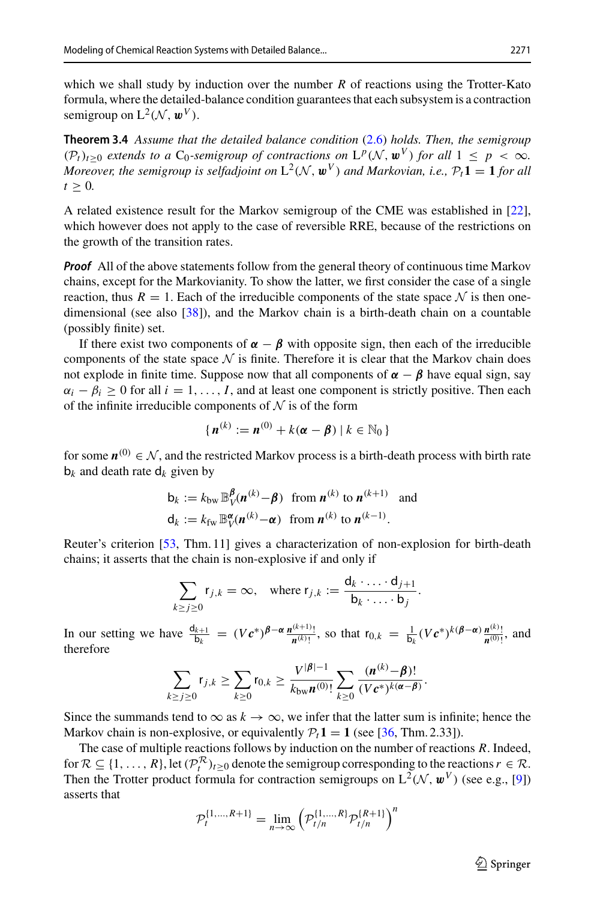which we shall study by induction over the number $R$ of reactions using the Trotter-Kato formula, where the detailed-balance condition guarantees that each subsystem is a contraction semigroup on $\mathrm{L}^2(\mathcal{N}, \boldsymbol{w}^V)$.

**Theorem 3.4** *Assume that the detailed balance condition* (2.6) *holds. Then, the semigroup* $(\mathcal{P}_t)_{t\geq 0}$ *extends to a* $\mathrm{C}_0$*-semigroup of contractions on* $\mathrm{L}^p(\mathcal{N}, \boldsymbol{w}^V)$ *for all* $1 \leq p < \infty$. *Moreover, the semigroup is selfadjoint on* $\mathrm{L}^2(\mathcal{N}, \boldsymbol{w}^V)$ *and Markovian, i.e.,* $\mathcal{P}_t\mathbf{1} = \mathbf{1}$ *for all* $t \geq 0$.

A related existence result for the Markov semigroup of the CME was established in [22], which however does not apply to the case of reversible RRE, because of the restrictions on the growth of the transition rates.

***Proof*** All of the above statements follow from the general theory of continuous time Markov chains, except for the Markovianity. To show the latter, we first consider the case of a single reaction, thus $R = 1$. Each of the irreducible components of the state space $\mathcal{N}$ is then one-dimensional (see also [38]), and the Markov chain is a birth-death chain on a countable (possibly finite) set.

If there exist two components of $\boldsymbol{\alpha} - \boldsymbol{\beta}$ with opposite sign, then each of the irreducible components of the state space $\mathcal{N}$ is finite. Therefore it is clear that the Markov chain does not explode in finite time. Suppose now that all components of $\boldsymbol{\alpha} - \boldsymbol{\beta}$ have equal sign, say $\alpha_i - \beta_i \geq 0$ for all $i = 1, \ldots, I$, and at least one component is strictly positive. Then each of the infinite irreducible components of $\mathcal{N}$ is of the form

$$\{\, \boldsymbol{n}^{(k)} := \boldsymbol{n}^{(0)} + k(\boldsymbol{\alpha} - \boldsymbol{\beta}) \mid k \in \mathbb{N}_0 \,\}$$

for some $\boldsymbol{n}^{(0)} \in \mathcal{N}$, and the restricted Markov process is a birth-death process with birth rate $\mathsf{b}_k$ and death rate $\mathsf{d}_k$ given by

$$\mathsf{b}_k := k_{\mathrm{bw}}\,\mathbb{B}_V^{\boldsymbol{\beta}}(\boldsymbol{n}^{(k)} - \boldsymbol{\beta}) \quad \text{from } \boldsymbol{n}^{(k)} \text{ to } \boldsymbol{n}^{(k+1)} \quad \text{and}$$
$$\mathsf{d}_k := k_{\mathrm{fw}}\,\mathbb{B}_V^{\boldsymbol{\alpha}}(\boldsymbol{n}^{(k)} - \boldsymbol{\alpha}) \quad \text{from } \boldsymbol{n}^{(k)} \text{ to } \boldsymbol{n}^{(k-1)}.$$

Reuter's criterion [53, Thm. 11] gives a characterization of non-explosion for birth-death chains; it asserts that the chain is non-explosive if and only if

$$\sum_{k\geq j\geq 0} \mathsf{r}_{j,k} = \infty, \quad \text{where } \mathsf{r}_{j,k} := \frac{\mathsf{d}_k \cdot \ldots \cdot \mathsf{d}_{j+1}}{\mathsf{b}_k \cdot \ldots \cdot \mathsf{b}_j}.$$

In our setting we have $\frac{\mathsf{d}_{k+1}}{\mathsf{b}_k} = (V\boldsymbol{c}^*)^{\boldsymbol{\beta}-\boldsymbol{\alpha}}\frac{\boldsymbol{n}^{(k+1)}!}{\boldsymbol{n}^{(k)}!}$, so that $\mathsf{r}_{0,k} = \frac{1}{\mathsf{b}_k}(V\boldsymbol{c}^*)^{k(\boldsymbol{\beta}-\boldsymbol{\alpha})}\frac{\boldsymbol{n}^{(k)}!}{\boldsymbol{n}^{(0)}!}$, and therefore

$$\sum_{k\geq j\geq 0} \mathsf{r}_{j,k} \geq \sum_{k\geq 0} \mathsf{r}_{0,k} \geq \frac{V^{|\boldsymbol{\beta}|-1}}{k_{\mathrm{bw}}\boldsymbol{n}^{(0)}!}\sum_{k\geq 0}\frac{(\boldsymbol{n}^{(k)} - \boldsymbol{\beta})!}{(V\boldsymbol{c}^*)^{k(\boldsymbol{\alpha}-\boldsymbol{\beta})}}.$$

Since the summands tend to $\infty$ as $k \to \infty$, we infer that the latter sum is infinite; hence the Markov chain is non-explosive, or equivalently $\mathcal{P}_t\mathbf{1} = \mathbf{1}$ (see [36, Thm. 2.33]).

The case of multiple reactions follows by induction on the number of reactions $R$. Indeed, for $\mathcal{R} \subseteq \{1, \ldots, R\}$, let $(\mathcal{P}_t^{\mathcal{R}})_{t\geq 0}$ denote the semigroup corresponding to the reactions $r \in \mathcal{R}$. Then the Trotter product formula for contraction semigroups on $\mathrm{L}^2(\mathcal{N}, \boldsymbol{w}^V)$ (see e.g., [9]) asserts that

$$\mathcal{P}_t^{\{1,\ldots,R+1\}} = \lim_{n\to\infty}\left(\mathcal{P}_{t/n}^{\{1,\ldots,R\}}\mathcal{P}_{t/n}^{\{R+1\}}\right)^n$$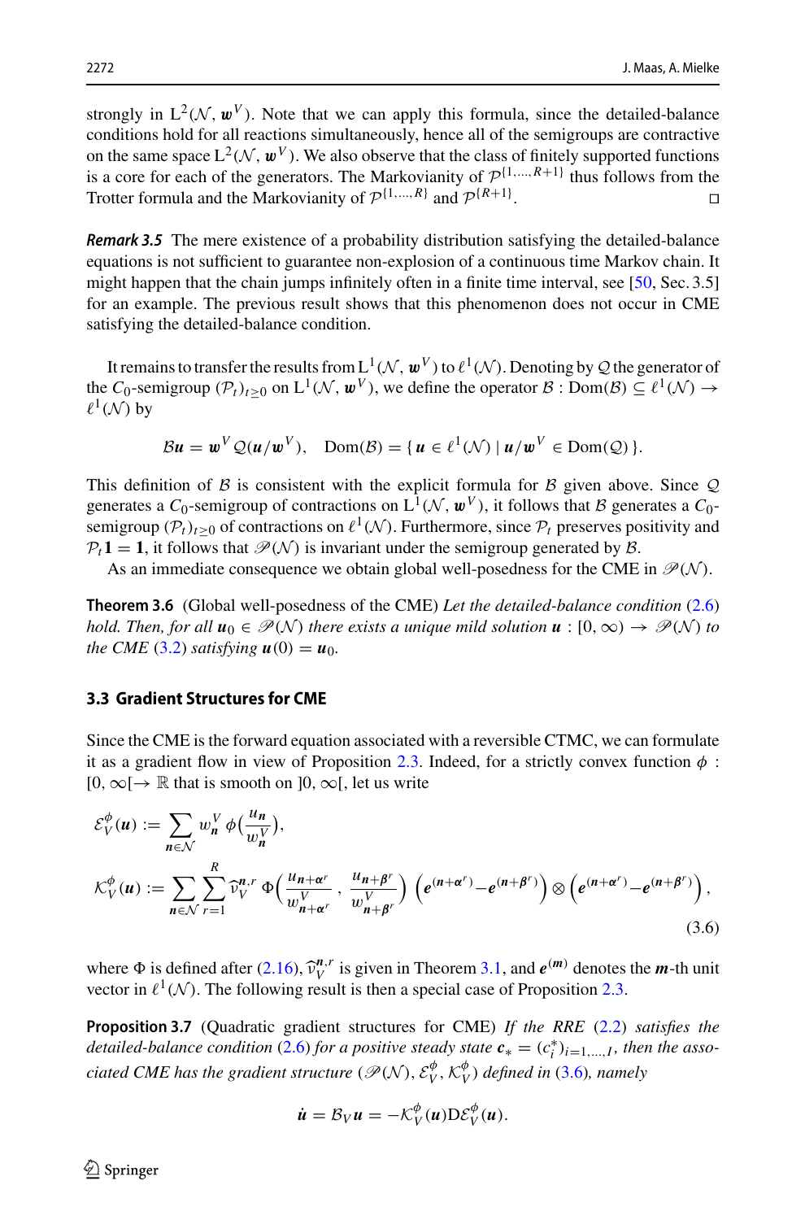strongly in $\mathrm{L}^2(\mathcal{N}, \boldsymbol{w}^V)$. Note that we can apply this formula, since the detailed-balance conditions hold for all reactions simultaneously, hence all of the semigroups are contractive on the same space $\mathrm{L}^2(\mathcal{N}, \boldsymbol{w}^V)$. We also observe that the class of finitely supported functions is a core for each of the generators. The Markovianity of $\mathcal{P}^{\{1,\ldots,R+1\}}$ thus follows from the Trotter formula and the Markovianity of $\mathcal{P}^{\{1,\ldots,R\}}$ and $\mathcal{P}^{\{R+1\}}$. $\square$

***Remark 3.5*** The mere existence of a probability distribution satisfying the detailed-balance equations is not sufficient to guarantee non-explosion of a continuous time Markov chain. It might happen that the chain jumps infinitely often in a finite time interval, see [50, Sec. 3.5] for an example. The previous result shows that this phenomenon does not occur in CME satisfying the detailed-balance condition.

It remains to transfer the results from $\mathrm{L}^1(\mathcal{N}, \boldsymbol{w}^V)$ to $\ell^1(\mathcal{N})$. Denoting by $\mathcal{Q}$ the generator of the $C_0$-semigroup $(\mathcal{P}_t)_{t\geq 0}$ on $\mathrm{L}^1(\mathcal{N}, \boldsymbol{w}^V)$, we define the operator $\mathcal{B} : \mathrm{Dom}(\mathcal{B}) \subseteq \ell^1(\mathcal{N}) \to \ell^1(\mathcal{N})$ by

$$\mathcal{B}\boldsymbol{u} = \boldsymbol{w}^V \mathcal{Q}(\boldsymbol{u}/\boldsymbol{w}^V), \quad \mathrm{Dom}(\mathcal{B}) = \{\, \boldsymbol{u} \in \ell^1(\mathcal{N}) \mid \boldsymbol{u}/\boldsymbol{w}^V \in \mathrm{Dom}(\mathcal{Q}) \,\}.$$

This definition of $\mathcal{B}$ is consistent with the explicit formula for $\mathcal{B}$ given above. Since $\mathcal{Q}$ generates a $C_0$-semigroup of contractions on $\mathrm{L}^1(\mathcal{N}, \boldsymbol{w}^V)$, it follows that $\mathcal{B}$ generates a $C_0$-semigroup $(\mathcal{P}_t)_{t\geq 0}$ of contractions on $\ell^1(\mathcal{N})$. Furthermore, since $\mathcal{P}_t$ preserves positivity and $\mathcal{P}_t\mathbf{1} = \mathbf{1}$, it follows that $\mathscr{P}(\mathcal{N})$ is invariant under the semigroup generated by $\mathcal{B}$.

As an immediate consequence we obtain global well-posedness for the CME in $\mathscr{P}(\mathcal{N})$.

**Theorem 3.6** (Global well-posedness of the CME) *Let the detailed-balance condition (2.6) hold. Then, for all $\boldsymbol{u}_0 \in \mathscr{P}(\mathcal{N})$ there exists a unique mild solution $\boldsymbol{u} : [0, \infty) \to \mathscr{P}(\mathcal{N})$ to the CME (3.2) satisfying $\boldsymbol{u}(0) = \boldsymbol{u}_0$.*

### 3.3 Gradient Structures for CME

Since the CME is the forward equation associated with a reversible CTMC, we can formulate it as a gradient flow in view of Proposition 2.3. Indeed, for a strictly convex function $\phi : [0, \infty[ \to \mathbb{R}$ that is smooth on $]0, \infty[$, let us write

$$\begin{aligned}
\mathcal{E}_V^{\phi}(\boldsymbol{u}) &:= \sum_{\boldsymbol{n}\in\mathcal{N}} w_{\boldsymbol{n}}^V\, \phi\Big(\frac{u_{\boldsymbol{n}}}{w_{\boldsymbol{n}}^V}\Big),\\
\mathcal{K}_V^{\phi}(\boldsymbol{u}) &:= \sum_{\boldsymbol{n}\in\mathcal{N}} \sum_{r=1}^{R} \widehat{\nu}_V^{\boldsymbol{n},r}\, \Phi\Big(\frac{u_{\boldsymbol{n}+\boldsymbol{\alpha}^r}}{w_{\boldsymbol{n}+\boldsymbol{\alpha}^r}^V}, \frac{u_{\boldsymbol{n}+\boldsymbol{\beta}^r}}{w_{\boldsymbol{n}+\boldsymbol{\beta}^r}^V}\Big) \Big(\boldsymbol{e}^{(\boldsymbol{n}+\boldsymbol{\alpha}^r)} - \boldsymbol{e}^{(\boldsymbol{n}+\boldsymbol{\beta}^r)}\Big) \otimes \Big(\boldsymbol{e}^{(\boldsymbol{n}+\boldsymbol{\alpha}^r)} - \boldsymbol{e}^{(\boldsymbol{n}+\boldsymbol{\beta}^r)}\Big),
\end{aligned} \tag{3.6}$$

where $\Phi$ is defined after (2.16), $\widehat{\nu}_V^{\boldsymbol{n},r}$ is given in Theorem 3.1, and $\boldsymbol{e}^{(\boldsymbol{m})}$ denotes the $\boldsymbol{m}$-th unit vector in $\ell^1(\mathcal{N})$. The following result is then a special case of Proposition 2.3.

**Proposition 3.7** (Quadratic gradient structures for CME) *If the RRE (2.2) satisfies the detailed-balance condition (2.6) for a positive steady state $\boldsymbol{c}_* = (c_i^*)_{i=1,\ldots,I}$, then the associated CME has the gradient structure $(\mathscr{P}(\mathcal{N}), \mathcal{E}_V^{\phi}, \mathcal{K}_V^{\phi})$ defined in (3.6), namely*

$$\dot{\boldsymbol{u}} = \mathcal{B}_V \boldsymbol{u} = -\mathcal{K}_V^{\phi}(\boldsymbol{u})\mathrm{D}\mathcal{E}_V^{\phi}(\boldsymbol{u}).$$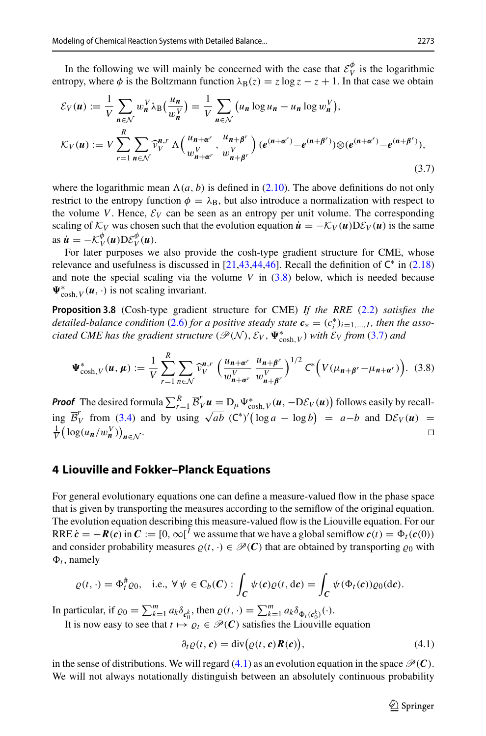In the following we will mainly be concerned with the case that $\mathcal{E}_V^\phi$ is the logarithmic entropy, where $\phi$ is the Boltzmann function $\lambda_{\mathrm{B}}(z) = z \log z - z + 1$. In that case we obtain

$$
\begin{aligned}
\mathcal{E}_V(\boldsymbol{u}) &:= \frac{1}{V} \sum_{\boldsymbol{n}\in\mathcal{N}} w_{\boldsymbol{n}}^V \lambda_{\mathrm{B}}\big(\frac{u_{\boldsymbol{n}}}{w_{\boldsymbol{n}}^V}\big) = \frac{1}{V} \sum_{\boldsymbol{n}\in\mathcal{N}} \big(u_{\boldsymbol{n}} \log u_{\boldsymbol{n}} - u_{\boldsymbol{n}} \log w_{\boldsymbol{n}}^V\big), \\
\mathcal{K}_V(\boldsymbol{u}) &:= V \sum_{r=1}^{R} \sum_{\boldsymbol{n}\in\mathcal{N}} \widehat{\nu}_V^{\boldsymbol{n},r}\, \Lambda\Big(\frac{u_{\boldsymbol{n}+\boldsymbol{\alpha}^r}}{w_{\boldsymbol{n}+\boldsymbol{\alpha}^r}^V}, \frac{u_{\boldsymbol{n}+\boldsymbol{\beta}^r}}{w_{\boldsymbol{n}+\boldsymbol{\beta}^r}^V}\Big)\, (\boldsymbol{e}^{(\boldsymbol{n}+\boldsymbol{\alpha}^r)} - \boldsymbol{e}^{(\boldsymbol{n}+\boldsymbol{\beta}^r)}) \otimes (\boldsymbol{e}^{(\boldsymbol{n}+\boldsymbol{\alpha}^r)} - \boldsymbol{e}^{(\boldsymbol{n}+\boldsymbol{\beta}^r)}),
\end{aligned}
\tag{3.7}
$$

where the logarithmic mean $\Lambda(a, b)$ is defined in (2.10). The above definitions do not only restrict to the entropy function $\phi = \lambda_{\mathrm{B}}$, but also introduce a normalization with respect to the volume $V$. Hence, $\mathcal{E}_V$ can be seen as an entropy per unit volume. The corresponding scaling of $\mathcal{K}_V$ was chosen such that the evolution equation $\dot{\boldsymbol{u}} = -\mathcal{K}_V(\boldsymbol{u})\mathrm{D}\mathcal{E}_V(\boldsymbol{u})$ is the same as $\dot{\boldsymbol{u}} = -\mathcal{K}_V^\phi(\boldsymbol{u})\mathrm{D}\mathcal{E}_V^\phi(\boldsymbol{u})$.

For later purposes we also provide the cosh-type gradient structure for CME, whose relevance and usefulness is discussed in [21,43,44,46]. Recall the definition of $\mathsf{C}^*$ in (2.18) and note the special scaling via the volume $V$ in (3.8) below, which is needed because $\boldsymbol{\Psi}^*_{\cosh,V}(\boldsymbol{u}, \cdot)$ is not scaling invariant.

**Proposition 3.8** (Cosh-type gradient structure for CME) *If the RRE* (2.2) *satisfies the detailed-balance condition* (2.6) *for a positive steady state* $\boldsymbol{c}_* = (c_i^*)_{i=1,\ldots,I}$*, then the associated CME has the gradient structure* $(\mathscr{P}(\mathcal{N}), \mathcal{E}_V, \boldsymbol{\Psi}^*_{\cosh,V})$ *with* $\mathcal{E}_V$ *from* (3.7) *and*

$$
\boldsymbol{\Psi}^*_{\cosh,V}(\boldsymbol{u}, \boldsymbol{\mu}) := \frac{1}{V} \sum_{r=1}^{R} \sum_{\boldsymbol{n}\in\mathcal{N}} \widehat{\nu}_V^{\boldsymbol{n},r} \left(\frac{u_{\boldsymbol{n}+\boldsymbol{\alpha}^r}}{w_{\boldsymbol{n}+\boldsymbol{\alpha}^r}^V}\,\frac{u_{\boldsymbol{n}+\boldsymbol{\beta}^r}}{w_{\boldsymbol{n}+\boldsymbol{\beta}^r}^V}\right)^{1/2} \mathsf{C}^*\Big(V(\mu_{\boldsymbol{n}+\boldsymbol{\beta}^r} - \mu_{\boldsymbol{n}+\boldsymbol{\alpha}^r})\Big). \tag{3.8}
$$

***Proof*** The desired formula $\sum_{r=1}^R \overline{\mathcal{B}}_V^r \boldsymbol{u} = \mathrm{D}_\mu \Psi^*_{\cosh,V}\big(\boldsymbol{u}, -\mathrm{D}\mathcal{E}_V(\boldsymbol{u})\big)$ follows easily by recalling $\overline{\mathcal{B}}_V^r$ from (3.4) and by using $\sqrt{ab}\ (\mathsf{C}^*)'\big(\log a - \log b\big) = a - b$ and $\mathrm{D}\mathcal{E}_V(\boldsymbol{u}) = \frac{1}{V}\big(\log(u_{\boldsymbol{n}}/w_{\boldsymbol{n}}^V)\big)_{\boldsymbol{n}\in\mathcal{N}}$. □

## 4 Liouville and Fokker–Planck Equations

For general evolutionary equations one can define a measure-valued flow in the phase space that is given by transporting the measures according to the semiflow of the original equation. The evolution equation describing this measure-valued flow is the Liouville equation. For our RRE $\dot{\boldsymbol{c}} = -\boldsymbol{R}(\boldsymbol{c})$ in $\boldsymbol{C} := [0, \infty[^I$ we assume that we have a global semiflow $\boldsymbol{c}(t) = \Phi_t(\boldsymbol{c}(0))$ and consider probability measures $\varrho(t, \cdot) \in \mathscr{P}(\boldsymbol{C})$ that are obtained by transporting $\varrho_0$ with $\Phi_t$, namely

$$
\varrho(t, \cdot) = \Phi_t^{\#}\varrho_0, \quad \text{i.e.,}\ \forall\, \psi \in \mathrm{C_b}(\boldsymbol{C}) : \int_{\boldsymbol{C}} \psi(\boldsymbol{c})\varrho(t, \mathrm{d}\boldsymbol{c}) = \int_{\boldsymbol{C}} \psi(\Phi_t(\boldsymbol{c}))\varrho_0(\mathrm{d}\boldsymbol{c}).
$$

In particular, if $\varrho_0 = \sum_{k=1}^m a_k \delta_{\boldsymbol{c}_0^k}$, then $\varrho(t, \cdot) = \sum_{k=1}^m a_k \delta_{\Phi_t(\boldsymbol{c}_0^k)}(\cdot)$.

It is now easy to see that $t \mapsto \varrho_t \in \mathscr{P}(\boldsymbol{C})$ satisfies the Liouville equation

$$
\partial_t \varrho(t, \boldsymbol{c}) = \mathrm{div}\big(\varrho(t, \boldsymbol{c})\boldsymbol{R}(\boldsymbol{c})\big), \tag{4.1}
$$

in the sense of distributions. We will regard (4.1) as an evolution equation in the space $\mathscr{P}(\boldsymbol{C})$. We will not always notationally distinguish between an absolutely continuous probability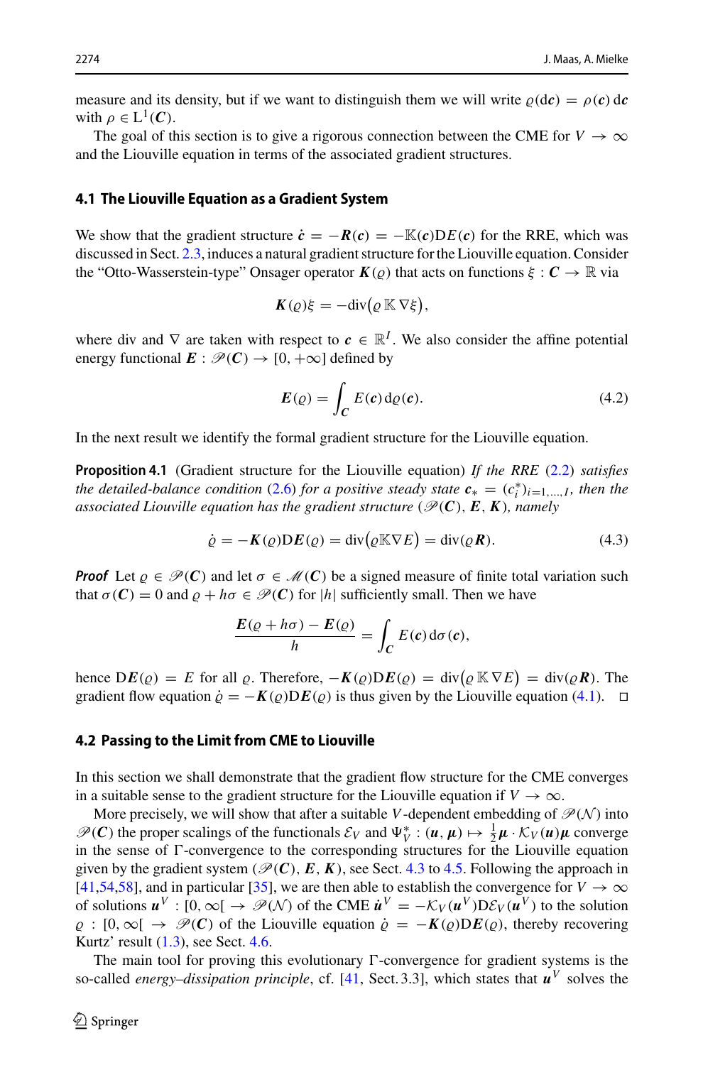measure and its density, but if we want to distinguish them we will write $\varrho(\mathrm{d}\boldsymbol{c}) = \rho(\boldsymbol{c})\,\mathrm{d}\boldsymbol{c}$ with $\rho \in \mathrm{L}^1(\boldsymbol{C})$.

The goal of this section is to give a rigorous connection between the CME for $V \to \infty$ and the Liouville equation in terms of the associated gradient structures.

### 4.1 The Liouville Equation as a Gradient System

We show that the gradient structure $\dot{\boldsymbol{c}} = -\boldsymbol{R}(\boldsymbol{c}) = -\mathbb{K}(\boldsymbol{c})\mathrm{D}E(\boldsymbol{c})$ for the RRE, which was discussed in Sect. 2.3, induces a natural gradient structure for the Liouville equation. Consider the "Otto-Wasserstein-type" Onsager operator $\boldsymbol{K}(\varrho)$ that acts on functions $\xi : \boldsymbol{C} \to \mathbb{R}$ via

$$
\boldsymbol{K}(\varrho)\xi = -\mathrm{div}\big(\varrho\,\mathbb{K}\,\nabla\xi\big),
$$

where div and $\nabla$ are taken with respect to $\boldsymbol{c} \in \mathbb{R}^I$. We also consider the affine potential energy functional $\boldsymbol{E} : \mathscr{P}(\boldsymbol{C}) \to [0, +\infty]$ defined by

$$
\boldsymbol{E}(\varrho) = \int_{\boldsymbol{C}} E(\boldsymbol{c})\,\mathrm{d}\varrho(\boldsymbol{c}). \tag{4.2}
$$

In the next result we identify the formal gradient structure for the Liouville equation.

**Proposition 4.1** (Gradient structure for the Liouville equation) *If the RRE (2.2) satisfies the detailed-balance condition (2.6) for a positive steady state $\boldsymbol{c}_* = (c_i^*)_{i=1,\ldots,I}$, then the associated Liouville equation has the gradient structure $(\mathscr{P}(\boldsymbol{C}), \boldsymbol{E}, \boldsymbol{K})$, namely*

$$
\dot{\varrho} = -\boldsymbol{K}(\varrho)\mathrm{D}\boldsymbol{E}(\varrho) = \mathrm{div}\big(\varrho\mathbb{K}\nabla E\big) = \mathrm{div}(\varrho\boldsymbol{R}). \tag{4.3}
$$

***Proof*** Let $\varrho \in \mathscr{P}(\boldsymbol{C})$ and let $\sigma \in \mathscr{M}(\boldsymbol{C})$ be a signed measure of finite total variation such that $\sigma(\boldsymbol{C}) = 0$ and $\varrho + h\sigma \in \mathscr{P}(\boldsymbol{C})$ for $|h|$ sufficiently small. Then we have

$$
\frac{\boldsymbol{E}(\varrho + h\sigma) - \boldsymbol{E}(\varrho)}{h} = \int_{\boldsymbol{C}} E(\boldsymbol{c})\,\mathrm{d}\sigma(\boldsymbol{c}),
$$

hence $\mathrm{D}\boldsymbol{E}(\varrho) = E$ for all $\varrho$. Therefore, $-\boldsymbol{K}(\varrho)\mathrm{D}\boldsymbol{E}(\varrho) = \mathrm{div}\big(\varrho\,\mathbb{K}\,\nabla E\big) = \mathrm{div}(\varrho\boldsymbol{R})$. The gradient flow equation $\dot{\varrho} = -\boldsymbol{K}(\varrho)\mathrm{D}\boldsymbol{E}(\varrho)$ is thus given by the Liouville equation (4.1). $\square$

### 4.2 Passing to the Limit from CME to Liouville

In this section we shall demonstrate that the gradient flow structure for the CME converges in a suitable sense to the gradient structure for the Liouville equation if $V \to \infty$.

More precisely, we will show that after a suitable $V$-dependent embedding of $\mathscr{P}(\mathcal{N})$ into $\mathscr{P}(\boldsymbol{C})$ the proper scalings of the functionals $\mathcal{E}_V$ and $\Psi_V^* : (\boldsymbol{u}, \boldsymbol{\mu}) \mapsto \frac{1}{2}\boldsymbol{\mu} \cdot \mathcal{K}_V(\boldsymbol{u})\boldsymbol{\mu}$ converge in the sense of $\Gamma$-convergence to the corresponding structures for the Liouville equation given by the gradient system $(\mathscr{P}(\boldsymbol{C}), \boldsymbol{E}, \boldsymbol{K})$, see Sect. 4.3 to 4.5. Following the approach in [41,54,58], and in particular [35], we are then able to establish the convergence for $V \to \infty$ of solutions $\boldsymbol{u}^V : [0, \infty[ \to \mathscr{P}(\mathcal{N})$ of the CME $\dot{\boldsymbol{u}}^V = -\mathcal{K}_V(\boldsymbol{u}^V)\mathrm{D}\mathcal{E}_V(\boldsymbol{u}^V)$ to the solution $\varrho : [0, \infty[ \to \mathscr{P}(\boldsymbol{C})$ of the Liouville equation $\dot{\varrho} = -\boldsymbol{K}(\varrho)\mathrm{D}\boldsymbol{E}(\varrho)$, thereby recovering Kurtz' result (1.3), see Sect. 4.6.

The main tool for proving this evolutionary $\Gamma$-convergence for gradient systems is the so-called *energy–dissipation principle*, cf. [41, Sect. 3.3], which states that $\boldsymbol{u}^V$ solves the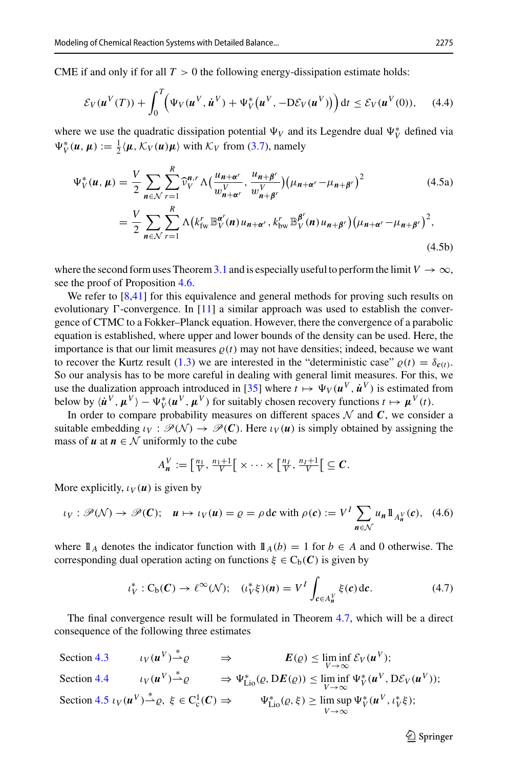CME if and only if for all $T > 0$ the following energy-dissipation estimate holds:

$$\mathcal{E}_V(\boldsymbol{u}^V(T)) + \int_0^T \Big( \Psi_V(\boldsymbol{u}^V, \dot{\boldsymbol{u}}^V) + \Psi_V^*\big(\boldsymbol{u}^V, -\mathrm{D}\mathcal{E}_V(\boldsymbol{u}^V)\big) \Big)\,\mathrm{d}t \le \mathcal{E}_V(\boldsymbol{u}^V(0)), \tag{4.4}$$

where we use the quadratic dissipation potential $\Psi_V$ and its Legendre dual $\Psi_V^*$ defined via $\Psi_V^*(\boldsymbol{u}, \boldsymbol{\mu}) := \frac{1}{2}\langle \boldsymbol{\mu}, \mathcal{K}_V(\boldsymbol{u})\boldsymbol{\mu}\rangle$ with $\mathcal{K}_V$ from (3.7), namely

$$\Psi_V^*(\boldsymbol{u}, \boldsymbol{\mu}) = \frac{V}{2} \sum_{\boldsymbol{n}\in\mathcal{N}} \sum_{r=1}^{R} \widehat{\nu}_V^{\boldsymbol{n},r}\, \Lambda\Big(\frac{u_{\boldsymbol{n}+\boldsymbol{\alpha}^r}}{w^V_{\boldsymbol{n}+\boldsymbol{\alpha}^r}}, \frac{u_{\boldsymbol{n}+\boldsymbol{\beta}^r}}{w^V_{\boldsymbol{n}+\boldsymbol{\beta}^r}}\Big)\big(\mu_{\boldsymbol{n}+\boldsymbol{\alpha}^r} - \mu_{\boldsymbol{n}+\boldsymbol{\beta}^r}\big)^2 \tag{4.5a}$$

$$= \frac{V}{2} \sum_{\boldsymbol{n}\in\mathcal{N}} \sum_{r=1}^{R} \Lambda\big(k^r_{\mathrm{fw}}\, \mathbb{B}_V^{\boldsymbol{\alpha}^r}(\boldsymbol{n})\, u_{\boldsymbol{n}+\boldsymbol{\alpha}^r}, k^r_{\mathrm{bw}}\, \mathbb{B}_V^{\boldsymbol{\beta}^r}(\boldsymbol{n})\, u_{\boldsymbol{n}+\boldsymbol{\beta}^r}\big)\big(\mu_{\boldsymbol{n}+\boldsymbol{\alpha}^r} - \mu_{\boldsymbol{n}+\boldsymbol{\beta}^r}\big)^2, \tag{4.5b}$$

where the second form uses Theorem 3.1 and is especially useful to perform the limit $V \to \infty$, see the proof of Proposition 4.6.

We refer to [8,41] for this equivalence and general methods for proving such results on evolutionary $\Gamma$-convergence. In [11] a similar approach was used to establish the convergence of CTMC to a Fokker–Planck equation. However, there the convergence of a parabolic equation is established, where upper and lower bounds of the density can be used. Here, the importance is that our limit measures $\varrho(t)$ may not have densities; indeed, because we want to recover the Kurtz result (1.3) we are interested in the "deterministic case" $\varrho(t) = \delta_{\boldsymbol{c}(t)}$. So our analysis has to be more careful in dealing with general limit measures. For this, we use the dualization approach introduced in [35] where $t \mapsto \Psi_V(\boldsymbol{u}^V, \dot{\boldsymbol{u}}^V)$ is estimated from below by $\langle \dot{\boldsymbol{u}}^V, \boldsymbol{\mu}^V\rangle - \Psi_V^*(\boldsymbol{u}^V, \boldsymbol{\mu}^V)$ for suitably chosen recovery functions $t \mapsto \boldsymbol{\mu}^V(t)$.

In order to compare probability measures on different spaces $\mathcal{N}$ and $\boldsymbol{C}$, we consider a suitable embedding $\iota_V : \mathscr{P}(\mathcal{N}) \to \mathscr{P}(\boldsymbol{C})$. Here $\iota_V(\boldsymbol{u})$ is simply obtained by assigning the mass of $\boldsymbol{u}$ at $\boldsymbol{n} \in \mathcal{N}$ uniformly to the cube

$$A^V_{\boldsymbol{n}} := \big[\tfrac{n_1}{V}, \tfrac{n_1+1}{V}\big[ \times \cdots \times \big[\tfrac{n_I}{V}, \tfrac{n_I+1}{V}\big[ \subseteq \boldsymbol{C}.$$

More explicitly, $\iota_V(\boldsymbol{u})$ is given by

$$\iota_V : \mathscr{P}(\mathcal{N}) \to \mathscr{P}(\boldsymbol{C}); \quad \boldsymbol{u} \mapsto \iota_V(\boldsymbol{u}) = \varrho = \rho\,\mathrm{d}\boldsymbol{c} \text{ with } \rho(\boldsymbol{c}) := V^I \sum_{\boldsymbol{n}\in\mathcal{N}} u_{\boldsymbol{n}} \mathbb{1}_{A^V_{\boldsymbol{n}}}(\boldsymbol{c}), \tag{4.6}$$

where $\mathbb{1}_A$ denotes the indicator function with $\mathbb{1}_A(b) = 1$ for $b \in A$ and 0 otherwise. The corresponding dual operation acting on functions $\xi \in \mathrm{C_b}(\boldsymbol{C})$ is given by

$$\iota_V^* : \mathrm{C_b}(\boldsymbol{C}) \to \ell^\infty(\mathcal{N}); \quad (\iota_V^*\xi)(\boldsymbol{n}) = V^I \int_{\boldsymbol{c}\in A^V_{\boldsymbol{n}}} \xi(\boldsymbol{c})\,\mathrm{d}\boldsymbol{c}. \tag{4.7}$$

The final convergence result will be formulated in Theorem 4.7, which will be a direct consequence of the following three estimates

Section 4.3 $\quad \iota_V(\boldsymbol{u}^V) \overset{*}{\rightharpoonup} \varrho \quad \Rightarrow \quad \boldsymbol{E}(\varrho) \le \liminf_{V\to\infty} \mathcal{E}_V(\boldsymbol{u}^V);$

Section 4.4 $\quad \iota_V(\boldsymbol{u}^V) \overset{*}{\rightharpoonup} \varrho \quad \Rightarrow \Psi^*_{\mathrm{Lio}}(\varrho, \mathrm{D}\boldsymbol{E}(\varrho)) \le \liminf_{V\to\infty} \Psi_V^*(\boldsymbol{u}^V, \mathrm{D}\mathcal{E}_V(\boldsymbol{u}^V));$

Section 4.5 $\quad \iota_V(\boldsymbol{u}^V) \overset{*}{\rightharpoonup} \varrho,\ \xi \in \mathrm{C}^1_{\mathrm{c}}(\boldsymbol{C}) \Rightarrow \quad \Psi^*_{\mathrm{Lio}}(\varrho, \xi) \ge \limsup_{V\to\infty} \Psi_V^*(\boldsymbol{u}^V, \iota_V^*\xi);$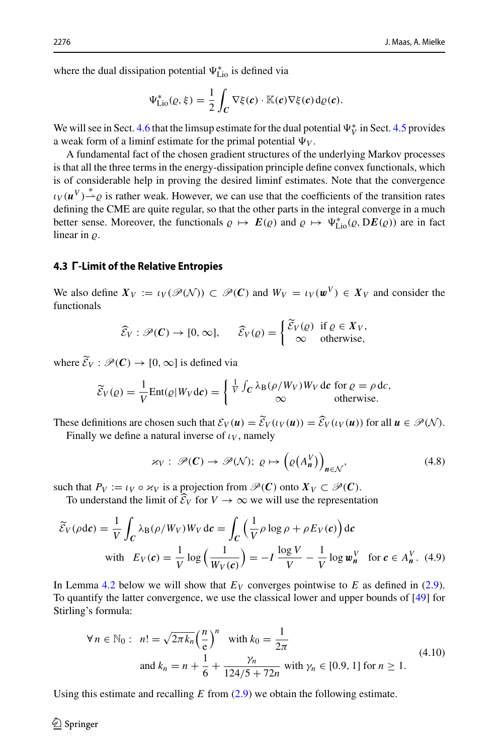where the dual dissipation potential $\Psi^*_{\mathrm{Lio}}$ is defined via

$$\Psi^*_{\mathrm{Lio}}(\varrho, \xi) = \frac{1}{2} \int_{\boldsymbol{C}} \nabla\xi(\boldsymbol{c}) \cdot \mathbb{K}(\boldsymbol{c}) \nabla\xi(\boldsymbol{c}) \, \mathrm{d}\varrho(\boldsymbol{c}).$$

We will see in Sect. 4.6 that the limsup estimate for the dual potential $\Psi^*_V$ in Sect. 4.5 provides a weak form of a liminf estimate for the primal potential $\Psi_V$.

A fundamental fact of the chosen gradient structures of the underlying Markov processes is that all the three terms in the energy-dissipation principle define convex functionals, which is of considerable help in proving the desired liminf estimates. Note that the convergence $\iota_V(\boldsymbol{u}^V) \overset{*}{\rightharpoonup} \varrho$ is rather weak. However, we can use that the coefficients of the transition rates defining the CME are quite regular, so that the other parts in the integral converge in a much better sense. Moreover, the functionals $\varrho \mapsto \boldsymbol{E}(\varrho)$ and $\varrho \mapsto \Psi^*_{\mathrm{Lio}}(\varrho, \mathrm{D}\boldsymbol{E}(\varrho))$ are in fact linear in $\varrho$.

### 4.3 Γ-Limit of the Relative Entropies

We also define $\boldsymbol{X}_V := \iota_V(\mathscr{P}(\mathcal{N})) \subset \mathscr{P}(\boldsymbol{C})$ and $W_V = \iota_V(\boldsymbol{w}^V) \in \boldsymbol{X}_V$ and consider the functionals

$$\widehat{\mathcal{E}}_V : \mathscr{P}(\boldsymbol{C}) \to [0, \infty], \qquad \widehat{\mathcal{E}}_V(\varrho) = \begin{cases} \widetilde{\mathcal{E}}_V(\varrho) & \text{if } \varrho \in \boldsymbol{X}_V, \\ \infty & \text{otherwise,} \end{cases}$$

where $\widetilde{\mathcal{E}}_V : \mathscr{P}(\boldsymbol{C}) \to [0, \infty]$ is defined via

$$\widetilde{\mathcal{E}}_V(\varrho) = \frac{1}{V} \mathrm{Ent}(\varrho | W_V \mathrm{d}\boldsymbol{c}) = \begin{cases} \frac{1}{V} \int_{\boldsymbol{C}} \lambda_{\mathrm{B}}(\rho / W_V) W_V \, \mathrm{d}\boldsymbol{c} & \text{for } \varrho = \rho \, \mathrm{d}\boldsymbol{c}, \\ \infty & \text{otherwise.} \end{cases}$$

These definitions are chosen such that $\mathcal{E}_V(\boldsymbol{u}) = \widetilde{\mathcal{E}}_V(\iota_V(\boldsymbol{u})) = \widehat{\mathcal{E}}_V(\iota_V(\boldsymbol{u}))$ for all $\boldsymbol{u} \in \mathscr{P}(\mathcal{N})$.

Finally we define a natural inverse of $\iota_V$, namely

$$\varkappa_V : \mathscr{P}(\boldsymbol{C}) \to \mathscr{P}(\mathcal{N}); \ \varrho \mapsto \Big( \varrho\big(A^V_{\boldsymbol{n}}\big) \Big)_{\boldsymbol{n} \in \mathcal{N}}, \tag{4.8}$$

such that $P_V := \iota_V \circ \varkappa_V$ is a projection from $\mathscr{P}(\boldsymbol{C})$ onto $\boldsymbol{X}_V \subset \mathscr{P}(\boldsymbol{C})$.

To understand the limit of $\widehat{\mathcal{E}}_V$ for $V \to \infty$ we will use the representation

$$\begin{aligned} \widetilde{\mathcal{E}}_V(\rho \mathrm{d}\boldsymbol{c}) &= \frac{1}{V} \int_{\boldsymbol{C}} \lambda_{\mathrm{B}}(\rho / W_V) W_V \, \mathrm{d}\boldsymbol{c} = \int_{\boldsymbol{C}} \Big( \frac{1}{V} \rho \log \rho + \rho E_V(\boldsymbol{c}) \Big) \mathrm{d}\boldsymbol{c} \\ &\text{with} \quad E_V(\boldsymbol{c}) = \frac{1}{V} \log \Big( \frac{1}{W_V(\boldsymbol{c})} \Big) = -I \, \frac{\log V}{V} - \frac{1}{V} \log \boldsymbol{w}^V_{\boldsymbol{n}} \quad \text{for } \boldsymbol{c} \in A^V_{\boldsymbol{n}}. \end{aligned} \tag{4.9}$$

In Lemma 4.2 below we will show that $E_V$ converges pointwise to $E$ as defined in (2.9). To quantify the latter convergence, we use the classical lower and upper bounds of [49] for Stirling's formula:

$$\begin{aligned} \forall\, n \in \mathbb{N}_0 : \ \ n! &= \sqrt{2\pi k_n} \Big( \frac{n}{\mathrm{e}} \Big)^n \quad \text{with } k_0 = \frac{1}{2\pi} \\ &\text{and } k_n = n + \frac{1}{6} + \frac{\gamma_n}{124/5 + 72n} \ \text{ with } \gamma_n \in [0.9, 1] \text{ for } n \geq 1. \end{aligned} \tag{4.10}$$

Using this estimate and recalling $E$ from (2.9) we obtain the following estimate.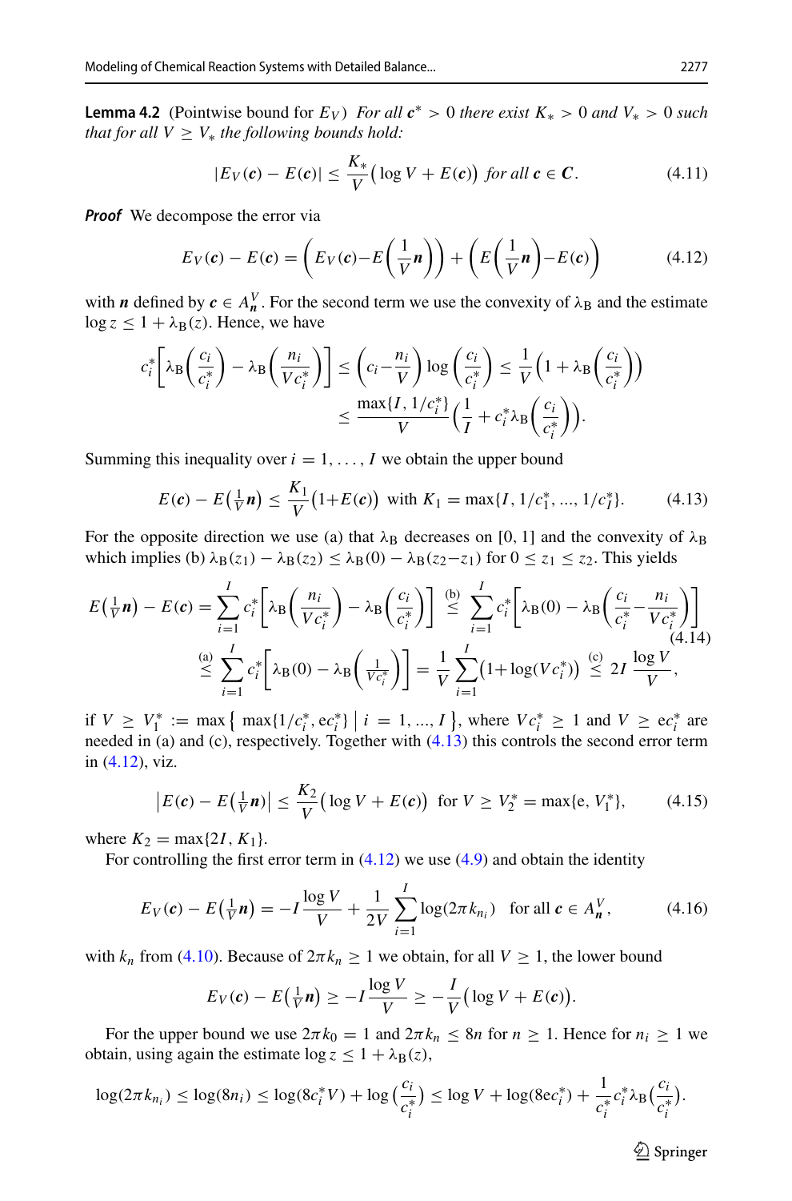**Lemma 4.2** (Pointwise bound for $E_V$) *For all $\boldsymbol{c}^* > 0$ there exist $K_* > 0$ and $V_* > 0$ such that for all $V \geq V_*$ the following bounds hold:*

$$|E_V(\boldsymbol{c}) - E(\boldsymbol{c})| \leq \frac{K_*}{V}\big(\log V + E(\boldsymbol{c})\big) \text{ for all } \boldsymbol{c} \in \boldsymbol{C}. \tag{4.11}$$

***Proof*** We decompose the error via

$$E_V(\boldsymbol{c}) - E(\boldsymbol{c}) = \left(E_V(\boldsymbol{c}) - E\left(\frac{1}{V}\boldsymbol{n}\right)\right) + \left(E\left(\frac{1}{V}\boldsymbol{n}\right) - E(\boldsymbol{c})\right) \tag{4.12}$$

with $\boldsymbol{n}$ defined by $\boldsymbol{c} \in A^V_{\boldsymbol{n}}$. For the second term we use the convexity of $\lambda_{\rm B}$ and the estimate $\log z \leq 1 + \lambda_{\rm B}(z)$. Hence, we have

$$\begin{aligned} c_i^*\left[\lambda_{\rm B}\left(\frac{c_i}{c_i^*}\right) - \lambda_{\rm B}\left(\frac{n_i}{Vc_i^*}\right)\right] &\leq \left(c_i - \frac{n_i}{V}\right)\log\left(\frac{c_i}{c_i^*}\right) \leq \frac{1}{V}\left(1 + \lambda_{\rm B}\left(\frac{c_i}{c_i^*}\right)\right) \\ &\leq \frac{\max\{I, 1/c_i^*\}}{V}\left(\frac{1}{I} + c_i^*\lambda_{\rm B}\left(\frac{c_i}{c_i^*}\right)\right). \end{aligned}$$

Summing this inequality over $i = 1, \dots, I$ we obtain the upper bound

$$E(\boldsymbol{c}) - E\big(\tfrac{1}{V}\boldsymbol{n}\big) \leq \frac{K_1}{V}\big(1 + E(\boldsymbol{c})\big) \text{ with } K_1 = \max\{I, 1/c_1^*, \dots, 1/c_I^*\}. \tag{4.13}$$

For the opposite direction we use (a) that $\lambda_{\rm B}$ decreases on $[0, 1]$ and the convexity of $\lambda_{\rm B}$ which implies (b) $\lambda_{\rm B}(z_1) - \lambda_{\rm B}(z_2) \leq \lambda_{\rm B}(0) - \lambda_{\rm B}(z_2 - z_1)$ for $0 \leq z_1 \leq z_2$. This yields

$$\begin{aligned} E\big(\tfrac{1}{V}\boldsymbol{n}\big) - E(\boldsymbol{c}) &= \sum_{i=1}^I c_i^*\left[\lambda_{\rm B}\left(\frac{n_i}{Vc_i^*}\right) - \lambda_{\rm B}\left(\frac{c_i}{c_i^*}\right)\right] \overset{\text{(b)}}{\leq} \sum_{i=1}^I c_i^*\left[\lambda_{\rm B}(0) - \lambda_{\rm B}\left(\frac{c_i}{c_i^*} - \frac{n_i}{Vc_i^*}\right)\right] \\ &\overset{\text{(a)}}{\leq} \sum_{i=1}^I c_i^*\left[\lambda_{\rm B}(0) - \lambda_{\rm B}\left(\tfrac{1}{Vc_i^*}\right)\right] = \frac{1}{V}\sum_{i=1}^I\big(1 + \log(Vc_i^*)\big) \overset{\text{(c)}}{\leq} 2I\,\frac{\log V}{V}, \end{aligned} \tag{4.14}$$

if $V \geq V_1^* := \max\big\{\max\{1/c_i^*, \mathrm{e}c_i^*\} \,\big|\, i = 1, \dots, I\big\}$, where $Vc_i^* \geq 1$ and $V \geq \mathrm{e}c_i^*$ are needed in (a) and (c), respectively. Together with (4.13) this controls the second error term in (4.12), viz.

$$\big|E(\boldsymbol{c}) - E\big(\tfrac{1}{V}\boldsymbol{n}\big)\big| \leq \frac{K_2}{V}\big(\log V + E(\boldsymbol{c})\big) \text{ for } V \geq V_2^* = \max\{\mathrm{e}, V_1^*\}, \tag{4.15}$$

where $K_2 = \max\{2I, K_1\}$.

For controlling the first error term in (4.12) we use (4.9) and obtain the identity

$$E_V(\boldsymbol{c}) - E\big(\tfrac{1}{V}\boldsymbol{n}\big) = -I\,\frac{\log V}{V} + \frac{1}{2V}\sum_{i=1}^I \log(2\pi k_{n_i}) \quad \text{for all } \boldsymbol{c} \in A^V_{\boldsymbol{n}}, \tag{4.16}$$

with $k_n$ from (4.10). Because of $2\pi k_n \geq 1$ we obtain, for all $V \geq 1$, the lower bound

$$E_V(\boldsymbol{c}) - E\big(\tfrac{1}{V}\boldsymbol{n}\big) \geq -I\,\frac{\log V}{V} \geq -\frac{I}{V}\big(\log V + E(\boldsymbol{c})\big).$$

For the upper bound we use $2\pi k_0 = 1$ and $2\pi k_n \leq 8n$ for $n \geq 1$. Hence for $n_i \geq 1$ we obtain, using again the estimate $\log z \leq 1 + \lambda_{\rm B}(z)$,

$$\log(2\pi k_{n_i}) \leq \log(8n_i) \leq \log(8c_i^*V) + \log\big(\tfrac{c_i}{c_i^*}\big) \leq \log V + \log(8\mathrm{e}c_i^*) + \frac{1}{c_i^*}c_i^*\lambda_{\rm B}\big(\tfrac{c_i}{c_i^*}\big).$$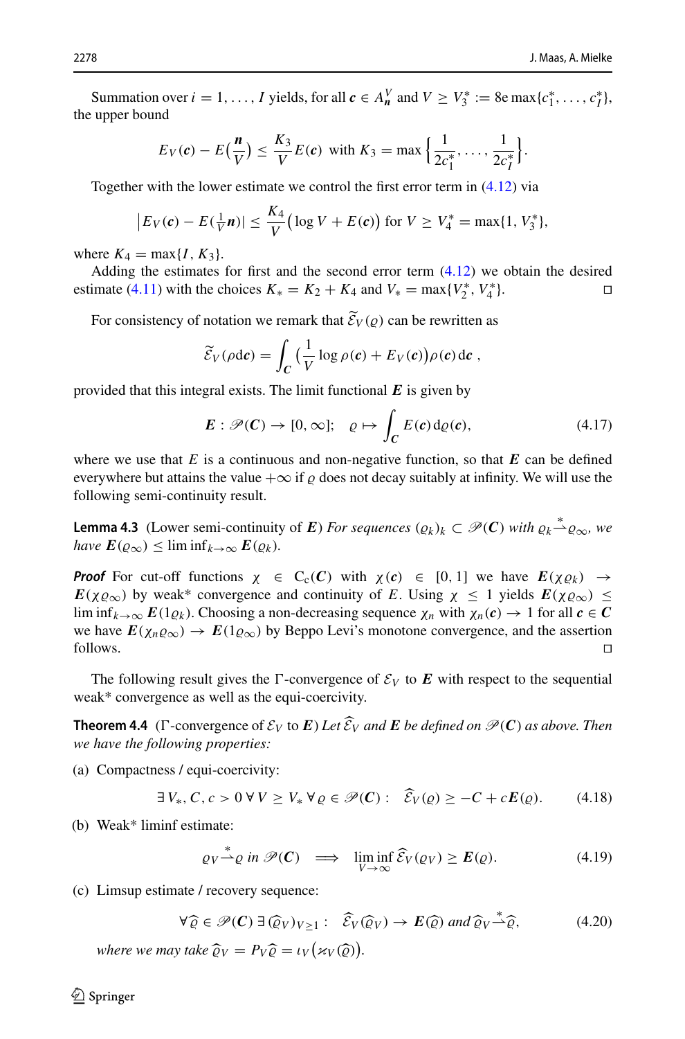Summation over $i = 1, \ldots, I$ yields, for all $\boldsymbol{c} \in A_{\boldsymbol{n}}^V$ and $V \geq V_3^* := 8\mathrm{e}\max\{c_1^*, \ldots, c_I^*\}$, the upper bound

$$E_V(\boldsymbol{c}) - E\big(\tfrac{\boldsymbol{n}}{V}\big) \leq \frac{K_3}{V} E(\boldsymbol{c}) \text{ with } K_3 = \max\Big\{\frac{1}{2c_1^*}, \ldots, \frac{1}{2c_I^*}\Big\}.$$

Together with the lower estimate we control the first error term in (4.12) via

$$\big|E_V(\boldsymbol{c}) - E(\tfrac{1}{V}\boldsymbol{n})\big| \leq \frac{K_4}{V}\big(\log V + E(\boldsymbol{c})\big) \text{ for } V \geq V_4^* = \max\{1, V_3^*\},$$

where $K_4 = \max\{I, K_3\}$.

Adding the estimates for first and the second error term (4.12) we obtain the desired estimate (4.11) with the choices $K_* = K_2 + K_4$ and $V_* = \max\{V_2^*, V_4^*\}$. □

For consistency of notation we remark that $\widetilde{\mathcal{E}}_V(\varrho)$ can be rewritten as

$$\widetilde{\mathcal{E}}_V(\rho \mathrm{d}\boldsymbol{c}) = \int_{\boldsymbol{C}} \Big(\frac{1}{V}\log\rho(\boldsymbol{c}) + E_V(\boldsymbol{c})\Big)\rho(\boldsymbol{c})\,\mathrm{d}\boldsymbol{c}\ ,$$

provided that this integral exists. The limit functional $\boldsymbol{E}$ is given by

$$\boldsymbol{E} : \mathscr{P}(\boldsymbol{C}) \to [0, \infty]; \quad \varrho \mapsto \int_{\boldsymbol{C}} E(\boldsymbol{c})\,\mathrm{d}\varrho(\boldsymbol{c}), \tag{4.17}$$

where we use that $E$ is a continuous and non-negative function, so that $\boldsymbol{E}$ can be defined everywhere but attains the value $+\infty$ if $\varrho$ does not decay suitably at infinity. We will use the following semi-continuity result.

**Lemma 4.3** (Lower semi-continuity of $\boldsymbol{E}$) *For sequences $(\varrho_k)_k \subset \mathscr{P}(\boldsymbol{C})$ with $\varrho_k \overset{*}{\rightharpoonup} \varrho_\infty$, we have $\boldsymbol{E}(\varrho_\infty) \leq \liminf_{k\to\infty} \boldsymbol{E}(\varrho_k)$.*

***Proof*** For cut-off functions $\chi \in \mathrm{C_c}(\boldsymbol{C})$ with $\chi(\boldsymbol{c}) \in [0, 1]$ we have $\boldsymbol{E}(\chi\varrho_k) \to \boldsymbol{E}(\chi\varrho_\infty)$ by weak* convergence and continuity of $E$. Using $\chi \leq 1$ yields $\boldsymbol{E}(\chi\varrho_\infty) \leq \liminf_{k\to\infty} \boldsymbol{E}(1\varrho_k)$. Choosing a non-decreasing sequence $\chi_n$ with $\chi_n(\boldsymbol{c}) \to 1$ for all $\boldsymbol{c} \in \boldsymbol{C}$ we have $\boldsymbol{E}(\chi_n\varrho_\infty) \to \boldsymbol{E}(1\varrho_\infty)$ by Beppo Levi's monotone convergence, and the assertion follows. □

The following result gives the $\Gamma$-convergence of $\mathcal{E}_V$ to $\boldsymbol{E}$ with respect to the sequential weak* convergence as well as the equi-coercivity.

**Theorem 4.4** ($\Gamma$-convergence of $\mathcal{E}_V$ to $\boldsymbol{E}$) *Let $\widehat{\mathcal{E}}_V$ and $\boldsymbol{E}$ be defined on $\mathscr{P}(\boldsymbol{C})$ as above. Then we have the following properties:*

(a) Compactness / equi-coercivity:

$$\exists\, V_*, C, c > 0\ \forall\, V \geq V_*\ \forall\, \varrho \in \mathscr{P}(\boldsymbol{C}) : \quad \widehat{\mathcal{E}}_V(\varrho) \geq -C + c\boldsymbol{E}(\varrho). \tag{4.18}$$

(b) Weak* liminf estimate:

$$\varrho_V \overset{*}{\rightharpoonup} \varrho \text{ in } \mathscr{P}(\boldsymbol{C}) \quad \Longrightarrow \quad \liminf_{V\to\infty} \widehat{\mathcal{E}}_V(\varrho_V) \geq \boldsymbol{E}(\varrho). \tag{4.19}$$

(c) Limsup estimate / recovery sequence:

$$\forall\, \widehat{\varrho} \in \mathscr{P}(\boldsymbol{C})\ \exists\, (\widehat{\varrho}_V)_{V\geq 1} : \quad \widehat{\mathcal{E}}_V(\widehat{\varrho}_V) \to \boldsymbol{E}(\widehat{\varrho}) \text{ and } \widehat{\varrho}_V \overset{*}{\rightharpoonup} \widehat{\varrho}, \tag{4.20}$$

*where we may take $\widehat{\varrho}_V = P_V\widehat{\varrho} = \iota_V\big(\varkappa_V(\widehat{\varrho})\big)$.*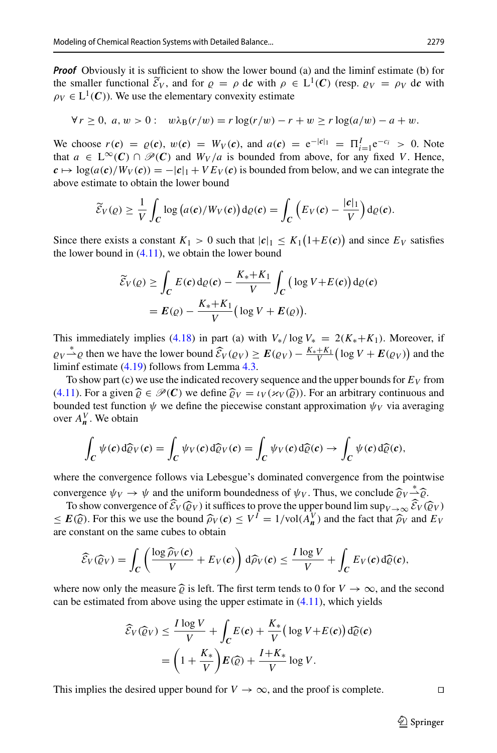***Proof*** Obviously it is sufficient to show the lower bound (a) and the liminf estimate (b) for the smaller functional $\widetilde{\mathcal{E}}_V$, and for $\varrho = \rho \, \mathrm{d}\boldsymbol{c}$ with $\rho \in \mathrm{L}^1(\boldsymbol{C})$ (resp. $\varrho_V = \rho_V \, \mathrm{d}\boldsymbol{c}$ with $\rho_V \in \mathrm{L}^1(\boldsymbol{C})$). We use the elementary convexity estimate

$$\forall\, r \geq 0, \; a, w > 0: \quad w\lambda_{\mathrm{B}}(r/w) = r\log(r/w) - r + w \geq r\log(a/w) - a + w.$$

We choose $r(\boldsymbol{c}) = \varrho(\boldsymbol{c})$, $w(\boldsymbol{c}) = W_V(\boldsymbol{c})$, and $a(\boldsymbol{c}) = \mathrm{e}^{-|\boldsymbol{c}|_1} = \Pi_{i=1}^{I} \mathrm{e}^{-c_i} > 0$. Note that $a \in \mathrm{L}^\infty(\boldsymbol{C}) \cap \mathscr{P}(\boldsymbol{C})$ and $W_V/a$ is bounded from above, for any fixed $V$. Hence, $\boldsymbol{c} \mapsto \log(a(\boldsymbol{c})/W_V(\boldsymbol{c})) = -|\boldsymbol{c}|_1 + V E_V(\boldsymbol{c})$ is bounded from below, and we can integrate the above estimate to obtain the lower bound

$$\widetilde{\mathcal{E}}_V(\varrho) \geq \frac{1}{V} \int_{\boldsymbol{C}} \log\big(a(\boldsymbol{c})/W_V(\boldsymbol{c})\big) \, \mathrm{d}\varrho(\boldsymbol{c}) = \int_{\boldsymbol{C}} \Big( E_V(\boldsymbol{c}) - \frac{|\boldsymbol{c}|_1}{V} \Big) \, \mathrm{d}\varrho(\boldsymbol{c}).$$

Since there exists a constant $K_1 > 0$ such that $|\boldsymbol{c}|_1 \leq K_1\big(1 + E(\boldsymbol{c})\big)$ and since $E_V$ satisfies the lower bound in (4.11), we obtain the lower bound

$$\begin{aligned}
\widetilde{\mathcal{E}}_V(\varrho) &\geq \int_{\boldsymbol{C}} E(\boldsymbol{c}) \, \mathrm{d}\varrho(\boldsymbol{c}) - \frac{K_* + K_1}{V} \int_{\boldsymbol{C}} \big( \log V + E(\boldsymbol{c}) \big) \, \mathrm{d}\varrho(\boldsymbol{c}) \\
&= \boldsymbol{E}(\varrho) - \frac{K_* + K_1}{V} \big( \log V + \boldsymbol{E}(\varrho) \big).
\end{aligned}$$

This immediately implies (4.18) in part (a) with $V_*/\log V_* = 2(K_* + K_1)$. Moreover, if $\varrho_V \overset{*}{\rightharpoonup} \varrho$ then we have the lower bound $\widehat{\mathcal{E}}_V(\varrho_V) \geq \boldsymbol{E}(\varrho_V) - \frac{K_* + K_1}{V}\big(\log V + \boldsymbol{E}(\varrho_V)\big)$ and the liminf estimate (4.19) follows from Lemma 4.3.

To show part (c) we use the indicated recovery sequence and the upper bounds for $E_V$ from (4.11). For a given $\widehat{\varrho} \in \mathscr{P}(\boldsymbol{C})$ we define $\widehat{\varrho}_V = \iota_V(\varkappa_V(\widehat{\varrho}))$. For an arbitrary continuous and bounded test function $\psi$ we define the piecewise constant approximation $\psi_V$ via averaging over $A_{\boldsymbol{n}}^V$. We obtain

$$\int_{\boldsymbol{C}} \psi(\boldsymbol{c}) \, \mathrm{d}\widehat{\varrho}_V(\boldsymbol{c}) = \int_{\boldsymbol{C}} \psi_V(\boldsymbol{c}) \, \mathrm{d}\widehat{\varrho}_V(\boldsymbol{c}) = \int_{\boldsymbol{C}} \psi_V(\boldsymbol{c}) \, \mathrm{d}\widehat{\varrho}(\boldsymbol{c}) \to \int_{\boldsymbol{C}} \psi(\boldsymbol{c}) \, \mathrm{d}\widehat{\varrho}(\boldsymbol{c}),$$

where the convergence follows via Lebesgue's dominated convergence from the pointwise convergence $\psi_V \to \psi$ and the uniform boundedness of $\psi_V$. Thus, we conclude $\widehat{\varrho}_V \overset{*}{\rightharpoonup} \widehat{\varrho}$.

To show convergence of $\widehat{\mathcal{E}}_V(\widehat{\varrho}_V)$ it suffices to prove the upper bound $\limsup_{V\to\infty} \widehat{\mathcal{E}}_V(\widehat{\varrho}_V) \leq \boldsymbol{E}(\widehat{\varrho})$. For this we use the bound $\widehat{\rho}_V(\boldsymbol{c}) \leq V^I = 1/\mathrm{vol}(A_{\boldsymbol{n}}^V)$ and the fact that $\widehat{\rho}_V$ and $E_V$ are constant on the same cubes to obtain

$$\widehat{\mathcal{E}}_V(\widehat{\varrho}_V) = \int_{\boldsymbol{C}} \left( \frac{\log \widehat{\rho}_V(\boldsymbol{c})}{V} + E_V(\boldsymbol{c}) \right) \mathrm{d}\widehat{\rho}_V(\boldsymbol{c}) \leq \frac{I \log V}{V} + \int_{\boldsymbol{C}} E_V(\boldsymbol{c}) \, \mathrm{d}\widehat{\varrho}(\boldsymbol{c}),$$

where now only the measure $\widehat{\varrho}$ is left. The first term tends to 0 for $V \to \infty$, and the second can be estimated from above using the upper estimate in (4.11), which yields

$$\begin{aligned}
\widehat{\mathcal{E}}_V(\widehat{\varrho}_V) &\leq \frac{I \log V}{V} + \int_{\boldsymbol{C}} E(\boldsymbol{c}) + \frac{K_*}{V} \big( \log V + E(\boldsymbol{c}) \big) \, \mathrm{d}\widehat{\varrho}(\boldsymbol{c}) \\
&= \left( 1 + \frac{K_*}{V} \right) \boldsymbol{E}(\widehat{\varrho}) + \frac{I + K_*}{V} \log V.
\end{aligned}$$

This implies the desired upper bound for $V \to \infty$, and the proof is complete. $\square$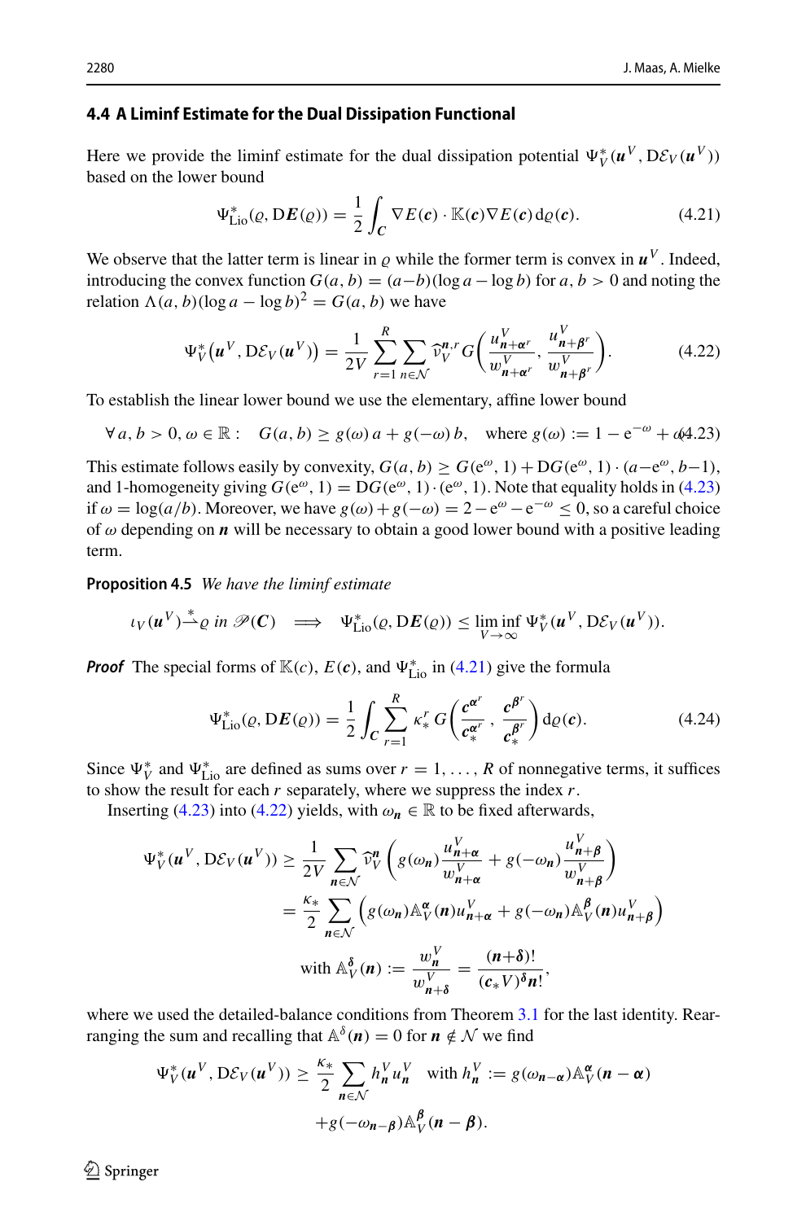### 4.4 A Liminf Estimate for the Dual Dissipation Functional

Here we provide the liminf estimate for the dual dissipation potential $\Psi_V^*(\boldsymbol{u}^V, \mathrm{D}\mathcal{E}_V(\boldsymbol{u}^V))$ based on the lower bound

$$\Psi^*_{\mathrm{Lio}}(\varrho, \mathrm{D}\boldsymbol{E}(\varrho)) = \frac{1}{2}\int_{\boldsymbol{C}} \nabla E(\boldsymbol{c}) \cdot \mathbb{K}(\boldsymbol{c}) \nabla E(\boldsymbol{c})\,\mathrm{d}\varrho(\boldsymbol{c}). \tag{4.21}$$

We observe that the latter term is linear in $\varrho$ while the former term is convex in $\boldsymbol{u}^V$. Indeed, introducing the convex function $G(a,b) = (a-b)(\log a - \log b)$ for $a, b > 0$ and noting the relation $\Lambda(a,b)(\log a - \log b)^2 = G(a,b)$ we have

$$\Psi_V^*\big(\boldsymbol{u}^V, \mathrm{D}\mathcal{E}_V(\boldsymbol{u}^V)\big) = \frac{1}{2V}\sum_{r=1}^{R}\sum_{\boldsymbol{n}\in\mathcal{N}} \widehat{\nu}_V^{\boldsymbol{n},r}\, G\bigg(\frac{u^V_{\boldsymbol{n}+\boldsymbol{\alpha}^r}}{w^V_{\boldsymbol{n}+\boldsymbol{\alpha}^r}}, \frac{u^V_{\boldsymbol{n}+\boldsymbol{\beta}^r}}{w^V_{\boldsymbol{n}+\boldsymbol{\beta}^r}}\bigg). \tag{4.22}$$

To establish the linear lower bound we use the elementary, affine lower bound

$$\forall\, a, b > 0, \omega \in \mathbb{R}: \quad G(a,b) \geq g(\omega)\, a + g(-\omega)\, b, \quad \text{where } g(\omega) := 1 - \mathrm{e}^{-\omega} + \omega. \tag{4.23}$$

This estimate follows easily by convexity, $G(a,b) \geq G(\mathrm{e}^\omega, 1) + \mathrm{D}G(\mathrm{e}^\omega, 1)\cdot(a - \mathrm{e}^\omega, b-1)$, and 1-homogeneity giving $G(\mathrm{e}^\omega, 1) = \mathrm{D}G(\mathrm{e}^\omega, 1)\cdot(\mathrm{e}^\omega, 1)$. Note that equality holds in (4.23) if $\omega = \log(a/b)$. Moreover, we have $g(\omega) + g(-\omega) = 2 - \mathrm{e}^\omega - \mathrm{e}^{-\omega} \leq 0$, so a careful choice of $\omega$ depending on $\boldsymbol{n}$ will be necessary to obtain a good lower bound with a positive leading term.

**Proposition 4.5** *We have the liminf estimate*

$$\iota_V(\boldsymbol{u}^V) \overset{*}{\rightharpoonup} \varrho \text{ in } \mathscr{P}(\boldsymbol{C}) \quad \Longrightarrow \quad \Psi^*_{\mathrm{Lio}}(\varrho, \mathrm{D}\boldsymbol{E}(\varrho)) \leq \liminf_{V\to\infty} \Psi_V^*(\boldsymbol{u}^V, \mathrm{D}\mathcal{E}_V(\boldsymbol{u}^V)).$$

***Proof*** The special forms of $\mathbb{K}(c)$, $E(\boldsymbol{c})$, and $\Psi^*_{\mathrm{Lio}}$ in (4.21) give the formula

$$\Psi^*_{\mathrm{Lio}}(\varrho, \mathrm{D}\boldsymbol{E}(\varrho)) = \frac{1}{2}\int_{\boldsymbol{C}} \sum_{r=1}^{R} \kappa_*^r\, G\bigg(\frac{\boldsymbol{c}^{\boldsymbol{\alpha}^r}}{\boldsymbol{c}_*^{\boldsymbol{\alpha}^r}}, \frac{\boldsymbol{c}^{\boldsymbol{\beta}^r}}{\boldsymbol{c}_*^{\boldsymbol{\beta}^r}}\bigg)\,\mathrm{d}\varrho(\boldsymbol{c}). \tag{4.24}$$

Since $\Psi_V^*$ and $\Psi^*_{\mathrm{Lio}}$ are defined as sums over $r = 1, \ldots, R$ of nonnegative terms, it suffices to show the result for each $r$ separately, where we suppress the index $r$.

Inserting (4.23) into (4.22) yields, with $\omega_{\boldsymbol{n}} \in \mathbb{R}$ to be fixed afterwards,

$$\begin{aligned}
\Psi_V^*(\boldsymbol{u}^V, \mathrm{D}\mathcal{E}_V(\boldsymbol{u}^V)) &\geq \frac{1}{2V}\sum_{\boldsymbol{n}\in\mathcal{N}} \widehat{\nu}_V^{\boldsymbol{n}} \bigg( g(\omega_{\boldsymbol{n}})\frac{u^V_{\boldsymbol{n}+\boldsymbol{\alpha}}}{w^V_{\boldsymbol{n}+\boldsymbol{\alpha}}} + g(-\omega_{\boldsymbol{n}})\frac{u^V_{\boldsymbol{n}+\boldsymbol{\beta}}}{w^V_{\boldsymbol{n}+\boldsymbol{\beta}}}\bigg) \\
&= \frac{\kappa_*}{2}\sum_{\boldsymbol{n}\in\mathcal{N}} \Big( g(\omega_{\boldsymbol{n}})\mathbb{A}_V^{\boldsymbol{\alpha}}(\boldsymbol{n}) u^V_{\boldsymbol{n}+\boldsymbol{\alpha}} + g(-\omega_{\boldsymbol{n}})\mathbb{A}_V^{\boldsymbol{\beta}}(\boldsymbol{n}) u^V_{\boldsymbol{n}+\boldsymbol{\beta}}\Big) \\
&\qquad \text{with } \mathbb{A}_V^{\boldsymbol{\delta}}(\boldsymbol{n}) := \frac{w^V_{\boldsymbol{n}}}{w^V_{\boldsymbol{n}+\boldsymbol{\delta}}} = \frac{(\boldsymbol{n}+\boldsymbol{\delta})!}{(\boldsymbol{c}_* V)^{\boldsymbol{\delta}}\boldsymbol{n}!},
\end{aligned}$$

where we used the detailed-balance conditions from Theorem 3.1 for the last identity. Rearranging the sum and recalling that $\mathbb{A}^{\boldsymbol{\delta}}(\boldsymbol{n}) = 0$ for $\boldsymbol{n} \notin \mathcal{N}$ we find

$$\begin{aligned}
\Psi_V^*(\boldsymbol{u}^V, \mathrm{D}\mathcal{E}_V(\boldsymbol{u}^V)) \geq \frac{\kappa_*}{2}\sum_{\boldsymbol{n}\in\mathcal{N}} h^V_{\boldsymbol{n}} u^V_{\boldsymbol{n}} \quad &\text{with } h^V_{\boldsymbol{n}} := g(\omega_{\boldsymbol{n}-\boldsymbol{\alpha}})\mathbb{A}_V^{\boldsymbol{\alpha}}(\boldsymbol{n}-\boldsymbol{\alpha}) \\
&+ g(-\omega_{\boldsymbol{n}-\boldsymbol{\beta}})\mathbb{A}_V^{\boldsymbol{\beta}}(\boldsymbol{n}-\boldsymbol{\beta}).
\end{aligned}$$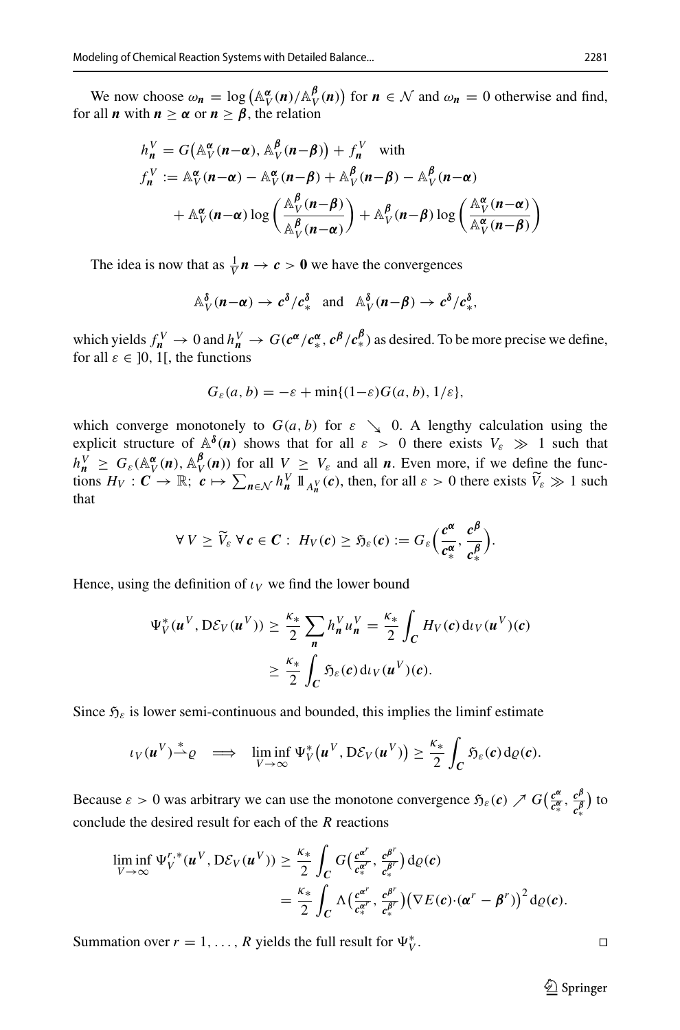We now choose $\omega_{\boldsymbol{n}} = \log\big(\mathbb{A}_V^{\boldsymbol{\alpha}}(\boldsymbol{n})/\mathbb{A}_V^{\boldsymbol{\beta}}(\boldsymbol{n})\big)$ for $\boldsymbol{n} \in \mathcal{N}$ and $\omega_{\boldsymbol{n}} = 0$ otherwise and find, for all $\boldsymbol{n}$ with $\boldsymbol{n} \geq \boldsymbol{\alpha}$ or $\boldsymbol{n} \geq \boldsymbol{\beta}$, the relation

$$
\begin{aligned}
h_{\boldsymbol{n}}^V &= G\big(\mathbb{A}_V^{\boldsymbol{\alpha}}(\boldsymbol{n}-\boldsymbol{\alpha}), \mathbb{A}_V^{\boldsymbol{\beta}}(\boldsymbol{n}-\boldsymbol{\beta})\big) + f_{\boldsymbol{n}}^V \quad \text{with} \\
f_{\boldsymbol{n}}^V &:= \mathbb{A}_V^{\boldsymbol{\alpha}}(\boldsymbol{n}-\boldsymbol{\alpha}) - \mathbb{A}_V^{\boldsymbol{\alpha}}(\boldsymbol{n}-\boldsymbol{\beta}) + \mathbb{A}_V^{\boldsymbol{\beta}}(\boldsymbol{n}-\boldsymbol{\beta}) - \mathbb{A}_V^{\boldsymbol{\beta}}(\boldsymbol{n}-\boldsymbol{\alpha}) \\
&\quad + \mathbb{A}_V^{\boldsymbol{\alpha}}(\boldsymbol{n}-\boldsymbol{\alpha}) \log\left(\frac{\mathbb{A}_V^{\boldsymbol{\beta}}(\boldsymbol{n}-\boldsymbol{\beta})}{\mathbb{A}_V^{\boldsymbol{\beta}}(\boldsymbol{n}-\boldsymbol{\alpha})}\right) + \mathbb{A}_V^{\boldsymbol{\beta}}(\boldsymbol{n}-\boldsymbol{\beta}) \log\left(\frac{\mathbb{A}_V^{\boldsymbol{\alpha}}(\boldsymbol{n}-\boldsymbol{\alpha})}{\mathbb{A}_V^{\boldsymbol{\alpha}}(\boldsymbol{n}-\boldsymbol{\beta})}\right)
\end{aligned}
$$

The idea is now that as $\frac{1}{V}\boldsymbol{n} \to \boldsymbol{c} > \boldsymbol{0}$ we have the convergences

$$
\mathbb{A}_V^{\boldsymbol{\delta}}(\boldsymbol{n}-\boldsymbol{\alpha}) \to \boldsymbol{c}^{\boldsymbol{\delta}}/\boldsymbol{c}_*^{\boldsymbol{\delta}} \quad \text{and} \quad \mathbb{A}_V^{\boldsymbol{\delta}}(\boldsymbol{n}-\boldsymbol{\beta}) \to \boldsymbol{c}^{\boldsymbol{\delta}}/\boldsymbol{c}_*^{\boldsymbol{\delta}},
$$

which yields $f_{\boldsymbol{n}}^V \to 0$ and $h_{\boldsymbol{n}}^V \to G(\boldsymbol{c}^{\boldsymbol{\alpha}}/\boldsymbol{c}_*^{\boldsymbol{\alpha}}, \boldsymbol{c}^{\boldsymbol{\beta}}/\boldsymbol{c}_*^{\boldsymbol{\beta}})$ as desired. To be more precise we define, for all $\varepsilon \in \,]0,1[$, the functions

$$
G_\varepsilon(a,b) = -\varepsilon + \min\{(1-\varepsilon)G(a,b), 1/\varepsilon\},
$$

which converge monotonely to $G(a,b)$ for $\varepsilon \searrow 0$. A lengthy calculation using the explicit structure of $\mathbb{A}^{\boldsymbol{\delta}}(\boldsymbol{n})$ shows that for all $\varepsilon > 0$ there exists $V_\varepsilon \gg 1$ such that $h_{\boldsymbol{n}}^V \geq G_\varepsilon(\mathbb{A}_V^{\boldsymbol{\alpha}}(\boldsymbol{n}), \mathbb{A}_V^{\boldsymbol{\beta}}(\boldsymbol{n}))$ for all $V \geq V_\varepsilon$ and all $\boldsymbol{n}$. Even more, if we define the functions $H_V : \boldsymbol{C} \to \mathbb{R};\ \boldsymbol{c} \mapsto \sum_{\boldsymbol{n}\in\mathcal{N}} h_{\boldsymbol{n}}^V \, \mathbb{1}_{A_{\boldsymbol{n}}^V}(\boldsymbol{c})$, then, for all $\varepsilon > 0$ there exists $\widetilde{V}_\varepsilon \gg 1$ such that

$$
\forall\, V \geq \widetilde{V}_\varepsilon \ \forall\, \boldsymbol{c} \in \boldsymbol{C}: \ H_V(\boldsymbol{c}) \geq \mathfrak{H}_\varepsilon(\boldsymbol{c}) := G_\varepsilon\Big(\frac{\boldsymbol{c}^{\boldsymbol{\alpha}}}{\boldsymbol{c}_*^{\boldsymbol{\alpha}}}, \frac{\boldsymbol{c}^{\boldsymbol{\beta}}}{\boldsymbol{c}_*^{\boldsymbol{\beta}}}\Big).
$$

Hence, using the definition of $\iota_V$ we find the lower bound

$$
\begin{aligned}
\Psi_V^*(\boldsymbol{u}^V, \mathrm{D}\mathcal{E}_V(\boldsymbol{u}^V)) &\geq \frac{\kappa_*}{2}\sum_{\boldsymbol{n}} h_{\boldsymbol{n}}^V u_{\boldsymbol{n}}^V = \frac{\kappa_*}{2}\int_{\boldsymbol{C}} H_V(\boldsymbol{c})\,\mathrm{d}\iota_V(\boldsymbol{u}^V)(\boldsymbol{c}) \\
&\geq \frac{\kappa_*}{2}\int_{\boldsymbol{C}} \mathfrak{H}_\varepsilon(\boldsymbol{c})\,\mathrm{d}\iota_V(\boldsymbol{u}^V)(\boldsymbol{c}).
\end{aligned}
$$

Since $\mathfrak{H}_\varepsilon$ is lower semi-continuous and bounded, this implies the liminf estimate

$$
\iota_V(\boldsymbol{u}^V) \overset{*}{\rightharpoonup} \varrho \quad \Longrightarrow \quad \liminf_{V\to\infty} \Psi_V^*\big(\boldsymbol{u}^V, \mathrm{D}\mathcal{E}_V(\boldsymbol{u}^V)\big) \geq \frac{\kappa_*}{2}\int_{\boldsymbol{C}} \mathfrak{H}_\varepsilon(\boldsymbol{c})\,\mathrm{d}\varrho(\boldsymbol{c}).
$$

Because $\varepsilon > 0$ was arbitrary we can use the monotone convergence $\mathfrak{H}_\varepsilon(\boldsymbol{c}) \nearrow G\big(\frac{\boldsymbol{c}^{\boldsymbol{\alpha}}}{\boldsymbol{c}_*^{\boldsymbol{\alpha}}}, \frac{\boldsymbol{c}^{\boldsymbol{\beta}}}{\boldsymbol{c}_*^{\boldsymbol{\beta}}}\big)$ to conclude the desired result for each of the $R$ reactions

$$
\begin{aligned}
\liminf_{V\to\infty} \Psi_V^{r,*}(\boldsymbol{u}^V, \mathrm{D}\mathcal{E}_V(\boldsymbol{u}^V)) &\geq \frac{\kappa_*}{2}\int_{\boldsymbol{C}} G\big(\tfrac{\boldsymbol{c}^{\boldsymbol{\alpha}^r}}{\boldsymbol{c}_*^{\boldsymbol{\alpha}^r}}, \tfrac{\boldsymbol{c}^{\boldsymbol{\beta}^r}}{\boldsymbol{c}_*^{\boldsymbol{\beta}^r}}\big)\,\mathrm{d}\varrho(\boldsymbol{c}) \\
&= \frac{\kappa_*}{2}\int_{\boldsymbol{C}} \Lambda\big(\tfrac{\boldsymbol{c}^{\boldsymbol{\alpha}^r}}{\boldsymbol{c}_*^{\boldsymbol{\alpha}^r}}, \tfrac{\boldsymbol{c}^{\boldsymbol{\beta}^r}}{\boldsymbol{c}_*^{\boldsymbol{\beta}^r}}\big)\big(\nabla E(\boldsymbol{c})\cdot(\boldsymbol{\alpha}^r - \boldsymbol{\beta}^r)\big)^2\,\mathrm{d}\varrho(\boldsymbol{c}).
\end{aligned}
$$

Summation over $r = 1, \ldots, R$ yields the full result for $\Psi_V^*$. $\square$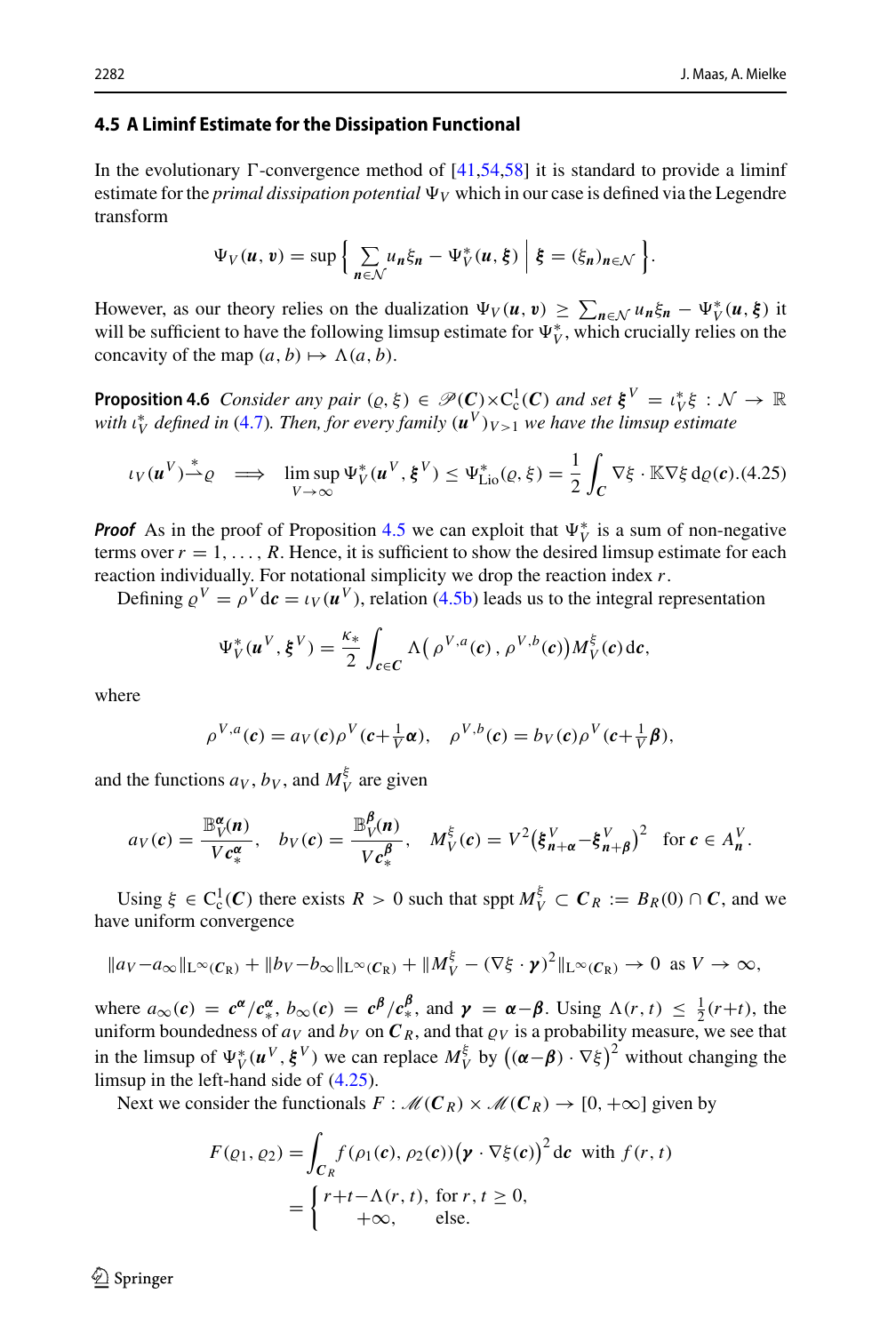### 4.5 A Liminf Estimate for the Dissipation Functional

In the evolutionary Γ-convergence method of [41,54,58] it is standard to provide a liminf estimate for the *primal dissipation potential* $\Psi_V$ which in our case is defined via the Legendre transform

$$
\Psi_V(\boldsymbol{u},\boldsymbol{v}) = \sup\Big\{ \sum_{\boldsymbol{n}\in\mathcal{N}} u_{\boldsymbol{n}}\xi_{\boldsymbol{n}} - \Psi_V^*(\boldsymbol{u},\boldsymbol{\xi}) \;\Big|\; \boldsymbol{\xi} = (\xi_{\boldsymbol{n}})_{\boldsymbol{n}\in\mathcal{N}} \Big\}.
$$

However, as our theory relies on the dualization $\Psi_V(\boldsymbol{u},\boldsymbol{v}) \geq \sum_{\boldsymbol{n}\in\mathcal{N}} u_{\boldsymbol{n}}\xi_{\boldsymbol{n}} - \Psi_V^*(\boldsymbol{u},\boldsymbol{\xi})$ it will be sufficient to have the following limsup estimate for $\Psi_V^*$, which crucially relies on the concavity of the map $(a,b)\mapsto \Lambda(a,b)$.

**Proposition 4.6** *Consider any pair $(\varrho,\xi)\in\mathscr{P}(\boldsymbol{C})\times\mathrm{C}^1_{\mathrm{c}}(\boldsymbol{C})$ and set $\boldsymbol{\xi}^V = \iota_V^*\xi : \mathcal{N}\to\mathbb{R}$ with $\iota_V^*$ defined in (4.7). Then, for every family $(\boldsymbol{u}^V)_{V>1}$ we have the limsup estimate*

$$
\iota_V(\boldsymbol{u}^V) \overset{*}{\rightharpoonup} \varrho \quad\Longrightarrow\quad \limsup_{V\to\infty} \Psi_V^*(\boldsymbol{u}^V,\boldsymbol{\xi}^V) \leq \Psi_{\mathrm{Lio}}^*(\varrho,\xi) = \frac{1}{2}\int_{\boldsymbol{C}} \nabla\xi\cdot\mathbb{K}\nabla\xi\,\mathrm{d}\varrho(\boldsymbol{c}). \tag{4.25}
$$

***Proof*** As in the proof of Proposition 4.5 we can exploit that $\Psi_V^*$ is a sum of non-negative terms over $r=1,\ldots,R$. Hence, it is sufficient to show the desired limsup estimate for each reaction individually. For notational simplicity we drop the reaction index $r$.

Defining $\varrho^V = \rho^V\mathrm{d}\boldsymbol{c} = \iota_V(\boldsymbol{u}^V)$, relation (4.5b) leads us to the integral representation

$$
\Psi_V^*(\boldsymbol{u}^V,\boldsymbol{\xi}^V) = \frac{\kappa_*}{2}\int_{\boldsymbol{c}\in\boldsymbol{C}} \Lambda\big(\rho^{V,a}(\boldsymbol{c})\,,\,\rho^{V,b}(\boldsymbol{c})\big) M_V^\xi(\boldsymbol{c})\,\mathrm{d}\boldsymbol{c},
$$

where

$$
\rho^{V,a}(\boldsymbol{c}) = a_V(\boldsymbol{c})\rho^V(\boldsymbol{c}+\tfrac{1}{V}\boldsymbol{\alpha}), \quad \rho^{V,b}(\boldsymbol{c}) = b_V(\boldsymbol{c})\rho^V(\boldsymbol{c}+\tfrac{1}{V}\boldsymbol{\beta}),
$$

and the functions $a_V$, $b_V$, and $M_V^\xi$ are given

$$
a_V(\boldsymbol{c}) = \frac{\mathbb{B}_V^{\boldsymbol{\alpha}}(\boldsymbol{n})}{V\boldsymbol{c}_*^{\boldsymbol{\alpha}}}, \quad b_V(\boldsymbol{c}) = \frac{\mathbb{B}_V^{\boldsymbol{\beta}}(\boldsymbol{n})}{V\boldsymbol{c}_*^{\boldsymbol{\beta}}}, \quad M_V^\xi(\boldsymbol{c}) = V^2\big(\boldsymbol{\xi}^V_{\boldsymbol{n}+\boldsymbol{\alpha}} - \boldsymbol{\xi}^V_{\boldsymbol{n}+\boldsymbol{\beta}}\big)^2 \quad \text{for } \boldsymbol{c}\in A_{\boldsymbol{n}}^V.
$$

Using $\xi\in\mathrm{C}^1_{\mathrm{c}}(\boldsymbol{C})$ there exists $R>0$ such that $\operatorname{sppt} M_V^\xi \subset \boldsymbol{C}_R := B_R(0)\cap\boldsymbol{C}$, and we have uniform convergence

$$
\|a_V - a_\infty\|_{\mathrm{L}^\infty(\boldsymbol{C}_R)} + \|b_V - b_\infty\|_{\mathrm{L}^\infty(\boldsymbol{C}_R)} + \|M_V^\xi - (\nabla\xi\cdot\boldsymbol{\gamma})^2\|_{\mathrm{L}^\infty(\boldsymbol{C}_R)} \to 0 \ \text{ as } V\to\infty,
$$

where $a_\infty(\boldsymbol{c}) = \boldsymbol{c}^{\boldsymbol{\alpha}}/\boldsymbol{c}_*^{\boldsymbol{\alpha}}$, $b_\infty(\boldsymbol{c}) = \boldsymbol{c}^{\boldsymbol{\beta}}/\boldsymbol{c}_*^{\boldsymbol{\beta}}$, and $\boldsymbol{\gamma} = \boldsymbol{\alpha}-\boldsymbol{\beta}$. Using $\Lambda(r,t)\leq \frac{1}{2}(r+t)$, the uniform boundedness of $a_V$ and $b_V$ on $\boldsymbol{C}_R$, and that $\varrho_V$ is a probability measure, we see that in the limsup of $\Psi_V^*(\boldsymbol{u}^V,\boldsymbol{\xi}^V)$ we can replace $M_V^\xi$ by $\big((\boldsymbol{\alpha}-\boldsymbol{\beta})\cdot\nabla\xi\big)^2$ without changing the limsup in the left-hand side of (4.25).

Next we consider the functionals $F:\mathscr{M}(\boldsymbol{C}_R)\times\mathscr{M}(\boldsymbol{C}_R)\to[0,+\infty]$ given by

$$
\begin{aligned}
F(\varrho_1,\varrho_2) &= \int_{\boldsymbol{C}_R} f(\rho_1(\boldsymbol{c}),\rho_2(\boldsymbol{c}))\big(\boldsymbol{\gamma}\cdot\nabla\xi(\boldsymbol{c})\big)^2\,\mathrm{d}\boldsymbol{c} \quad \text{with } f(r,t) \\
&= \begin{cases} r+t-\Lambda(r,t), & \text{for } r,t\geq 0,\\ +\infty, & \text{else.}\end{cases}
\end{aligned}
$$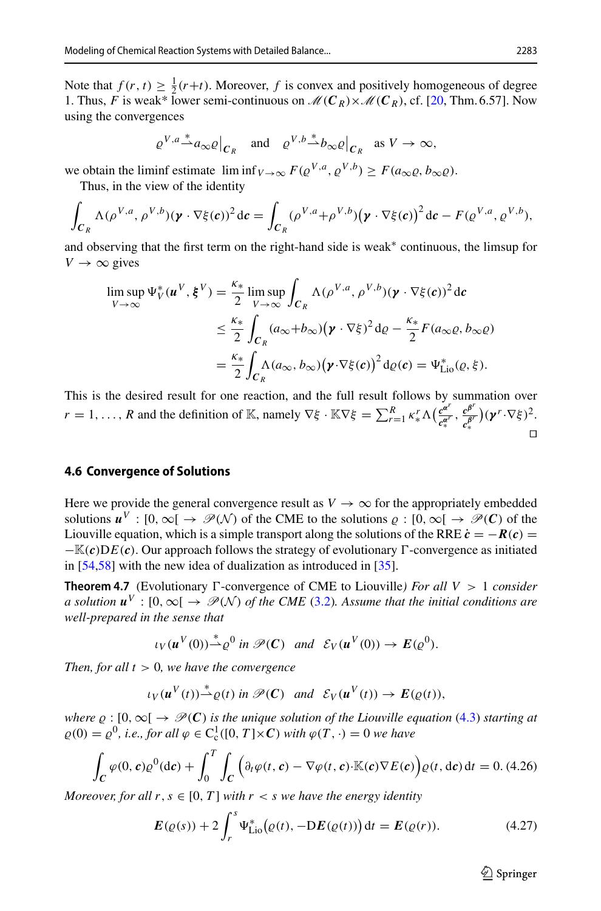Note that $f(r,t) \geq \frac{1}{2}(r+t)$. Moreover, $f$ is convex and positively homogeneous of degree 1. Thus, $F$ is weak* lower semi-continuous on $\mathscr{M}(\boldsymbol{C}_R)\times\mathscr{M}(\boldsymbol{C}_R)$, cf. [20, Thm. 6.57]. Now using the convergences

$$\varrho^{V,a} \overset{*}{\rightharpoonup} a_\infty \varrho\big|_{\boldsymbol{C}_R} \quad \text{and} \quad \varrho^{V,b} \overset{*}{\rightharpoonup} b_\infty \varrho\big|_{\boldsymbol{C}_R} \quad \text{as } V \to \infty,$$

we obtain the liminf estimate $\liminf_{V\to\infty} F(\varrho^{V,a}, \varrho^{V,b}) \geq F(a_\infty \varrho, b_\infty \varrho)$.

Thus, in the view of the identity

$$\int_{\boldsymbol{C}_R} \Lambda(\rho^{V,a}, \rho^{V,b})(\boldsymbol{\gamma}\cdot\nabla\xi(\boldsymbol{c}))^2 \,\mathrm{d}\boldsymbol{c} = \int_{\boldsymbol{C}_R} (\rho^{V,a}+\rho^{V,b})\big(\boldsymbol{\gamma}\cdot\nabla\xi(\boldsymbol{c})\big)^2 \,\mathrm{d}\boldsymbol{c} - F(\varrho^{V,a}, \varrho^{V,b}),$$

and observing that the first term on the right-hand side is weak* continuous, the limsup for $V\to\infty$ gives

$$\begin{aligned}
\limsup_{V\to\infty} \Psi^*_V(\boldsymbol{u}^V, \boldsymbol{\xi}^V) &= \frac{\kappa_*}{2} \limsup_{V\to\infty} \int_{\boldsymbol{C}_R} \Lambda(\rho^{V,a}, \rho^{V,b})(\boldsymbol{\gamma}\cdot\nabla\xi(\boldsymbol{c}))^2 \,\mathrm{d}\boldsymbol{c} \\
&\leq \frac{\kappa_*}{2} \int_{\boldsymbol{C}_R} (a_\infty + b_\infty)\big(\boldsymbol{\gamma}\cdot\nabla\xi\big)^2 \,\mathrm{d}\varrho - \frac{\kappa_*}{2} F(a_\infty\varrho, b_\infty\varrho) \\
&= \frac{\kappa_*}{2} \int_{\boldsymbol{C}_R} \Lambda(a_\infty, b_\infty)\big(\boldsymbol{\gamma}\cdot\nabla\xi(\boldsymbol{c})\big)^2 \,\mathrm{d}\varrho(\boldsymbol{c}) = \Psi^*_{\mathrm{Lio}}(\varrho, \xi).
\end{aligned}$$

This is the desired result for one reaction, and the full result follows by summation over $r = 1, \ldots, R$ and the definition of $\mathbb{K}$, namely $\nabla\xi\cdot\mathbb{K}\nabla\xi = \sum_{r=1}^R \kappa_*^r \Lambda\big(\frac{\boldsymbol{c}^{\boldsymbol{\alpha}^r}}{\boldsymbol{c}_*^{\boldsymbol{\alpha}^r}}, \frac{\boldsymbol{c}^{\boldsymbol{\beta}^r}}{\boldsymbol{c}_*^{\boldsymbol{\beta}^r}}\big)(\boldsymbol{\gamma}^r\cdot\nabla\xi)^2$. $\square$

### 4.6 Convergence of Solutions

Here we provide the general convergence result as $V\to\infty$ for the appropriately embedded solutions $\boldsymbol{u}^V : [0,\infty[ \to \mathscr{P}(\mathcal{N})$ of the CME to the solutions $\varrho : [0,\infty[ \to \mathscr{P}(\boldsymbol{C})$ of the Liouville equation, which is a simple transport along the solutions of the RRE $\dot{\boldsymbol{c}} = -\boldsymbol{R}(\boldsymbol{c}) = -\mathbb{K}(\boldsymbol{c})\mathrm{D}E(\boldsymbol{c})$. Our approach follows the strategy of evolutionary Γ-convergence as initiated in [54,58] with the new idea of dualization as introduced in [35].

**Theorem 4.7** (Evolutionary Γ-convergence of CME to Liouville) *For all $V > 1$ consider a solution $\boldsymbol{u}^V : [0,\infty[ \to \mathscr{P}(\mathcal{N})$ of the CME (3.2). Assume that the initial conditions are well-prepared in the sense that*

$$\iota_V(\boldsymbol{u}^V(0)) \overset{*}{\rightharpoonup} \varrho^0 \text{ in } \mathscr{P}(\boldsymbol{C}) \quad \text{and} \quad \mathcal{E}_V(\boldsymbol{u}^V(0)) \to \boldsymbol{E}(\varrho^0).$$

*Then, for all $t > 0$, we have the convergence*

$$\iota_V(\boldsymbol{u}^V(t)) \overset{*}{\rightharpoonup} \varrho(t) \text{ in } \mathscr{P}(\boldsymbol{C}) \quad \text{and} \quad \mathcal{E}_V(\boldsymbol{u}^V(t)) \to \boldsymbol{E}(\varrho(t)),$$

*where $\varrho : [0,\infty[ \to \mathscr{P}(\boldsymbol{C})$ is the unique solution of the Liouville equation (4.3) starting at $\varrho(0) = \varrho^0$, i.e., for all $\varphi \in \mathrm{C}^1_{\mathrm{c}}([0,T]\times\boldsymbol{C})$ with $\varphi(T,\cdot) = 0$ we have*

$$\int_{\boldsymbol{C}} \varphi(0,\boldsymbol{c})\varrho^0(\mathrm{d}\boldsymbol{c}) + \int_0^T \int_{\boldsymbol{C}} \Big(\partial_t\varphi(t,\boldsymbol{c}) - \nabla\varphi(t,\boldsymbol{c})\cdot\mathbb{K}(\boldsymbol{c})\nabla E(\boldsymbol{c})\Big)\varrho(t,\mathrm{d}\boldsymbol{c})\,\mathrm{d}t = 0. \quad (4.26)$$

*Moreover, for all $r, s \in [0,T]$ with $r < s$ we have the energy identity*

$$\boldsymbol{E}(\varrho(s)) + 2\int_r^s \Psi^*_{\mathrm{Lio}}\big(\varrho(t), -\mathrm{D}\boldsymbol{E}(\varrho(t))\big)\,\mathrm{d}t = \boldsymbol{E}(\varrho(r)). \quad (4.27)$$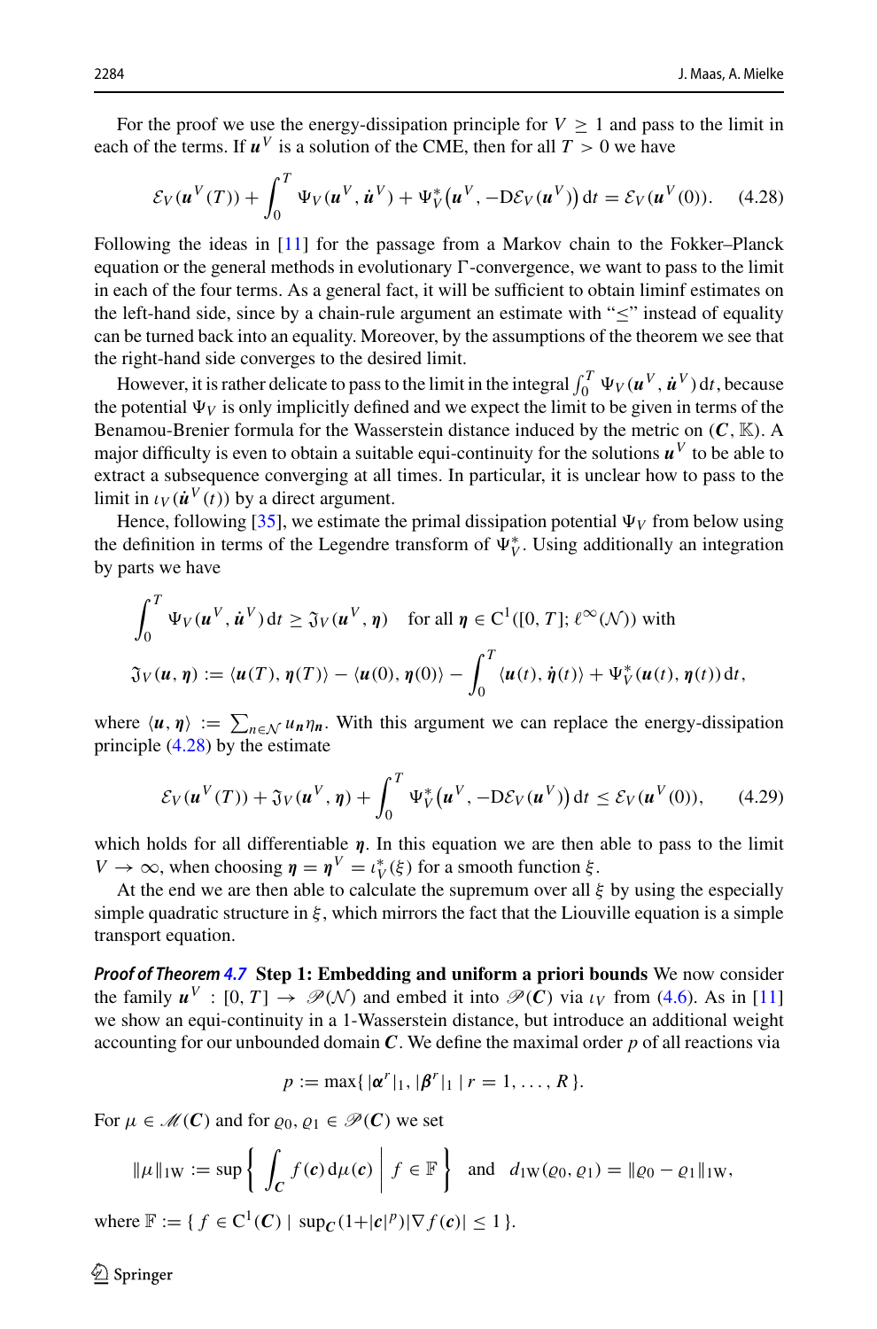For the proof we use the energy-dissipation principle for $V \geq 1$ and pass to the limit in each of the terms. If $\boldsymbol{u}^V$ is a solution of the CME, then for all $T > 0$ we have

$$\mathcal{E}_V(\boldsymbol{u}^V(T)) + \int_0^T \Psi_V(\boldsymbol{u}^V, \dot{\boldsymbol{u}}^V) + \Psi_V^*\big(\boldsymbol{u}^V, -\mathrm{D}\mathcal{E}_V(\boldsymbol{u}^V)\big)\,\mathrm{d}t = \mathcal{E}_V(\boldsymbol{u}^V(0)). \tag{4.28}$$

Following the ideas in [11] for the passage from a Markov chain to the Fokker–Planck equation or the general methods in evolutionary Γ-convergence, we want to pass to the limit in each of the four terms. As a general fact, it will be sufficient to obtain liminf estimates on the left-hand side, since by a chain-rule argument an estimate with "$\leq$" instead of equality can be turned back into an equality. Moreover, by the assumptions of the theorem we see that the right-hand side converges to the desired limit.

However, it is rather delicate to pass to the limit in the integral $\int_0^T \Psi_V(\boldsymbol{u}^V, \dot{\boldsymbol{u}}^V)\,\mathrm{d}t$, because the potential $\Psi_V$ is only implicitly defined and we expect the limit to be given in terms of the Benamou-Brenier formula for the Wasserstein distance induced by the metric on $(\boldsymbol{C}, \mathbb{K})$. A major difficulty is even to obtain a suitable equi-continuity for the solutions $\boldsymbol{u}^V$ to be able to extract a subsequence converging at all times. In particular, it is unclear how to pass to the limit in $\iota_V(\dot{\boldsymbol{u}}^V(t))$ by a direct argument.

Hence, following [35], we estimate the primal dissipation potential $\Psi_V$ from below using the definition in terms of the Legendre transform of $\Psi_V^*$. Using additionally an integration by parts we have

$$\int_0^T \Psi_V(\boldsymbol{u}^V, \dot{\boldsymbol{u}}^V)\,\mathrm{d}t \geq \mathfrak{J}_V(\boldsymbol{u}^V, \boldsymbol{\eta}) \quad \text{for all } \boldsymbol{\eta} \in \mathrm{C}^1([0,T]; \ell^\infty(\mathcal{N})) \text{ with}$$

$$\mathfrak{J}_V(\boldsymbol{u}, \boldsymbol{\eta}) := \langle \boldsymbol{u}(T), \boldsymbol{\eta}(T)\rangle - \langle \boldsymbol{u}(0), \boldsymbol{\eta}(0)\rangle - \int_0^T \langle \boldsymbol{u}(t), \dot{\boldsymbol{\eta}}(t)\rangle + \Psi_V^*(\boldsymbol{u}(t), \boldsymbol{\eta}(t))\,\mathrm{d}t,$$

where $\langle \boldsymbol{u}, \boldsymbol{\eta}\rangle := \sum_{n\in\mathcal{N}} u_{\boldsymbol{n}} \eta_{\boldsymbol{n}}$. With this argument we can replace the energy-dissipation principle (4.28) by the estimate

$$\mathcal{E}_V(\boldsymbol{u}^V(T)) + \mathfrak{J}_V(\boldsymbol{u}^V, \boldsymbol{\eta}) + \int_0^T \Psi_V^*\big(\boldsymbol{u}^V, -\mathrm{D}\mathcal{E}_V(\boldsymbol{u}^V)\big)\,\mathrm{d}t \leq \mathcal{E}_V(\boldsymbol{u}^V(0)), \tag{4.29}$$

which holds for all differentiable $\boldsymbol{\eta}$. In this equation we are then able to pass to the limit $V \to \infty$, when choosing $\boldsymbol{\eta} = \boldsymbol{\eta}^V = \iota_V^*(\xi)$ for a smooth function $\xi$.

At the end we are then able to calculate the supremum over all $\xi$ by using the especially simple quadratic structure in $\xi$, which mirrors the fact that the Liouville equation is a simple transport equation.

***Proof of Theorem 4.7*** **Step 1: Embedding and uniform a priori bounds** We now consider the family $\boldsymbol{u}^V : [0,T] \to \mathscr{P}(\mathcal{N})$ and embed it into $\mathscr{P}(\boldsymbol{C})$ via $\iota_V$ from (4.6). As in [11] we show an equi-continuity in a 1-Wasserstein distance, but introduce an additional weight accounting for our unbounded domain $\boldsymbol{C}$. We define the maximal order $p$ of all reactions via

$$p := \max\{\, |\boldsymbol{\alpha}^r|_1, |\boldsymbol{\beta}^r|_1 \mid r = 1, \ldots, R\,\}.$$

For $\mu \in \mathscr{M}(\boldsymbol{C})$ and for $\varrho_0, \varrho_1 \in \mathscr{P}(\boldsymbol{C})$ we set

$$\|\mu\|_{1\mathrm{W}} := \sup\left\{ \int_{\boldsymbol{C}} f(\boldsymbol{c})\,\mathrm{d}\mu(\boldsymbol{c}) \;\middle|\; f \in \mathbb{F} \right\} \quad \text{and} \quad d_{1\mathrm{W}}(\varrho_0, \varrho_1) = \|\varrho_0 - \varrho_1\|_{1\mathrm{W}},$$

where $\mathbb{F} := \{\, f \in \mathrm{C}^1(\boldsymbol{C}) \mid \sup_{\boldsymbol{C}}(1+|\boldsymbol{c}|^p)|\nabla f(\boldsymbol{c})| \leq 1\,\}$.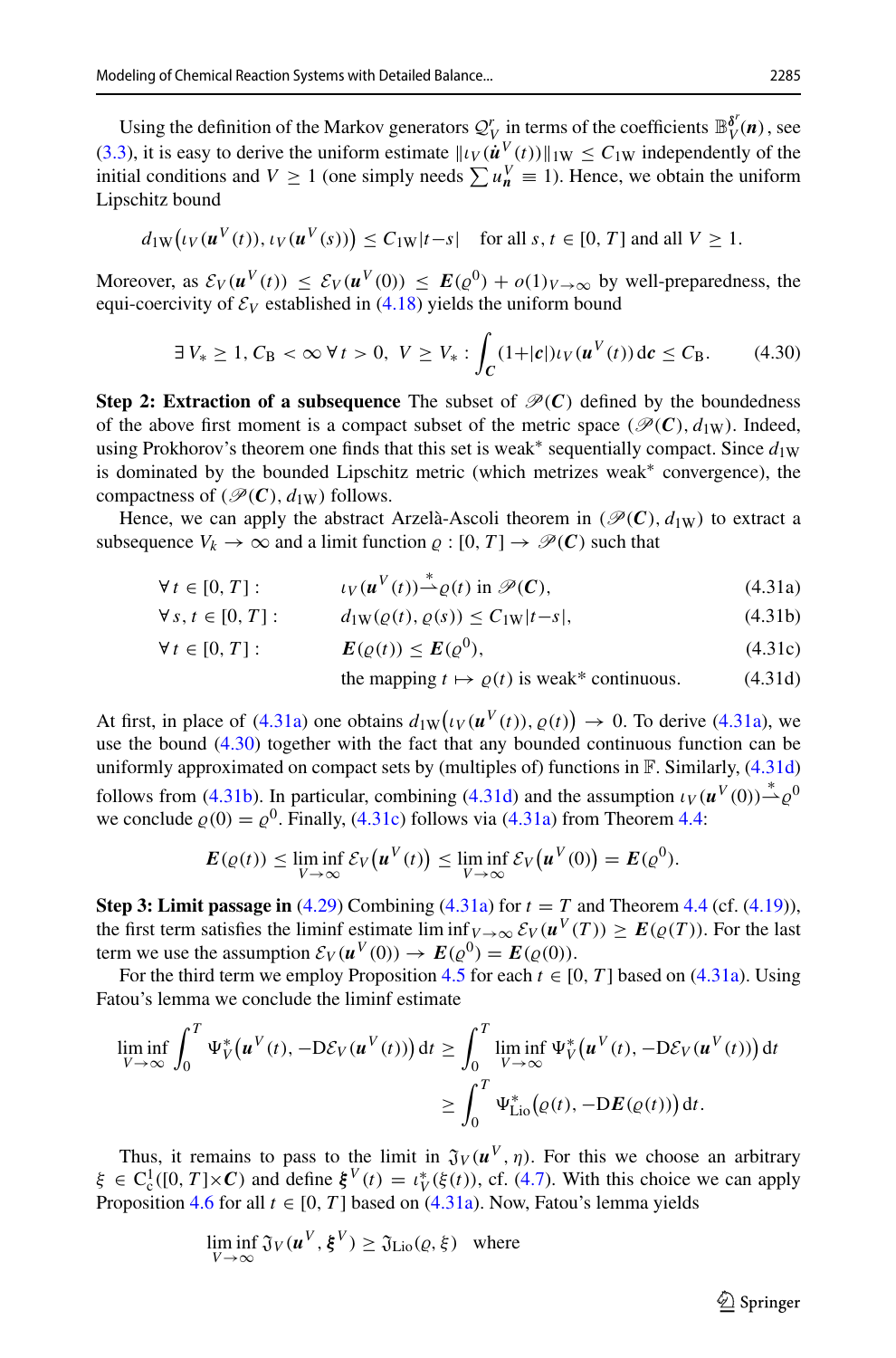Using the definition of the Markov generators $\mathcal{Q}_V^r$ in terms of the coefficients $\mathbb{B}_V^{\delta^r}(\boldsymbol{n})$, see (3.3), it is easy to derive the uniform estimate $\|\iota_V(\dot{\boldsymbol{u}}^V(t))\|_{1\mathrm{W}} \leq C_{1\mathrm{W}}$ independently of the initial conditions and $V \geq 1$ (one simply needs $\sum u_{\boldsymbol{n}}^V \equiv 1$). Hence, we obtain the uniform Lipschitz bound

$$
d_{1\mathrm{W}}\big(\iota_V(\boldsymbol{u}^V(t)), \iota_V(\boldsymbol{u}^V(s))\big) \leq C_{1\mathrm{W}}|t-s| \quad \text{for all } s, t \in [0, T] \text{ and all } V \geq 1.
$$

Moreover, as $\mathcal{E}_V(\boldsymbol{u}^V(t)) \leq \mathcal{E}_V(\boldsymbol{u}^V(0)) \leq \boldsymbol{E}(\varrho^0) + o(1)_{V\to\infty}$ by well-preparedness, the equi-coercivity of $\mathcal{E}_V$ established in (4.18) yields the uniform bound

$$
\exists\, V_* \geq 1, C_{\mathrm{B}} < \infty\ \forall\, t > 0,\ V \geq V_* : \int_{\boldsymbol{C}} (1+|\boldsymbol{c}|)\iota_V(\boldsymbol{u}^V(t))\,\mathrm{d}\boldsymbol{c} \leq C_{\mathrm{B}}. \tag{4.30}
$$

**Step 2: Extraction of a subsequence** The subset of $\mathscr{P}(\boldsymbol{C})$ defined by the boundedness of the above first moment is a compact subset of the metric space $(\mathscr{P}(\boldsymbol{C}), d_{1\mathrm{W}})$. Indeed, using Prokhorov's theorem one finds that this set is weak* sequentially compact. Since $d_{1\mathrm{W}}$ is dominated by the bounded Lipschitz metric (which metrizes weak* convergence), the compactness of $(\mathscr{P}(\boldsymbol{C}), d_{1\mathrm{W}})$ follows.

Hence, we can apply the abstract Arzelà-Ascoli theorem in $(\mathscr{P}(\boldsymbol{C}), d_{1\mathrm{W}})$ to extract a subsequence $V_k \to \infty$ and a limit function $\varrho : [0, T] \to \mathscr{P}(\boldsymbol{C})$ such that

$$
\begin{aligned}
&\forall\, t \in [0, T]: && \iota_V(\boldsymbol{u}^V(t)) \overset{*}{\rightharpoonup} \varrho(t) \text{ in } \mathscr{P}(\boldsymbol{C}), && \text{(4.31a)}\\
&\forall\, s, t \in [0, T]: && d_{1\mathrm{W}}(\varrho(t), \varrho(s)) \leq C_{1\mathrm{W}}|t-s|, && \text{(4.31b)}\\
&\forall\, t \in [0, T]: && \boldsymbol{E}(\varrho(t)) \leq \boldsymbol{E}(\varrho^0), && \text{(4.31c)}\\
& && \text{the mapping } t \mapsto \varrho(t) \text{ is weak* continuous.} && \text{(4.31d)}
\end{aligned}
$$

At first, in place of (4.31a) one obtains $d_{1\mathrm{W}}\big(\iota_V(\boldsymbol{u}^V(t)), \varrho(t)\big) \to 0$. To derive (4.31a), we use the bound (4.30) together with the fact that any bounded continuous function can be uniformly approximated on compact sets by (multiples of) functions in $\mathbb{F}$. Similarly, (4.31d) follows from (4.31b). In particular, combining (4.31d) and the assumption $\iota_V(\boldsymbol{u}^V(0)) \overset{*}{\rightharpoonup} \varrho^0$ we conclude $\varrho(0) = \varrho^0$. Finally, (4.31c) follows via (4.31a) from Theorem 4.4:

$$
\boldsymbol{E}(\varrho(t)) \leq \liminf_{V\to\infty} \mathcal{E}_V\big(\boldsymbol{u}^V(t)\big) \leq \liminf_{V\to\infty} \mathcal{E}_V\big(\boldsymbol{u}^V(0)\big) = \boldsymbol{E}(\varrho^0).
$$

**Step 3: Limit passage in** (4.29) Combining (4.31a) for $t = T$ and Theorem 4.4 (cf. (4.19)), the first term satisfies the liminf estimate $\liminf_{V\to\infty} \mathcal{E}_V(\boldsymbol{u}^V(T)) \geq \boldsymbol{E}(\varrho(T))$. For the last term we use the assumption $\mathcal{E}_V(\boldsymbol{u}^V(0)) \to \boldsymbol{E}(\varrho^0) = \boldsymbol{E}(\varrho(0))$.

For the third term we employ Proposition 4.5 for each $t \in [0, T]$ based on (4.31a). Using Fatou's lemma we conclude the liminf estimate

$$
\begin{aligned}
\liminf_{V\to\infty} \int_0^T \Psi_V^*\big(\boldsymbol{u}^V(t), -\mathrm{D}\mathcal{E}_V(\boldsymbol{u}^V(t))\big)\,\mathrm{d}t &\geq \int_0^T \liminf_{V\to\infty} \Psi_V^*\big(\boldsymbol{u}^V(t), -\mathrm{D}\mathcal{E}_V(\boldsymbol{u}^V(t))\big)\,\mathrm{d}t\\
&\geq \int_0^T \Psi_{\mathrm{Lio}}^*\big(\varrho(t), -\mathrm{D}\boldsymbol{E}(\varrho(t))\big)\,\mathrm{d}t.
\end{aligned}
$$

Thus, it remains to pass to the limit in $\mathfrak{J}_V(\boldsymbol{u}^V, \eta)$. For this we choose an arbitrary $\xi \in \mathrm{C}_{\mathrm{c}}^1([0, T]\times\boldsymbol{C})$ and define $\boldsymbol{\xi}^V(t) = \iota_V^*(\xi(t))$, cf. (4.7). With this choice we can apply Proposition 4.6 for all $t \in [0, T]$ based on (4.31a). Now, Fatou's lemma yields

$$
\liminf_{V\to\infty} \mathfrak{J}_V(\boldsymbol{u}^V, \boldsymbol{\xi}^V) \geq \mathfrak{J}_{\mathrm{Lio}}(\varrho, \xi) \quad \text{where}
$$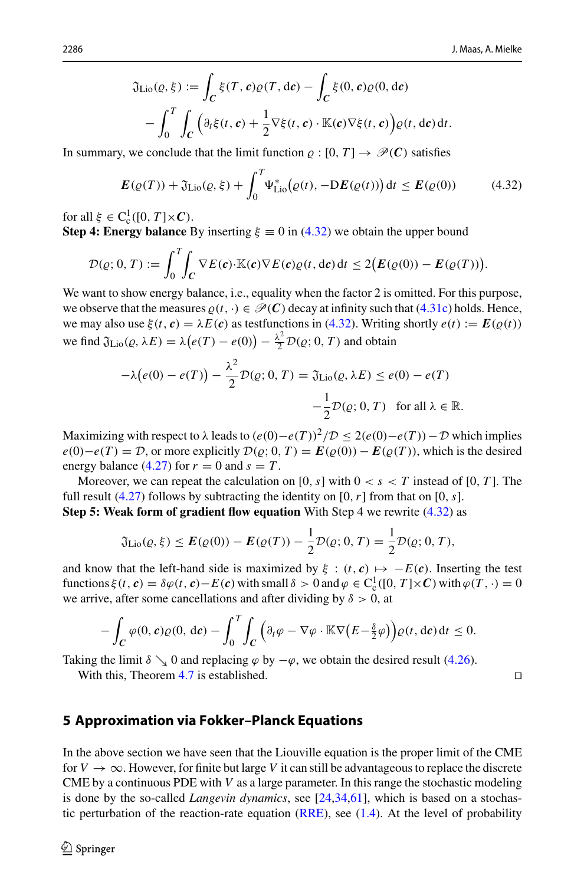$$\mathfrak{J}_{\rm Lio}(\varrho,\xi) := \int_{\boldsymbol{C}} \xi(T,\boldsymbol{c})\varrho(T,\mathrm{d}\boldsymbol{c}) - \int_{\boldsymbol{C}} \xi(0,\boldsymbol{c})\varrho(0,\mathrm{d}\boldsymbol{c})$$
$$- \int_0^T \int_{\boldsymbol{C}} \Big(\partial_t \xi(t,\boldsymbol{c}) + \frac{1}{2}\nabla\xi(t,\boldsymbol{c})\cdot \mathbb{K}(\boldsymbol{c})\nabla\xi(t,\boldsymbol{c})\Big)\varrho(t,\mathrm{d}\boldsymbol{c})\,\mathrm{d}t.$$

In summary, we conclude that the limit function $\varrho : [0,T] \to \mathscr{P}(\boldsymbol{C})$ satisfies

$$\boldsymbol{E}(\varrho(T)) + \mathfrak{J}_{\rm Lio}(\varrho,\xi) + \int_0^T \Psi^*_{\rm Lio}\big(\varrho(t), -\mathrm{D}\boldsymbol{E}(\varrho(t))\big)\,\mathrm{d}t \le \boldsymbol{E}(\varrho(0)) \tag{4.32}$$

for all $\xi \in \mathrm{C}^1_{\rm c}([0,T]\times\boldsymbol{C})$.

**Step 4: Energy balance** By inserting $\xi \equiv 0$ in (4.32) we obtain the upper bound

$$\mathcal{D}(\varrho;0,T) := \int_0^T\int_{\boldsymbol{C}} \nabla E(\boldsymbol{c})\cdot\mathbb{K}(\boldsymbol{c})\nabla E(\boldsymbol{c})\varrho(t,\mathrm{d}\boldsymbol{c})\,\mathrm{d}t \le 2\big(\boldsymbol{E}(\varrho(0)) - \boldsymbol{E}(\varrho(T))\big).$$

We want to show energy balance, i.e., equality when the factor 2 is omitted. For this purpose, we observe that the measures $\varrho(t,\cdot) \in \mathscr{P}(\boldsymbol{C})$ decay at infinity such that (4.31c) holds. Hence, we may also use $\xi(t,\boldsymbol{c}) = \lambda E(\boldsymbol{c})$ as testfunctions in (4.32). Writing shortly $e(t) := \boldsymbol{E}(\varrho(t))$ we find $\mathfrak{J}_{\rm Lio}(\varrho,\lambda E) = \lambda\big(e(T)-e(0)\big) - \frac{\lambda^2}{2}\mathcal{D}(\varrho;0,T)$ and obtain

$$-\lambda\big(e(0)-e(T)\big) - \frac{\lambda^2}{2}\mathcal{D}(\varrho;0,T) = \mathfrak{J}_{\rm Lio}(\varrho,\lambda E) \le e(0)-e(T)$$
$$-\frac{1}{2}\mathcal{D}(\varrho;0,T) \quad \text{for all } \lambda\in\mathbb{R}.$$

Maximizing with respect to $\lambda$ leads to $(e(0)-e(T))^2/\mathcal{D} \le 2(e(0)-e(T)) - \mathcal{D}$ which implies $e(0)-e(T) = \mathcal{D}$, or more explicitly $\mathcal{D}(\varrho;0,T) = \boldsymbol{E}(\varrho(0)) - \boldsymbol{E}(\varrho(T))$, which is the desired energy balance (4.27) for $r=0$ and $s=T$.

Moreover, we can repeat the calculation on $[0,s]$ with $0<s<T$ instead of $[0,T]$. The full result (4.27) follows by subtracting the identity on $[0,r]$ from that on $[0,s]$.

**Step 5: Weak form of gradient flow equation** With Step 4 we rewrite (4.32) as

$$\mathfrak{J}_{\rm Lio}(\varrho,\xi) \le \boldsymbol{E}(\varrho(0)) - \boldsymbol{E}(\varrho(T)) - \frac{1}{2}\mathcal{D}(\varrho;0,T) = \frac{1}{2}\mathcal{D}(\varrho;0,T),$$

and know that the left-hand side is maximized by $\xi : (t,\boldsymbol{c}) \mapsto -E(\boldsymbol{c})$. Inserting the test functions $\xi(t,\boldsymbol{c}) = \delta\varphi(t,\boldsymbol{c}) - E(\boldsymbol{c})$ with small $\delta>0$ and $\varphi \in \mathrm{C}^1_{\rm c}([0,T]\times\boldsymbol{C})$ with $\varphi(T,\cdot)=0$ we arrive, after some cancellations and after dividing by $\delta>0$, at

$$-\int_{\boldsymbol{C}} \varphi(0,\boldsymbol{c})\varrho(0,\mathrm{d}\boldsymbol{c}) - \int_0^T\int_{\boldsymbol{C}} \Big(\partial_t\varphi - \nabla\varphi\cdot\mathbb{K}\nabla\big(E - \tfrac{\delta}{2}\varphi\big)\Big)\varrho(t,\mathrm{d}\boldsymbol{c})\,\mathrm{d}t \le 0.$$

Taking the limit $\delta \searrow 0$ and replacing $\varphi$ by $-\varphi$, we obtain the desired result (4.26).

With this, Theorem 4.7 is established. ◻

## 5 Approximation via Fokker–Planck Equations

In the above section we have seen that the Liouville equation is the proper limit of the CME for $V\to\infty$. However, for finite but large $V$ it can still be advantageous to replace the discrete CME by a continuous PDE with $V$ as a large parameter. In this range the stochastic modeling is done by the so-called *Langevin dynamics*, see [24,34,61], which is based on a stochastic perturbation of the reaction-rate equation (RRE), see (1.4). At the level of probability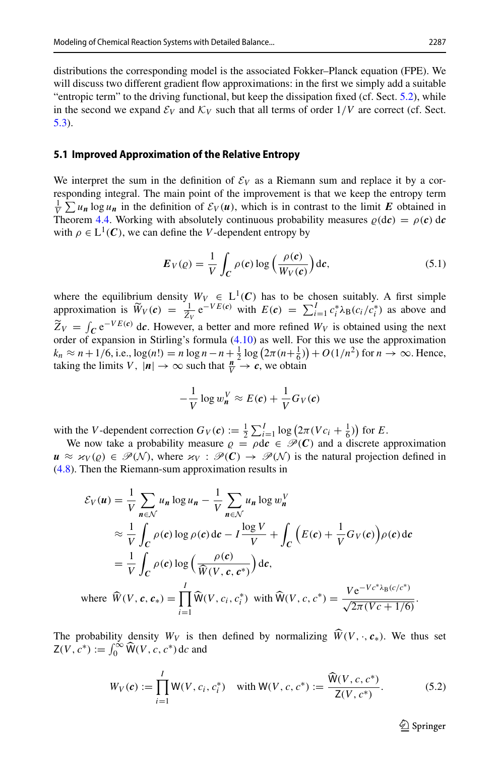distributions the corresponding model is the associated Fokker–Planck equation (FPE). We will discuss two different gradient flow approximations: in the first we simply add a suitable "entropic term" to the driving functional, but keep the dissipation fixed (cf. Sect. 5.2), while in the second we expand $\mathcal{E}_V$ and $\mathcal{K}_V$ such that all terms of order $1/V$ are correct (cf. Sect. 5.3).

### 5.1 Improved Approximation of the Relative Entropy

We interpret the sum in the definition of $\mathcal{E}_V$ as a Riemann sum and replace it by a corresponding integral. The main point of the improvement is that we keep the entropy term $\frac{1}{V}\sum u_{\boldsymbol{n}} \log u_{\boldsymbol{n}}$ in the definition of $\mathcal{E}_V(\boldsymbol{u})$, which is in contrast to the limit $\boldsymbol{E}$ obtained in Theorem 4.4. Working with absolutely continuous probability measures $\varrho(\mathrm{d}\boldsymbol{c}) = \rho(\boldsymbol{c})\,\mathrm{d}\boldsymbol{c}$ with $\rho \in \mathrm{L}^1(\boldsymbol{C})$, we can define the $V$-dependent entropy by

$$
\boldsymbol{E}_V(\varrho) = \frac{1}{V}\int_{\boldsymbol{C}} \rho(\boldsymbol{c}) \log\Big(\frac{\rho(\boldsymbol{c})}{W_V(\boldsymbol{c})}\Big)\,\mathrm{d}\boldsymbol{c}, \tag{5.1}
$$

where the equilibrium density $W_V \in \mathrm{L}^1(\boldsymbol{C})$ has to be chosen suitably. A first simple approximation is $\widetilde{W}_V(\boldsymbol{c}) = \frac{1}{\widetilde{Z}_V}\mathrm{e}^{-VE(\boldsymbol{c})}$ with $E(\boldsymbol{c}) = \sum_{i=1}^{I} c_i^* \lambda_{\mathrm{B}}(c_i/c_i^*)$ as above and $\widetilde{Z}_V = \int_{\boldsymbol{C}} \mathrm{e}^{-VE(\boldsymbol{c})}\,\mathrm{d}\boldsymbol{c}$. However, a better and more refined $W_V$ is obtained using the next order of expansion in Stirling's formula (4.10) as well. For this we use the approximation $k_n \approx n + 1/6$, i.e., $\log(n!) = n\log n - n + \frac{1}{2}\log\big(2\pi(n+\frac{1}{6})\big) + O(1/n^2)$ for $n \to \infty$. Hence, taking the limits $V,\ |\boldsymbol{n}| \to \infty$ such that $\frac{\boldsymbol{n}}{V} \to \boldsymbol{c}$, we obtain

$$
-\frac{1}{V}\log w_{\boldsymbol{n}}^V \approx E(\boldsymbol{c}) + \frac{1}{V}G_V(\boldsymbol{c})
$$

with the $V$-dependent correction $G_V(\boldsymbol{c}) := \frac{1}{2}\sum_{i=1}^{I}\log\big(2\pi(Vc_i + \frac{1}{6})\big)$ for $E$.

We now take a probability measure $\varrho = \rho\mathrm{d}\boldsymbol{c} \in \mathscr{P}(\boldsymbol{C})$ and a discrete approximation $\boldsymbol{u} \approx \varkappa_V(\varrho) \in \mathscr{P}(\mathcal{N})$, where $\varkappa_V : \mathscr{P}(\boldsymbol{C}) \to \mathscr{P}(\mathcal{N})$ is the natural projection defined in (4.8). Then the Riemann-sum approximation results in

$$
\begin{aligned}
\mathcal{E}_V(\boldsymbol{u}) &= \frac{1}{V}\sum_{\boldsymbol{n}\in\mathcal{N}} u_{\boldsymbol{n}}\log u_{\boldsymbol{n}} - \frac{1}{V}\sum_{\boldsymbol{n}\in\mathcal{N}} u_{\boldsymbol{n}}\log w_{\boldsymbol{n}}^V \\
&\approx \frac{1}{V}\int_{\boldsymbol{C}} \rho(\boldsymbol{c})\log\rho(\boldsymbol{c})\,\mathrm{d}\boldsymbol{c} - I\frac{\log V}{V} + \int_{\boldsymbol{C}}\Big(E(\boldsymbol{c}) + \frac{1}{V}G_V(\boldsymbol{c})\Big)\rho(\boldsymbol{c})\,\mathrm{d}\boldsymbol{c} \\
&= \frac{1}{V}\int_{\boldsymbol{C}} \rho(\boldsymbol{c})\log\Big(\frac{\rho(\boldsymbol{c})}{\widehat{W}(V,\boldsymbol{c},\boldsymbol{c}^*)}\Big)\,\mathrm{d}\boldsymbol{c}, \\
\text{where }\ \widehat{W}(V,\boldsymbol{c},\boldsymbol{c}_*) &= \prod_{i=1}^{I}\widehat{\mathsf{W}}(V,c_i,c_i^*)\ \text{ with } \widehat{\mathsf{W}}(V,c,c^*) = \frac{V\mathrm{e}^{-Vc^*\lambda_{\mathrm{B}}(c/c^*)}}{\sqrt{2\pi(Vc+1/6)}}.
\end{aligned}
$$

The probability density $W_V$ is then defined by normalizing $\widehat{W}(V,\cdot,\boldsymbol{c}_*)$. We thus set $\mathsf{Z}(V,c^*) := \int_0^\infty \widehat{\mathsf{W}}(V,c,c^*)\,\mathrm{d}c$ and

$$
W_V(\boldsymbol{c}) := \prod_{i=1}^{I}\mathsf{W}(V,c_i,c_i^*) \quad \text{with } \mathsf{W}(V,c,c^*) := \frac{\widehat{\mathsf{W}}(V,c,c^*)}{\mathsf{Z}(V,c^*)}. \tag{5.2}
$$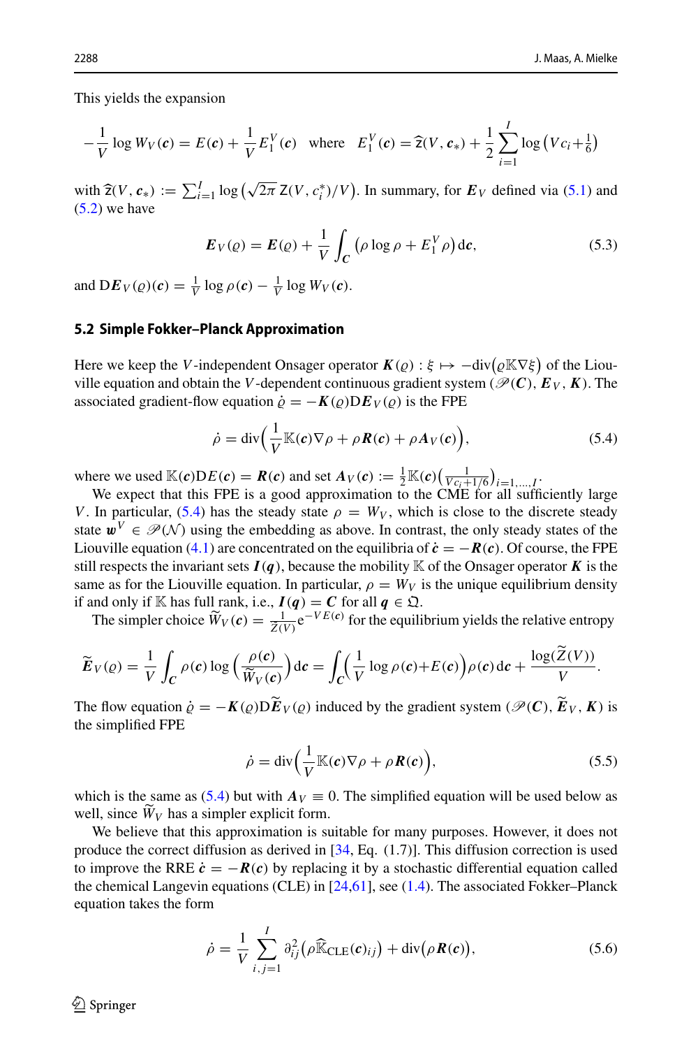This yields the expansion

$$-\frac{1}{V}\log W_V(\boldsymbol{c}) = E(\boldsymbol{c}) + \frac{1}{V}E_1^V(\boldsymbol{c}) \quad \text{where} \quad E_1^V(\boldsymbol{c}) = \widehat{\mathsf{z}}(V,\boldsymbol{c}_*) + \frac{1}{2}\sum_{i=1}^{I}\log\big(Vc_i + \tfrac{1}{6}\big)$$

with $\widehat{\mathsf{z}}(V,\boldsymbol{c}_*) := \sum_{i=1}^{I}\log\big(\sqrt{2\pi}\,\mathsf{Z}(V,c_i^*)/V\big)$. In summary, for $\boldsymbol{E}_V$ defined via (5.1) and (5.2) we have

$$\boldsymbol{E}_V(\varrho) = \boldsymbol{E}(\varrho) + \frac{1}{V}\int_{\boldsymbol{C}}\big(\rho\log\rho + E_1^V\rho\big)\,\mathrm{d}\boldsymbol{c}, \tag{5.3}$$

and $\mathrm{D}\boldsymbol{E}_V(\varrho)(\boldsymbol{c}) = \frac{1}{V}\log\rho(\boldsymbol{c}) - \frac{1}{V}\log W_V(\boldsymbol{c})$.

### 5.2 Simple Fokker–Planck Approximation

Here we keep the $V$-independent Onsager operator $\boldsymbol{K}(\varrho) : \xi \mapsto -\mathrm{div}\big(\varrho\mathbb{K}\nabla\xi\big)$ of the Liouville equation and obtain the $V$-dependent continuous gradient system $(\mathscr{P}(\boldsymbol{C}), \boldsymbol{E}_V, \boldsymbol{K})$. The associated gradient-flow equation $\dot{\varrho} = -\boldsymbol{K}(\varrho)\mathrm{D}\boldsymbol{E}_V(\varrho)$ is the FPE

$$\dot{\rho} = \mathrm{div}\Big(\frac{1}{V}\mathbb{K}(\boldsymbol{c})\nabla\rho + \rho\boldsymbol{R}(\boldsymbol{c}) + \rho\boldsymbol{A}_V(\boldsymbol{c})\Big), \tag{5.4}$$

where we used $\mathbb{K}(\boldsymbol{c})\mathrm{D}E(\boldsymbol{c}) = \boldsymbol{R}(\boldsymbol{c})$ and set $\boldsymbol{A}_V(\boldsymbol{c}) := \frac{1}{2}\mathbb{K}(\boldsymbol{c})\big(\frac{1}{Vc_i+1/6}\big)_{i=1,\dots,I}$.

We expect that this FPE is a good approximation to the CME for all sufficiently large $V$. In particular, (5.4) has the steady state $\rho = W_V$, which is close to the discrete steady state $\boldsymbol{w}^V \in \mathscr{P}(\mathcal{N})$ using the embedding as above. In contrast, the only steady states of the Liouville equation (4.1) are concentrated on the equilibria of $\dot{\boldsymbol{c}} = -\boldsymbol{R}(\boldsymbol{c})$. Of course, the FPE still respects the invariant sets $\boldsymbol{I}(\boldsymbol{q})$, because the mobility $\mathbb{K}$ of the Onsager operator $\boldsymbol{K}$ is the same as for the Liouville equation. In particular, $\rho = W_V$ is the unique equilibrium density if and only if $\mathbb{K}$ has full rank, i.e., $\boldsymbol{I}(\boldsymbol{q}) = \boldsymbol{C}$ for all $\boldsymbol{q} \in \mathfrak{Q}$.

The simpler choice $\widetilde{W}_V(\boldsymbol{c}) = \frac{1}{\widetilde{Z}(V)}\mathrm{e}^{-VE(\boldsymbol{c})}$ for the equilibrium yields the relative entropy

$$\widetilde{\boldsymbol{E}}_V(\varrho) = \frac{1}{V}\int_{\boldsymbol{C}}\rho(\boldsymbol{c})\log\Big(\frac{\rho(\boldsymbol{c})}{\widetilde{W}_V(\boldsymbol{c})}\Big)\mathrm{d}\boldsymbol{c} = \int_{\boldsymbol{C}}\Big(\frac{1}{V}\log\rho(\boldsymbol{c}) + E(\boldsymbol{c})\Big)\rho(\boldsymbol{c})\,\mathrm{d}\boldsymbol{c} + \frac{\log(\widetilde{Z}(V))}{V}.$$

The flow equation $\dot{\varrho} = -\boldsymbol{K}(\varrho)\mathrm{D}\widetilde{\boldsymbol{E}}_V(\varrho)$ induced by the gradient system $(\mathscr{P}(\boldsymbol{C}), \widetilde{\boldsymbol{E}}_V, \boldsymbol{K})$ is the simplified FPE

$$\dot{\rho} = \mathrm{div}\Big(\frac{1}{V}\mathbb{K}(\boldsymbol{c})\nabla\rho + \rho\boldsymbol{R}(\boldsymbol{c})\Big), \tag{5.5}$$

which is the same as (5.4) but with $\boldsymbol{A}_V \equiv 0$. The simplified equation will be used below as well, since $\widetilde{W}_V$ has a simpler explicit form.

We believe that this approximation is suitable for many purposes. However, it does not produce the correct diffusion as derived in [34, Eq. (1.7)]. This diffusion correction is used to improve the RRE $\dot{\boldsymbol{c}} = -\boldsymbol{R}(\boldsymbol{c})$ by replacing it by a stochastic differential equation called the chemical Langevin equations (CLE) in [24,61], see (1.4). The associated Fokker–Planck equation takes the form

$$\dot{\rho} = \frac{1}{V}\sum_{i,j=1}^{I}\partial_{ij}^2\big(\rho\widehat{\mathbb{K}}_{\mathrm{CLE}}(\boldsymbol{c})_{ij}\big) + \mathrm{div}\big(\rho\boldsymbol{R}(\boldsymbol{c})\big), \tag{5.6}$$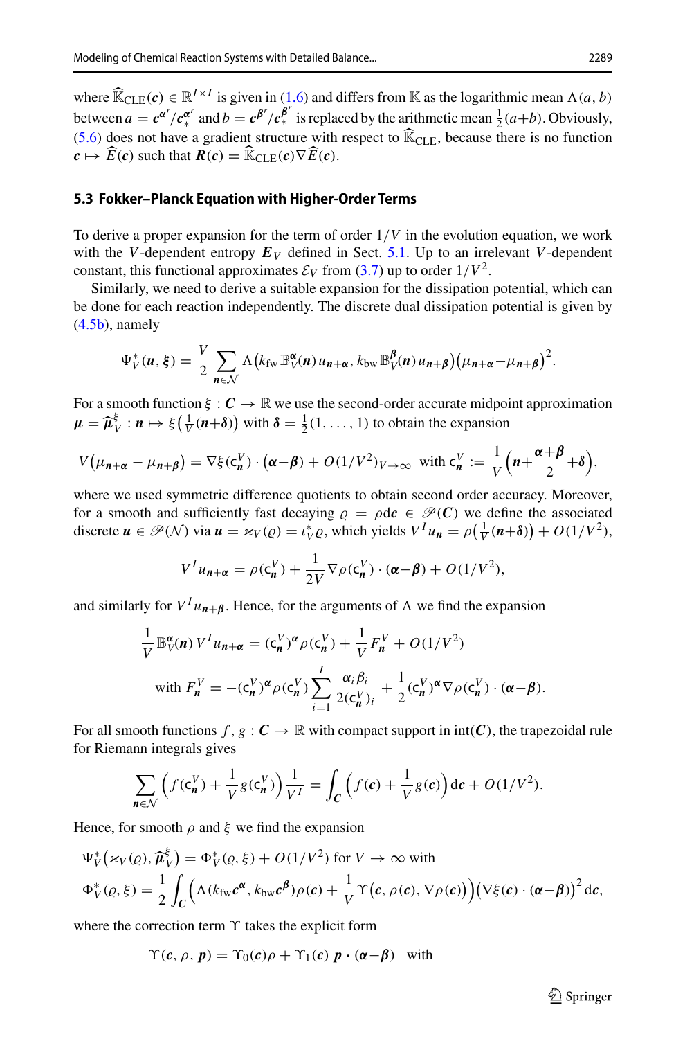where $\widehat{\mathbb{K}}_{\mathrm{CLE}}(\boldsymbol{c}) \in \mathbb{R}^{I\times I}$ is given in (1.6) and differs from $\mathbb{K}$ as the logarithmic mean $\Lambda(a,b)$ between $a = \boldsymbol{c}^{\boldsymbol{\alpha}^r}/\boldsymbol{c}_*^{\boldsymbol{\alpha}^r}$ and $b = \boldsymbol{c}^{\boldsymbol{\beta}^r}/\boldsymbol{c}_*^{\boldsymbol{\beta}^r}$ is replaced by the arithmetic mean $\frac{1}{2}(a{+}b)$. Obviously, (5.6) does not have a gradient structure with respect to $\widehat{\mathbb{K}}_{\mathrm{CLE}}$, because there is no function $\boldsymbol{c} \mapsto \widehat{E}(\boldsymbol{c})$ such that $\boldsymbol{R}(\boldsymbol{c}) = \widehat{\mathbb{K}}_{\mathrm{CLE}}(\boldsymbol{c})\nabla\widehat{E}(\boldsymbol{c})$.

### 5.3 Fokker–Planck Equation with Higher-Order Terms

To derive a proper expansion for the term of order $1/V$ in the evolution equation, we work with the $V$-dependent entropy $\boldsymbol{E}_V$ defined in Sect. 5.1. Up to an irrelevant $V$-dependent constant, this functional approximates $\mathcal{E}_V$ from (3.7) up to order $1/V^2$.

Similarly, we need to derive a suitable expansion for the dissipation potential, which can be done for each reaction independently. The discrete dual dissipation potential is given by (4.5b), namely

$$\Psi_V^*(\boldsymbol{u},\boldsymbol{\xi}) = \frac{V}{2}\sum_{\boldsymbol{n}\in\mathcal{N}} \Lambda\big(k_{\mathrm{fw}}\,\mathbb{B}_V^{\boldsymbol{\alpha}}(\boldsymbol{n})\,u_{\boldsymbol{n}+\boldsymbol{\alpha}},\, k_{\mathrm{bw}}\,\mathbb{B}_V^{\boldsymbol{\beta}}(\boldsymbol{n})\,u_{\boldsymbol{n}+\boldsymbol{\beta}}\big)\big(\mu_{\boldsymbol{n}+\boldsymbol{\alpha}}{-}\mu_{\boldsymbol{n}+\boldsymbol{\beta}}\big)^2.$$

For a smooth function $\xi : \boldsymbol{C} \to \mathbb{R}$ we use the second-order accurate midpoint approximation $\boldsymbol{\mu} = \widehat{\boldsymbol{\mu}}_V^{\xi} : \boldsymbol{n} \mapsto \xi\big(\frac{1}{V}(\boldsymbol{n}{+}\boldsymbol{\delta})\big)$ with $\boldsymbol{\delta} = \frac{1}{2}(1,\ldots,1)$ to obtain the expansion

$$V\big(\mu_{\boldsymbol{n}+\boldsymbol{\alpha}} - \mu_{\boldsymbol{n}+\boldsymbol{\beta}}\big) = \nabla\xi(\mathsf{c}_{\boldsymbol{n}}^V)\cdot(\boldsymbol{\alpha}{-}\boldsymbol{\beta}) + O(1/V^2)_{V\to\infty} \;\text{ with }\; \mathsf{c}_{\boldsymbol{n}}^V := \frac{1}{V}\Big(\boldsymbol{n}{+}\frac{\boldsymbol{\alpha}{+}\boldsymbol{\beta}}{2}{+}\boldsymbol{\delta}\Big),$$

where we used symmetric difference quotients to obtain second order accuracy. Moreover, for a smooth and sufficiently fast decaying $\varrho = \rho\mathrm{d}\boldsymbol{c} \in \mathscr{P}(\boldsymbol{C})$ we define the associated discrete $\boldsymbol{u} \in \mathscr{P}(\mathcal{N})$ via $\boldsymbol{u} = \varkappa_V(\varrho) = \iota_V^*\varrho$, which yields $V^I u_{\boldsymbol{n}} = \rho\big(\frac{1}{V}(\boldsymbol{n}{+}\boldsymbol{\delta})\big) + O(1/V^2)$,

$$V^I u_{\boldsymbol{n}+\boldsymbol{\alpha}} = \rho(\mathsf{c}_{\boldsymbol{n}}^V) + \frac{1}{2V}\nabla\rho(\mathsf{c}_{\boldsymbol{n}}^V)\cdot(\boldsymbol{\alpha}{-}\boldsymbol{\beta}) + O(1/V^2),$$

and similarly for $V^I u_{\boldsymbol{n}+\boldsymbol{\beta}}$. Hence, for the arguments of $\Lambda$ we find the expansion

$$\begin{aligned}
&\frac{1}{V}\mathbb{B}_V^{\boldsymbol{\alpha}}(\boldsymbol{n})\,V^I u_{\boldsymbol{n}+\boldsymbol{\alpha}} = (\mathsf{c}_{\boldsymbol{n}}^V)^{\boldsymbol{\alpha}}\rho(\mathsf{c}_{\boldsymbol{n}}^V) + \frac{1}{V}F_{\boldsymbol{n}}^V + O(1/V^2)\\
&\quad\text{with } F_{\boldsymbol{n}}^V = -(\mathsf{c}_{\boldsymbol{n}}^V)^{\boldsymbol{\alpha}}\rho(\mathsf{c}_{\boldsymbol{n}}^V)\sum_{i=1}^{I}\frac{\alpha_i\beta_i}{2(\mathsf{c}_{\boldsymbol{n}}^V)_i} + \frac{1}{2}(\mathsf{c}_{\boldsymbol{n}}^V)^{\boldsymbol{\alpha}}\nabla\rho(\mathsf{c}_{\boldsymbol{n}}^V)\cdot(\boldsymbol{\alpha}{-}\boldsymbol{\beta}).
\end{aligned}$$

For all smooth functions $f, g : \boldsymbol{C} \to \mathbb{R}$ with compact support in $\mathrm{int}(\boldsymbol{C})$, the trapezoidal rule for Riemann integrals gives

$$\sum_{\boldsymbol{n}\in\mathcal{N}}\Big(f(\mathsf{c}_{\boldsymbol{n}}^V) + \frac{1}{V}g(\mathsf{c}_{\boldsymbol{n}}^V)\Big)\frac{1}{V^I} = \int_{\boldsymbol{C}}\Big(f(\boldsymbol{c}) + \frac{1}{V}g(\boldsymbol{c})\Big)\mathrm{d}\boldsymbol{c} + O(1/V^2).$$

Hence, for smooth $\rho$ and $\xi$ we find the expansion

$$\begin{aligned}
&\Psi_V^*\big(\varkappa_V(\varrho),\widehat{\boldsymbol{\mu}}_V^{\xi}\big) = \Phi_V^*(\varrho,\xi) + O(1/V^2) \text{ for } V\to\infty \text{ with}\\
&\Phi_V^*(\varrho,\xi) = \frac{1}{2}\int_{\boldsymbol{C}}\Big(\Lambda(k_{\mathrm{fw}}\boldsymbol{c}^{\boldsymbol{\alpha}},k_{\mathrm{bw}}\boldsymbol{c}^{\boldsymbol{\beta}})\rho(\boldsymbol{c}) + \frac{1}{V}\Upsilon\big(\boldsymbol{c},\rho(\boldsymbol{c}),\nabla\rho(\boldsymbol{c})\big)\Big)\big(\nabla\xi(\boldsymbol{c})\cdot(\boldsymbol{\alpha}{-}\boldsymbol{\beta})\big)^2\,\mathrm{d}\boldsymbol{c},
\end{aligned}$$

where the correction term $\Upsilon$ takes the explicit form

$$\Upsilon(\boldsymbol{c},\rho,\boldsymbol{p}) = \Upsilon_0(\boldsymbol{c})\rho + \Upsilon_1(\boldsymbol{c})\;\boldsymbol{p}\cdot(\boldsymbol{\alpha}{-}\boldsymbol{\beta}) \quad\text{with}$$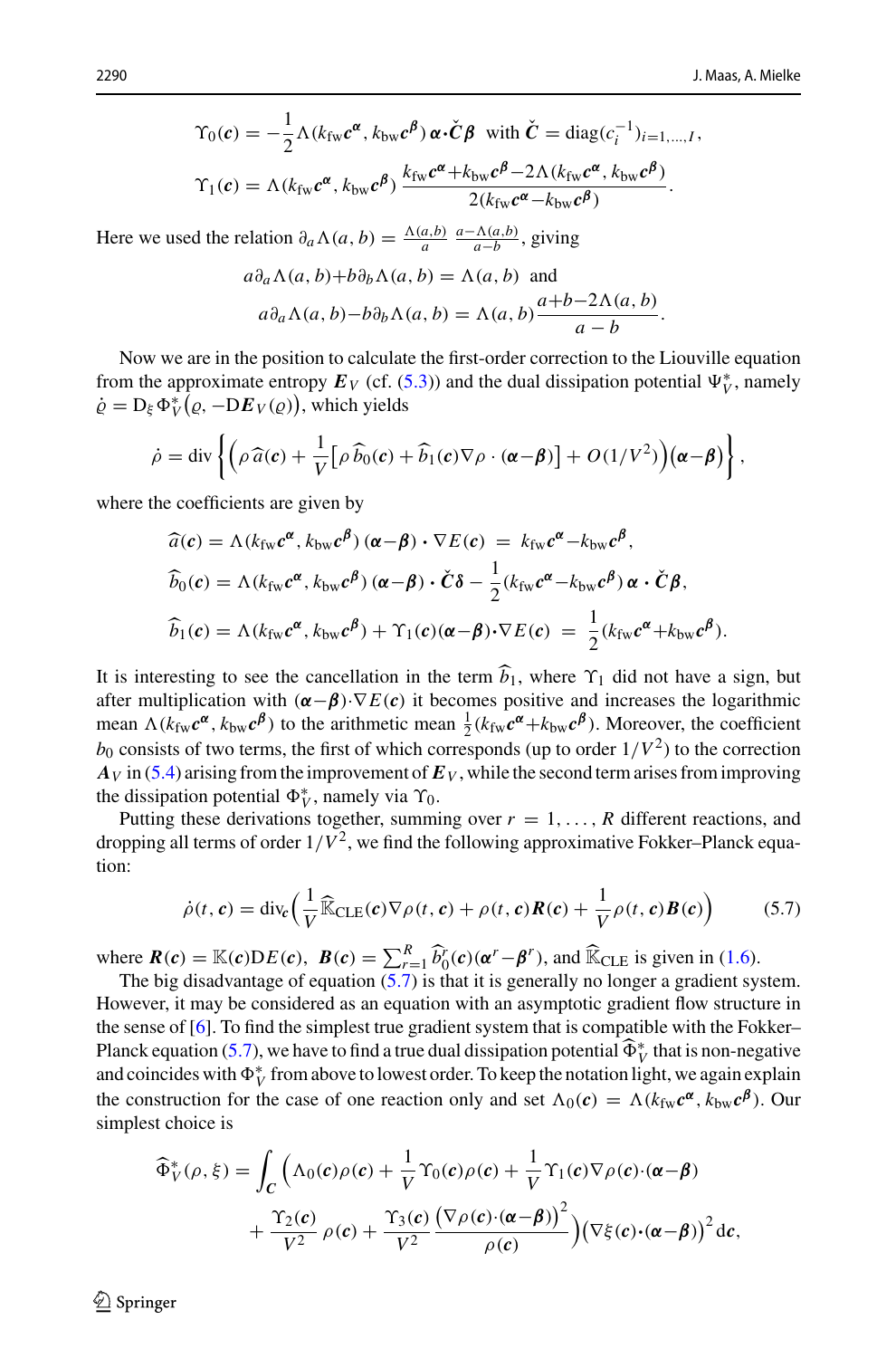$$
\Upsilon_0(\boldsymbol{c}) = -\frac{1}{2}\Lambda(k_{\mathrm{fw}}\boldsymbol{c}^{\boldsymbol{\alpha}}, k_{\mathrm{bw}}\boldsymbol{c}^{\boldsymbol{\beta}})\, \boldsymbol{\alpha}\boldsymbol{\cdot}\check{\boldsymbol{C}}\boldsymbol{\beta} \quad \text{with } \check{\boldsymbol{C}} = \operatorname{diag}(c_i^{-1})_{i=1,\ldots,I},
$$

$$
\Upsilon_1(\boldsymbol{c}) = \Lambda(k_{\mathrm{fw}}\boldsymbol{c}^{\boldsymbol{\alpha}}, k_{\mathrm{bw}}\boldsymbol{c}^{\boldsymbol{\beta}})\, \frac{k_{\mathrm{fw}}\boldsymbol{c}^{\boldsymbol{\alpha}}+k_{\mathrm{bw}}\boldsymbol{c}^{\boldsymbol{\beta}}-2\Lambda(k_{\mathrm{fw}}\boldsymbol{c}^{\boldsymbol{\alpha}}, k_{\mathrm{bw}}\boldsymbol{c}^{\boldsymbol{\beta}})}{2(k_{\mathrm{fw}}\boldsymbol{c}^{\boldsymbol{\alpha}}-k_{\mathrm{bw}}\boldsymbol{c}^{\boldsymbol{\beta}})}.
$$

Here we used the relation $\partial_a\Lambda(a,b) = \frac{\Lambda(a,b)}{a}\,\frac{a-\Lambda(a,b)}{a-b}$, giving

$$
a\partial_a\Lambda(a,b)+b\partial_b\Lambda(a,b) = \Lambda(a,b) \quad \text{and}
$$

$$
a\partial_a\Lambda(a,b)-b\partial_b\Lambda(a,b) = \Lambda(a,b)\frac{a+b-2\Lambda(a,b)}{a-b}.
$$

Now we are in the position to calculate the first-order correction to the Liouville equation from the approximate entropy $\boldsymbol{E}_V$ (cf. (5.3)) and the dual dissipation potential $\Psi_V^*$, namely $\dot{\varrho} = \mathrm{D}_\xi\Phi_V^*\big(\varrho, -\mathrm{D}\boldsymbol{E}_V(\varrho)\big)$, which yields

$$
\dot{\rho} = \operatorname{div}\left\{\Big(\rho\,\widehat{a}(\boldsymbol{c}) + \frac{1}{V}\big[\rho\,\widehat{b}_0(\boldsymbol{c}) + \widehat{b}_1(\boldsymbol{c})\nabla\rho\cdot(\boldsymbol{\alpha}-\boldsymbol{\beta})\big] + O(1/V^2)\Big)(\boldsymbol{\alpha}-\boldsymbol{\beta})\right\},
$$

where the coefficients are given by

$$
\widehat{a}(\boldsymbol{c}) = \Lambda(k_{\mathrm{fw}}\boldsymbol{c}^{\boldsymbol{\alpha}}, k_{\mathrm{bw}}\boldsymbol{c}^{\boldsymbol{\beta}})\,(\boldsymbol{\alpha}-\boldsymbol{\beta})\boldsymbol{\cdot}\nabla E(\boldsymbol{c}) \;=\; k_{\mathrm{fw}}\boldsymbol{c}^{\boldsymbol{\alpha}}-k_{\mathrm{bw}}\boldsymbol{c}^{\boldsymbol{\beta}},
$$

$$
\widehat{b}_0(\boldsymbol{c}) = \Lambda(k_{\mathrm{fw}}\boldsymbol{c}^{\boldsymbol{\alpha}}, k_{\mathrm{bw}}\boldsymbol{c}^{\boldsymbol{\beta}})\,(\boldsymbol{\alpha}-\boldsymbol{\beta})\boldsymbol{\cdot}\check{\boldsymbol{C}}\boldsymbol{\delta} - \frac{1}{2}(k_{\mathrm{fw}}\boldsymbol{c}^{\boldsymbol{\alpha}}-k_{\mathrm{bw}}\boldsymbol{c}^{\boldsymbol{\beta}})\,\boldsymbol{\alpha}\boldsymbol{\cdot}\check{\boldsymbol{C}}\boldsymbol{\beta},
$$

$$
\widehat{b}_1(\boldsymbol{c}) = \Lambda(k_{\mathrm{fw}}\boldsymbol{c}^{\boldsymbol{\alpha}}, k_{\mathrm{bw}}\boldsymbol{c}^{\boldsymbol{\beta}}) + \Upsilon_1(\boldsymbol{c})(\boldsymbol{\alpha}-\boldsymbol{\beta})\boldsymbol{\cdot}\nabla E(\boldsymbol{c}) \;=\; \frac{1}{2}(k_{\mathrm{fw}}\boldsymbol{c}^{\boldsymbol{\alpha}}+k_{\mathrm{bw}}\boldsymbol{c}^{\boldsymbol{\beta}}).
$$

It is interesting to see the cancellation in the term $\widehat{b}_1$, where $\Upsilon_1$ did not have a sign, but after multiplication with $(\boldsymbol{\alpha}-\boldsymbol{\beta})\boldsymbol{\cdot}\nabla E(\boldsymbol{c})$ it becomes positive and increases the logarithmic mean $\Lambda(k_{\mathrm{fw}}\boldsymbol{c}^{\boldsymbol{\alpha}}, k_{\mathrm{bw}}\boldsymbol{c}^{\boldsymbol{\beta}})$ to the arithmetic mean $\frac{1}{2}(k_{\mathrm{fw}}\boldsymbol{c}^{\boldsymbol{\alpha}}+k_{\mathrm{bw}}\boldsymbol{c}^{\boldsymbol{\beta}})$. Moreover, the coefficient $b_0$ consists of two terms, the first of which corresponds (up to order $1/V^2$) to the correction $\boldsymbol{A}_V$ in (5.4) arising from the improvement of $\boldsymbol{E}_V$, while the second term arises from improving the dissipation potential $\Phi_V^*$, namely via $\Upsilon_0$.

Putting these derivations together, summing over $r = 1,\ldots,R$ different reactions, and dropping all terms of order $1/V^2$, we find the following approximative Fokker–Planck equation:

$$
\dot{\rho}(t,\boldsymbol{c}) = \operatorname{div}_{\boldsymbol{c}}\Big(\frac{1}{V}\widehat{\mathbb{K}}_{\mathrm{CLE}}(\boldsymbol{c})\nabla\rho(t,\boldsymbol{c}) + \rho(t,\boldsymbol{c})\boldsymbol{R}(\boldsymbol{c}) + \frac{1}{V}\rho(t,\boldsymbol{c})\boldsymbol{B}(\boldsymbol{c})\Big) \tag{5.7}
$$

where $\boldsymbol{R}(\boldsymbol{c}) = \mathbb{K}(\boldsymbol{c})\mathrm{D}E(\boldsymbol{c})$, $\boldsymbol{B}(\boldsymbol{c}) = \sum_{r=1}^R \widehat{b}_0^r(\boldsymbol{c})(\boldsymbol{\alpha}^r-\boldsymbol{\beta}^r)$, and $\widehat{\mathbb{K}}_{\mathrm{CLE}}$ is given in (1.6).

The big disadvantage of equation (5.7) is that it is generally no longer a gradient system. However, it may be considered as an equation with an asymptotic gradient flow structure in the sense of [6]. To find the simplest true gradient system that is compatible with the Fokker–Planck equation (5.7), we have to find a true dual dissipation potential $\widehat{\Phi}_V^*$ that is non-negative and coincides with $\Phi_V^*$ from above to lowest order. To keep the notation light, we again explain the construction for the case of one reaction only and set $\Lambda_0(\boldsymbol{c}) = \Lambda(k_{\mathrm{fw}}\boldsymbol{c}^{\boldsymbol{\alpha}}, k_{\mathrm{bw}}\boldsymbol{c}^{\boldsymbol{\beta}})$. Our simplest choice is

$$
\begin{aligned}
\widehat{\Phi}_V^*(\rho,\xi) = \int_{\boldsymbol{C}} \Big(&\Lambda_0(\boldsymbol{c})\rho(\boldsymbol{c}) + \frac{1}{V}\Upsilon_0(\boldsymbol{c})\rho(\boldsymbol{c}) + \frac{1}{V}\Upsilon_1(\boldsymbol{c})\nabla\rho(\boldsymbol{c})\cdot(\boldsymbol{\alpha}-\boldsymbol{\beta}) \\
&+ \frac{\Upsilon_2(\boldsymbol{c})}{V^2}\,\rho(\boldsymbol{c}) + \frac{\Upsilon_3(\boldsymbol{c})}{V^2}\,\frac{\big(\nabla\rho(\boldsymbol{c})\cdot(\boldsymbol{\alpha}-\boldsymbol{\beta})\big)^2}{\rho(\boldsymbol{c})}\Big)\big(\nabla\xi(\boldsymbol{c})\boldsymbol{\cdot}(\boldsymbol{\alpha}-\boldsymbol{\beta})\big)^2\,\mathrm{d}\boldsymbol{c},
\end{aligned}
$$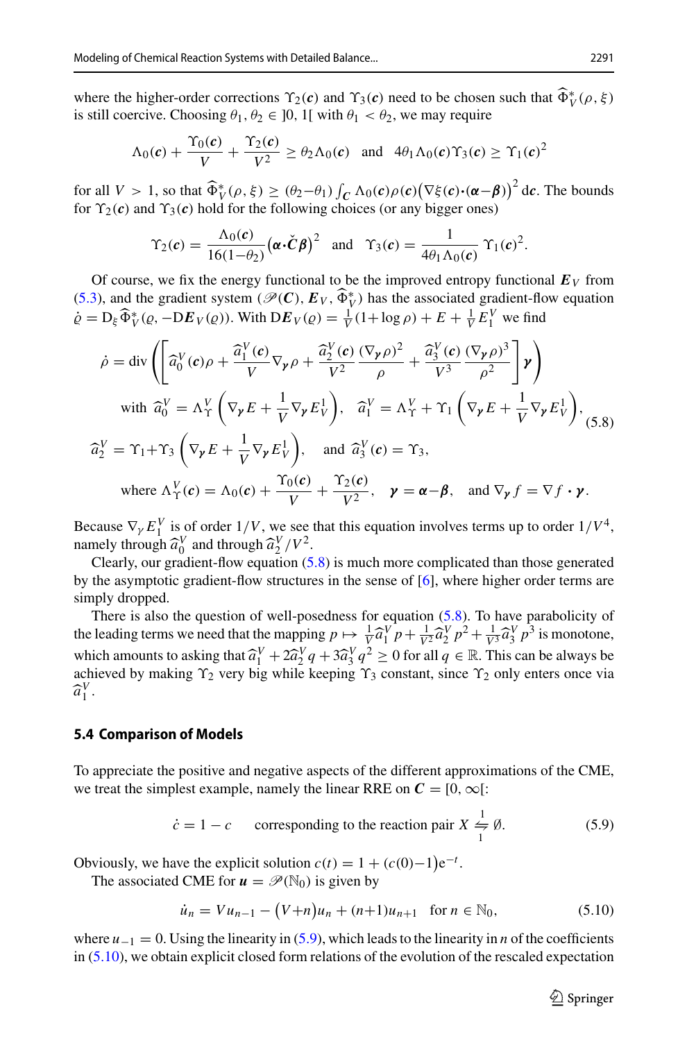where the higher-order corrections $\Upsilon_2(\boldsymbol{c})$ and $\Upsilon_3(\boldsymbol{c})$ need to be chosen such that $\widehat{\Phi}^*_V(\rho,\xi)$ is still coercive. Choosing $\theta_1,\theta_2 \in \,]0,1[$ with $\theta_1 < \theta_2$, we may require

$$\Lambda_0(\boldsymbol{c}) + \frac{\Upsilon_0(\boldsymbol{c})}{V} + \frac{\Upsilon_2(\boldsymbol{c})}{V^2} \geq \theta_2 \Lambda_0(\boldsymbol{c}) \quad \text{and} \quad 4\theta_1 \Lambda_0(\boldsymbol{c}) \Upsilon_3(\boldsymbol{c}) \geq \Upsilon_1(\boldsymbol{c})^2$$

for all $V > 1$, so that $\widehat{\Phi}^*_V(\rho,\xi) \geq (\theta_2 - \theta_1) \int_{\boldsymbol{C}} \Lambda_0(\boldsymbol{c})\rho(\boldsymbol{c})\big(\nabla\xi(\boldsymbol{c})\cdot(\boldsymbol{\alpha}-\boldsymbol{\beta})\big)^2\,\mathrm{d}\boldsymbol{c}$. The bounds for $\Upsilon_2(\boldsymbol{c})$ and $\Upsilon_3(\boldsymbol{c})$ hold for the following choices (or any bigger ones)

$$\Upsilon_2(\boldsymbol{c}) = \frac{\Lambda_0(\boldsymbol{c})}{16(1-\theta_2)}\big(\boldsymbol{\alpha}\cdot\check{\boldsymbol{C}}\boldsymbol{\beta}\big)^2 \quad \text{and} \quad \Upsilon_3(\boldsymbol{c}) = \frac{1}{4\theta_1\Lambda_0(\boldsymbol{c})}\,\Upsilon_1(\boldsymbol{c})^2.$$

Of course, we fix the energy functional to be the improved entropy functional $\boldsymbol{E}_V$ from (5.3), and the gradient system $(\mathscr{P}(\boldsymbol{C}), \boldsymbol{E}_V, \widehat{\Phi}^*_V)$ has the associated gradient-flow equation $\dot{\varrho} = \mathrm{D}_\xi \widehat{\Phi}^*_V(\varrho, -\mathrm{D}\boldsymbol{E}_V(\varrho))$. With $\mathrm{D}\boldsymbol{E}_V(\varrho) = \frac{1}{V}(1+\log\rho) + E + \frac{1}{V}E^V_1$ we find

$$\begin{aligned}
\dot{\rho} &= \operatorname{div}\left(\left[\widehat{a}^V_0(\boldsymbol{c})\rho + \frac{\widehat{a}^V_1(\boldsymbol{c})}{V}\nabla_{\boldsymbol{\gamma}}\rho + \frac{\widehat{a}^V_2(\boldsymbol{c})}{V^2}\frac{(\nabla_{\boldsymbol{\gamma}}\rho)^2}{\rho} + \frac{\widehat{a}^V_3(\boldsymbol{c})}{V^3}\frac{(\nabla_{\boldsymbol{\gamma}}\rho)^3}{\rho^2}\right]\boldsymbol{\gamma}\right) \\
&\quad \text{with } \widehat{a}^V_0 = \Lambda^V_\Upsilon\left(\nabla_{\boldsymbol{\gamma}}E + \frac{1}{V}\nabla_{\boldsymbol{\gamma}}E^1_V\right), \quad \widehat{a}^V_1 = \Lambda^V_\Upsilon + \Upsilon_1\left(\nabla_{\boldsymbol{\gamma}}E + \frac{1}{V}\nabla_{\boldsymbol{\gamma}}E^1_V\right), \\
\widehat{a}^V_2 &= \Upsilon_1 + \Upsilon_3\left(\nabla_{\boldsymbol{\gamma}}E + \frac{1}{V}\nabla_{\boldsymbol{\gamma}}E^1_V\right), \quad \text{and } \widehat{a}^V_3(\boldsymbol{c}) = \Upsilon_3, \\
&\quad \text{where } \Lambda^V_\Upsilon(\boldsymbol{c}) = \Lambda_0(\boldsymbol{c}) + \frac{\Upsilon_0(\boldsymbol{c})}{V} + \frac{\Upsilon_2(\boldsymbol{c})}{V^2}, \quad \boldsymbol{\gamma} = \boldsymbol{\alpha}-\boldsymbol{\beta}, \quad \text{and } \nabla_{\boldsymbol{\gamma}} f = \nabla f\cdot\boldsymbol{\gamma}.
\end{aligned} \tag{5.8}$$

Because $\nabla_\gamma E^V_1$ is of order $1/V$, we see that this equation involves terms up to order $1/V^4$, namely through $\widehat{a}^V_0$ and through $\widehat{a}^V_2/V^2$.

Clearly, our gradient-flow equation (5.8) is much more complicated than those generated by the asymptotic gradient-flow structures in the sense of [6], where higher order terms are simply dropped.

There is also the question of well-posedness for equation (5.8). To have parabolicity of the leading terms we need that the mapping $p \mapsto \frac{1}{V}\widehat{a}^V_1 p + \frac{1}{V^2}\widehat{a}^V_2 p^2 + \frac{1}{V^3}\widehat{a}^V_3 p^3$ is monotone, which amounts to asking that $\widehat{a}^V_1 + 2\widehat{a}^V_2 q + 3\widehat{a}^V_3 q^2 \geq 0$ for all $q \in \mathbb{R}$. This can be always be achieved by making $\Upsilon_2$ very big while keeping $\Upsilon_3$ constant, since $\Upsilon_2$ only enters once via $\widehat{a}^V_1$.

### 5.4 Comparison of Models

To appreciate the positive and negative aspects of the different approximations of the CME, we treat the simplest example, namely the linear RRE on $\boldsymbol{C} = [0,\infty[$:

$$\dot{c} = 1 - c \qquad \text{corresponding to the reaction pair } X \underset{1}{\overset{1}{\rightleftharpoons}} \emptyset. \tag{5.9}$$

Obviously, we have the explicit solution $c(t) = 1 + (c(0)-1)\mathrm{e}^{-t}$.

The associated CME for $\boldsymbol{u} = \mathscr{P}(\mathbb{N}_0)$ is given by

$$\dot{u}_n = V u_{n-1} - \big(V+n\big)u_n + (n+1)u_{n+1} \quad \text{for } n \in \mathbb{N}_0, \tag{5.10}$$

where $u_{-1} = 0$. Using the linearity in (5.9), which leads to the linearity in $n$ of the coefficients in (5.10), we obtain explicit closed form relations of the evolution of the rescaled expectation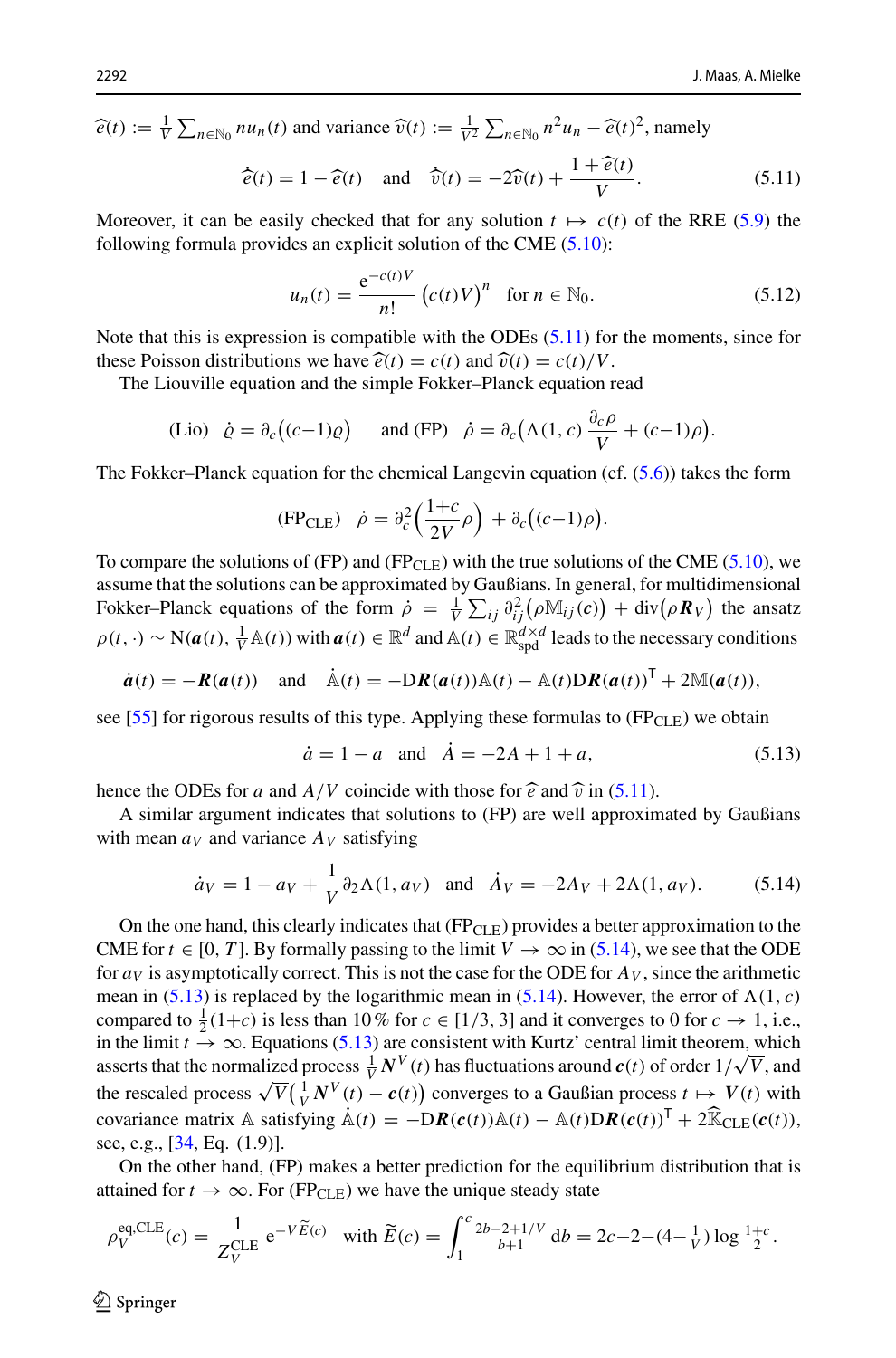$\widehat{e}(t) := \frac{1}{V}\sum_{n\in\mathbb{N}_0} n u_n(t)$ and variance $\widehat{v}(t) := \frac{1}{V^2}\sum_{n\in\mathbb{N}_0} n^2 u_n - \widehat{e}(t)^2$, namely

$$\dot{\widehat{e}}(t) = 1 - \widehat{e}(t) \quad \text{and} \quad \dot{\widehat{v}}(t) = -2\widehat{v}(t) + \frac{1+\widehat{e}(t)}{V}. \tag{5.11}$$

Moreover, it can be easily checked that for any solution $t \mapsto c(t)$ of the RRE (5.9) the following formula provides an explicit solution of the CME (5.10):

$$u_n(t) = \frac{\mathrm{e}^{-c(t)V}}{n!}\big(c(t)V\big)^n \quad \text{for } n \in \mathbb{N}_0. \tag{5.12}$$

Note that this is expression is compatible with the ODEs (5.11) for the moments, since for these Poisson distributions we have $\widehat{e}(t) = c(t)$ and $\widehat{v}(t) = c(t)/V$.

The Liouville equation and the simple Fokker–Planck equation read

$$\text{(Lio)} \quad \dot{\varrho} = \partial_c\big((c-1)\varrho\big) \quad \text{ and (FP)} \quad \dot{\rho} = \partial_c\Big(\Lambda(1,c)\,\frac{\partial_c \rho}{V} + (c-1)\rho\Big).$$

The Fokker–Planck equation for the chemical Langevin equation (cf. (5.6)) takes the form

$$(\text{FP}_{\text{CLE}}) \quad \dot{\rho} = \partial_c^2\Big(\frac{1+c}{2V}\rho\Big) + \partial_c\big((c-1)\rho\big).$$

To compare the solutions of (FP) and ($\text{FP}_{\text{CLE}}$) with the true solutions of the CME (5.10), we assume that the solutions can be approximated by Gaußians. In general, for multidimensional Fokker–Planck equations of the form $\dot{\rho} = \frac{1}{V}\sum_{ij}\partial^2_{ij}\big(\rho\mathbb{M}_{ij}(\boldsymbol{c})\big) + \mathrm{div}\big(\rho\boldsymbol{R}_V\big)$ the ansatz $\rho(t,\cdot) \sim \mathrm{N}(\boldsymbol{a}(t), \frac{1}{V}\mathbb{A}(t))$ with $\boldsymbol{a}(t) \in \mathbb{R}^d$ and $\mathbb{A}(t) \in \mathbb{R}^{d\times d}_{\text{spd}}$ leads to the necessary conditions

$$\dot{\boldsymbol{a}}(t) = -\boldsymbol{R}(\boldsymbol{a}(t)) \quad \text{and} \quad \dot{\mathbb{A}}(t) = -\mathrm{D}\boldsymbol{R}(\boldsymbol{a}(t))\mathbb{A}(t) - \mathbb{A}(t)\mathrm{D}\boldsymbol{R}(\boldsymbol{a}(t))^{\mathsf{T}} + 2\mathbb{M}(\boldsymbol{a}(t)),$$

see [55] for rigorous results of this type. Applying these formulas to ($\text{FP}_{\text{CLE}}$) we obtain

$$\dot{a} = 1 - a \quad \text{and} \quad \dot{A} = -2A + 1 + a, \tag{5.13}$$

hence the ODEs for $a$ and $A/V$ coincide with those for $\widehat{e}$ and $\widehat{v}$ in (5.11).

A similar argument indicates that solutions to (FP) are well approximated by Gaußians with mean $a_V$ and variance $A_V$ satisfying

$$\dot{a}_V = 1 - a_V + \frac{1}{V}\partial_2\Lambda(1,a_V) \quad \text{and} \quad \dot{A}_V = -2A_V + 2\Lambda(1,a_V). \tag{5.14}$$

On the one hand, this clearly indicates that ($\text{FP}_{\text{CLE}}$) provides a better approximation to the CME for $t \in [0,T]$. By formally passing to the limit $V \to \infty$ in (5.14), we see that the ODE for $a_V$ is asymptotically correct. This is not the case for the ODE for $A_V$, since the arithmetic mean in (5.13) is replaced by the logarithmic mean in (5.14). However, the error of $\Lambda(1,c)$ compared to $\frac{1}{2}(1+c)$ is less than 10 % for $c \in [1/3, 3]$ and it converges to 0 for $c \to 1$, i.e., in the limit $t \to \infty$. Equations (5.13) are consistent with Kurtz' central limit theorem, which asserts that the normalized process $\frac{1}{V}\boldsymbol{N}^V(t)$ has fluctuations around $\boldsymbol{c}(t)$ of order $1/\sqrt{V}$, and the rescaled process $\sqrt{V}\big(\frac{1}{V}\boldsymbol{N}^V(t) - \boldsymbol{c}(t)\big)$ converges to a Gaußian process $t \mapsto \boldsymbol{V}(t)$ with covariance matrix $\mathbb{A}$ satisfying $\dot{\mathbb{A}}(t) = -\mathrm{D}\boldsymbol{R}(\boldsymbol{c}(t))\mathbb{A}(t) - \mathbb{A}(t)\mathrm{D}\boldsymbol{R}(\boldsymbol{c}(t))^{\mathsf{T}} + 2\widehat{\mathbb{K}}_{\text{CLE}}(\boldsymbol{c}(t))$, see, e.g., [34, Eq. (1.9)].

On the other hand, (FP) makes a better prediction for the equilibrium distribution that is attained for $t \to \infty$. For ($\text{FP}_{\text{CLE}}$) we have the unique steady state

$$\rho_V^{\text{eq,CLE}}(c) = \frac{1}{Z_V^{\text{CLE}}}\,\mathrm{e}^{-V\widetilde{E}(c)} \quad \text{with } \widetilde{E}(c) = \int_1^c \tfrac{2b-2+1/V}{b+1}\,\mathrm{d}b = 2c - 2 - \big(4 - \tfrac{1}{V}\big)\log\tfrac{1+c}{2}.$$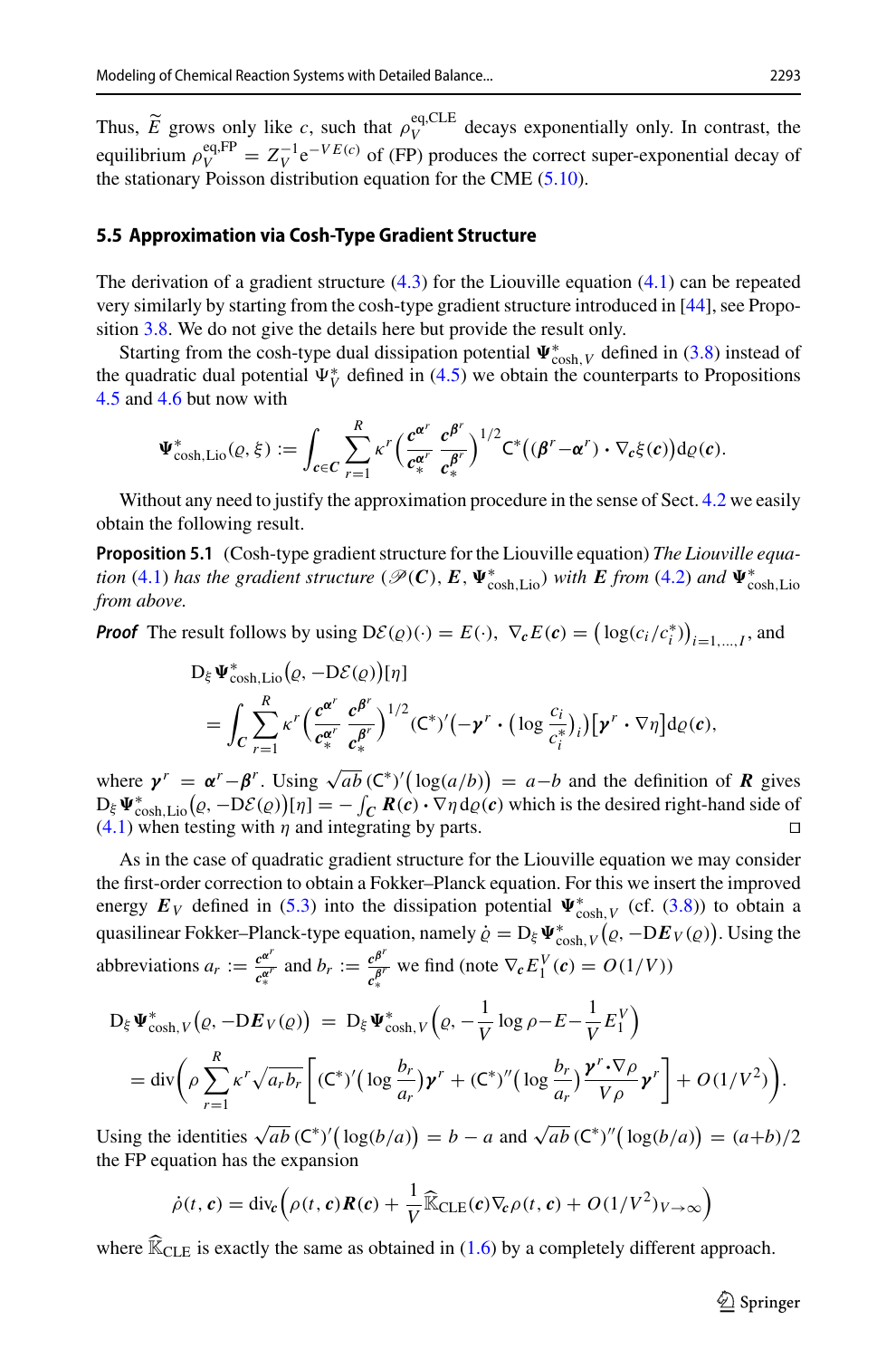Thus, $\widetilde{E}$ grows only like $c$, such that $\rho_V^{\rm eq,CLE}$ decays exponentially only. In contrast, the equilibrium $\rho_V^{\rm eq,FP} = Z_V^{-1}{\rm e}^{-VE(c)}$ of (FP) produces the correct super-exponential decay of the stationary Poisson distribution equation for the CME (5.10).

### 5.5 Approximation via Cosh-Type Gradient Structure

The derivation of a gradient structure (4.3) for the Liouville equation (4.1) can be repeated very similarly by starting from the cosh-type gradient structure introduced in [44], see Proposition 3.8. We do not give the details here but provide the result only.

Starting from the cosh-type dual dissipation potential $\boldsymbol{\Psi}^*_{\cosh,V}$ defined in (3.8) instead of the quadratic dual potential $\Psi^*_V$ defined in (4.5) we obtain the counterparts to Propositions 4.5 and 4.6 but now with

$$
\boldsymbol{\Psi}^*_{\cosh,{\rm Lio}}(\varrho,\xi) := \int_{c\in \boldsymbol{C}} \sum_{r=1}^R \kappa^r \Big(\frac{\boldsymbol{c}^{\boldsymbol{\alpha}^r}}{\boldsymbol{c}_*^{\boldsymbol{\alpha}^r}}\,\frac{\boldsymbol{c}^{\boldsymbol{\beta}^r}}{\boldsymbol{c}_*^{\boldsymbol{\beta}^r}}\Big)^{1/2} {\sf C}^*\big((\boldsymbol{\beta}^r-\boldsymbol{\alpha}^r)\cdot\nabla_{\boldsymbol{c}}\xi(\boldsymbol{c})\big){\rm d}\varrho(\boldsymbol{c}).
$$

Without any need to justify the approximation procedure in the sense of Sect. 4.2 we easily obtain the following result.

**Proposition 5.1** (Cosh-type gradient structure for the Liouville equation) *The Liouville equation* (4.1) *has the gradient structure* $(\mathscr{P}(\boldsymbol{C}), \boldsymbol{E}, \boldsymbol{\Psi}^*_{\cosh,{\rm Lio}})$ *with* $\boldsymbol{E}$ *from* (4.2) *and* $\boldsymbol{\Psi}^*_{\cosh,{\rm Lio}}$ *from above.*

***Proof*** The result follows by using ${\rm D}\mathcal{E}(\varrho)(\cdot) = E(\cdot)$, $\nabla_{\boldsymbol{c}}E(\boldsymbol{c}) = \big(\log(c_i/c_i^*)\big)_{i=1,\ldots,I}$, and

$$
\begin{aligned}
&{\rm D}_\xi \boldsymbol{\Psi}^*_{\cosh,{\rm Lio}}\big(\varrho,-{\rm D}\mathcal{E}(\varrho)\big)[\eta]\\
&\quad=\int_{\boldsymbol{C}}\sum_{r=1}^R \kappa^r\Big(\frac{\boldsymbol{c}^{\boldsymbol{\alpha}^r}}{\boldsymbol{c}_*^{\boldsymbol{\alpha}^r}}\,\frac{\boldsymbol{c}^{\boldsymbol{\beta}^r}}{\boldsymbol{c}_*^{\boldsymbol{\beta}^r}}\Big)^{1/2}({\sf C}^*)'\big(-\boldsymbol{\gamma}^r\cdot\big(\log\frac{c_i}{c_i^*}\big)_i\big)\big[\boldsymbol{\gamma}^r\cdot\nabla\eta\big]{\rm d}\varrho(\boldsymbol{c}),
\end{aligned}
$$

where $\boldsymbol{\gamma}^r = \boldsymbol{\alpha}^r-\boldsymbol{\beta}^r$. Using $\sqrt{ab}\,({\sf C}^*)'\big(\log(a/b)\big) = a-b$ and the definition of $\boldsymbol{R}$ gives ${\rm D}_\xi\boldsymbol{\Psi}^*_{\cosh,{\rm Lio}}\big(\varrho,-{\rm D}\mathcal{E}(\varrho)\big)[\eta] = -\int_{\boldsymbol{C}}\boldsymbol{R}(\boldsymbol{c})\cdot\nabla\eta\,{\rm d}\varrho(\boldsymbol{c})$ which is the desired right-hand side of (4.1) when testing with $\eta$ and integrating by parts. □

As in the case of quadratic gradient structure for the Liouville equation we may consider the first-order correction to obtain a Fokker–Planck equation. For this we insert the improved energy $\boldsymbol{E}_V$ defined in (5.3) into the dissipation potential $\boldsymbol{\Psi}^*_{\cosh,V}$ (cf. (3.8)) to obtain a quasilinear Fokker–Planck-type equation, namely $\dot\varrho = {\rm D}_\xi\boldsymbol{\Psi}^*_{\cosh,V}\big(\varrho,-{\rm D}\boldsymbol{E}_V(\varrho)\big)$. Using the abbreviations $a_r := \frac{\boldsymbol{c}^{\boldsymbol{\alpha}^r}}{\boldsymbol{c}_*^{\boldsymbol{\alpha}^r}}$ and $b_r := \frac{\boldsymbol{c}^{\boldsymbol{\beta}^r}}{\boldsymbol{c}_*^{\boldsymbol{\beta}^r}}$ we find (note $\nabla_{\boldsymbol{c}}E_1^V(\boldsymbol{c}) = O(1/V)$)

$$
\begin{aligned}
{\rm D}_\xi\boldsymbol{\Psi}^*_{\cosh,V}\big(\varrho,-{\rm D}\boldsymbol{E}_V(\varrho)\big) &= {\rm D}_\xi\boldsymbol{\Psi}^*_{\cosh,V}\Big(\varrho,-\frac{1}{V}\log\rho-E-\frac{1}{V}E_1^V\Big)\\
&={\rm div}\Big(\rho\sum_{r=1}^R\kappa^r\sqrt{a_rb_r}\Big[({\sf C}^*)'\big(\log\frac{b_r}{a_r}\big)\boldsymbol{\gamma}^r+({\sf C}^*)''\big(\log\frac{b_r}{a_r}\big)\frac{\boldsymbol{\gamma}^r\cdot\nabla\rho}{V\rho}\boldsymbol{\gamma}^r\Big]+O(1/V^2)\Big).
\end{aligned}
$$

Using the identities $\sqrt{ab}\,({\sf C}^*)'\big(\log(b/a)\big) = b-a$ and $\sqrt{ab}\,({\sf C}^*)''\big(\log(b/a)\big) = (a+b)/2$ the FP equation has the expansion

$$
\dot\rho(t,\boldsymbol{c}) = {\rm div}_{\boldsymbol{c}}\Big(\rho(t,\boldsymbol{c})\boldsymbol{R}(\boldsymbol{c})+\frac{1}{V}\widehat{\mathbb{K}}_{\rm CLE}(\boldsymbol{c})\nabla_{\boldsymbol{c}}\rho(t,\boldsymbol{c})+O(1/V^2)_{V\to\infty}\Big)
$$

where $\widehat{\mathbb{K}}_{\rm CLE}$ is exactly the same as obtained in (1.6) by a completely different approach.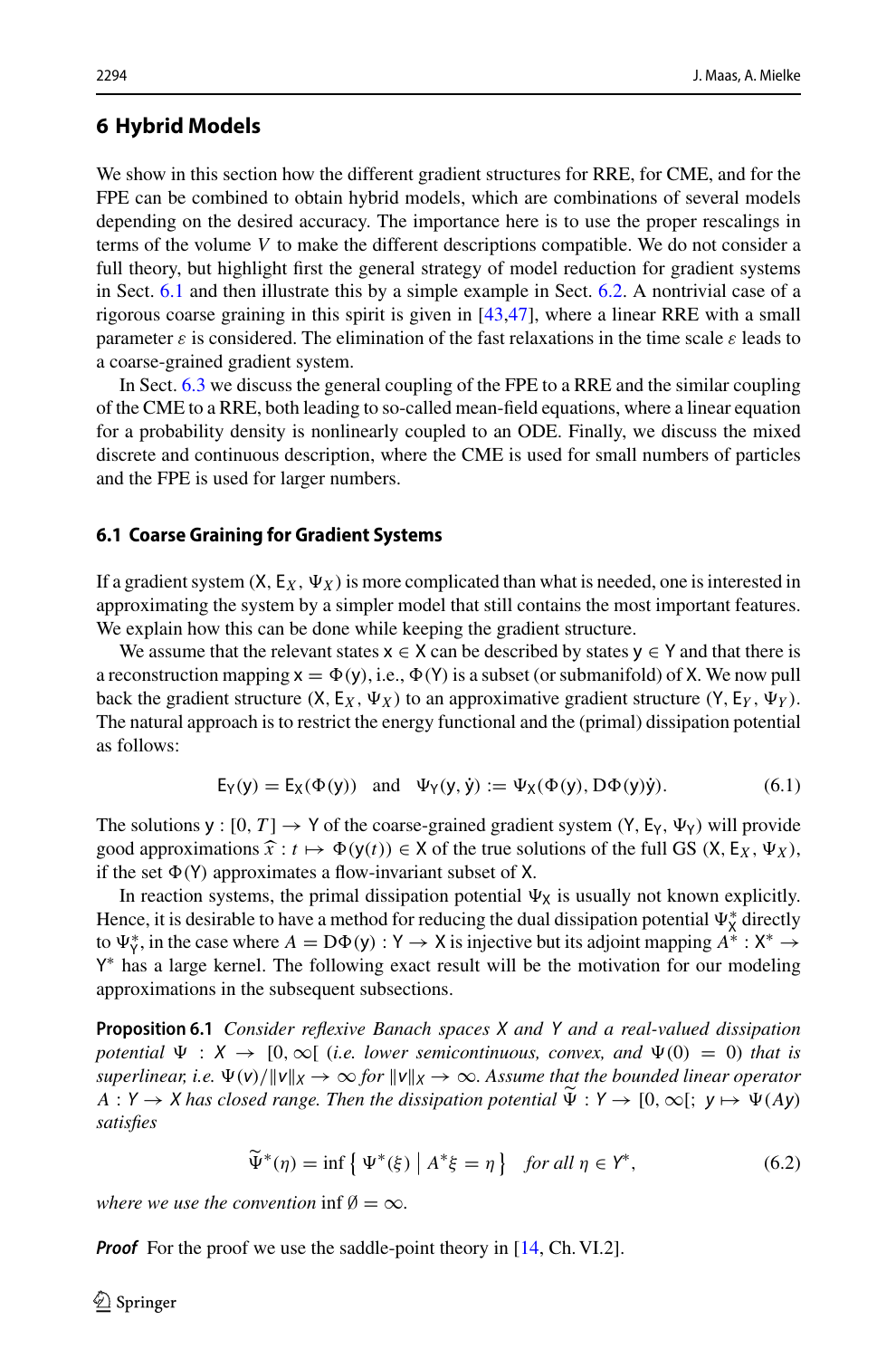## 6 Hybrid Models

We show in this section how the different gradient structures for RRE, for CME, and for the FPE can be combined to obtain hybrid models, which are combinations of several models depending on the desired accuracy. The importance here is to use the proper rescalings in terms of the volume $V$ to make the different descriptions compatible. We do not consider a full theory, but highlight first the general strategy of model reduction for gradient systems in Sect. 6.1 and then illustrate this by a simple example in Sect. 6.2. A nontrivial case of a rigorous coarse graining in this spirit is given in [43,47], where a linear RRE with a small parameter $\varepsilon$ is considered. The elimination of the fast relaxations in the time scale $\varepsilon$ leads to a coarse-grained gradient system.

In Sect. 6.3 we discuss the general coupling of the FPE to a RRE and the similar coupling of the CME to a RRE, both leading to so-called mean-field equations, where a linear equation for a probability density is nonlinearly coupled to an ODE. Finally, we discuss the mixed discrete and continuous description, where the CME is used for small numbers of particles and the FPE is used for larger numbers.

### 6.1 Coarse Graining for Gradient Systems

If a gradient system $(\mathsf{X}, \mathsf{E}_X, \Psi_X)$ is more complicated than what is needed, one is interested in approximating the system by a simpler model that still contains the most important features. We explain how this can be done while keeping the gradient structure.

We assume that the relevant states $\mathsf{x} \in \mathsf{X}$ can be described by states $\mathsf{y} \in \mathsf{Y}$ and that there is a reconstruction mapping $\mathsf{x} = \Phi(\mathsf{y})$, i.e., $\Phi(\mathsf{Y})$ is a subset (or submanifold) of $\mathsf{X}$. We now pull back the gradient structure $(\mathsf{X}, \mathsf{E}_X, \Psi_X)$ to an approximative gradient structure $(\mathsf{Y}, \mathsf{E}_Y, \Psi_Y)$. The natural approach is to restrict the energy functional and the (primal) dissipation potential as follows:

$$\mathsf{E}_\mathsf{Y}(\mathsf{y}) = \mathsf{E}_\mathsf{X}(\Phi(\mathsf{y})) \quad \text{and} \quad \Psi_\mathsf{Y}(\mathsf{y}, \dot{\mathsf{y}}) := \Psi_\mathsf{X}(\Phi(\mathsf{y}), \mathrm{D}\Phi(\mathsf{y})\dot{\mathsf{y}}). \tag{6.1}$$

The solutions $\mathsf{y} : [0, T] \to \mathsf{Y}$ of the coarse-grained gradient system $(\mathsf{Y}, \mathsf{E}_\mathsf{Y}, \Psi_\mathsf{Y})$ will provide good approximations $\widehat{x} : t \mapsto \Phi(\mathsf{y}(t)) \in \mathsf{X}$ of the true solutions of the full GS $(\mathsf{X}, \mathsf{E}_X, \Psi_X)$, if the set $\Phi(\mathsf{Y})$ approximates a flow-invariant subset of $\mathsf{X}$.

In reaction systems, the primal dissipation potential $\Psi_\mathsf{X}$ is usually not known explicitly. Hence, it is desirable to have a method for reducing the dual dissipation potential $\Psi^*_\mathsf{X}$ directly to $\Psi^*_\mathsf{Y}$, in the case where $A = \mathrm{D}\Phi(\mathsf{y}) : \mathsf{Y} \to \mathsf{X}$ is injective but its adjoint mapping $A^* : \mathsf{X}^* \to \mathsf{Y}^*$ has a large kernel. The following exact result will be the motivation for our modeling approximations in the subsequent subsections.

**Proposition 6.1** *Consider reflexive Banach spaces $X$ and $Y$ and a real-valued dissipation potential $\Psi : X \to [0, \infty[$ (i.e. lower semicontinuous, convex, and $\Psi(0) = 0$) that is superlinear, i.e. $\Psi(v)/\|v\|_X \to \infty$ for $\|v\|_X \to \infty$. Assume that the bounded linear operator $A : Y \to X$ has closed range. Then the dissipation potential $\widetilde{\Psi} : Y \to [0, \infty[;\ y \mapsto \Psi(Ay)$ satisfies*

$$\widetilde{\Psi}^*(\eta) = \inf \left\{ \Psi^*(\xi) \,\middle|\, A^*\xi = \eta \right\} \quad \textit{for all } \eta \in Y^*, \tag{6.2}$$

*where we use the convention* $\inf \emptyset = \infty$.

***Proof*** For the proof we use the saddle-point theory in [14, Ch. VI.2].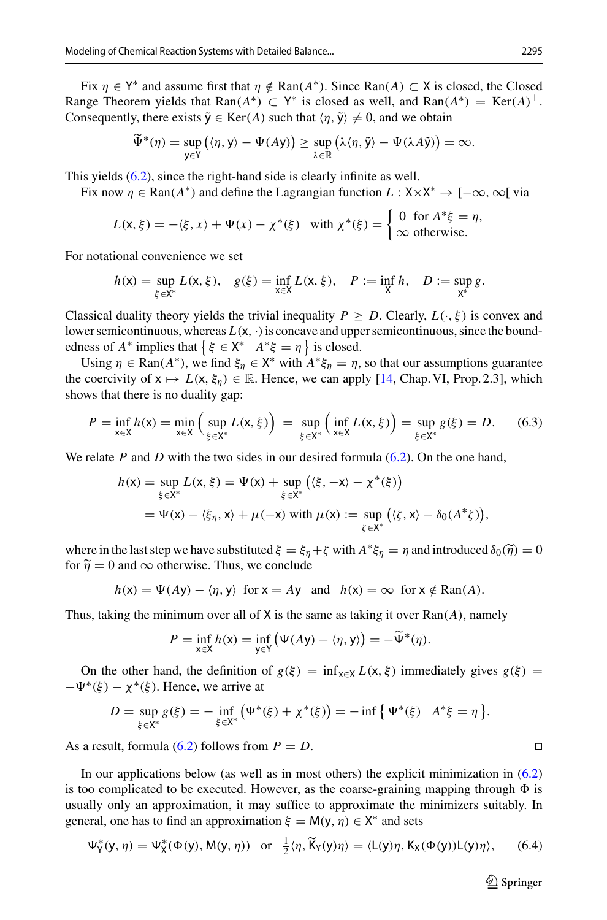Fix $\eta \in \mathsf{Y}^*$ and assume first that $\eta \notin \mathrm{Ran}(A^*)$. Since $\mathrm{Ran}(A) \subset \mathsf{X}$ is closed, the Closed Range Theorem yields that $\mathrm{Ran}(A^*) \subset \mathsf{Y}^*$ is closed as well, and $\mathrm{Ran}(A^*) = \mathrm{Ker}(A)^\perp$. Consequently, there exists $\tilde{\mathsf{y}} \in \mathrm{Ker}(A)$ such that $\langle \eta, \tilde{\mathsf{y}} \rangle \neq 0$, and we obtain

$$
\widetilde{\Psi}^*(\eta) = \sup_{\mathsf{y}\in\mathsf{Y}} \big(\langle \eta, \mathsf{y}\rangle - \Psi(A\mathsf{y})\big) \geq \sup_{\lambda\in\mathbb{R}} \big(\lambda\langle \eta, \tilde{\mathsf{y}}\rangle - \Psi(\lambda A\tilde{\mathsf{y}})\big) = \infty.
$$

This yields (6.2), since the right-hand side is clearly infinite as well.

Fix now $\eta \in \mathrm{Ran}(A^*)$ and define the Lagrangian function $L : \mathsf{X}\times\mathsf{X}^* \to [-\infty, \infty[$ via

$$
L(\mathsf{x}, \xi) = -\langle \xi, x\rangle + \Psi(x) - \chi^*(\xi) \quad \text{with } \chi^*(\xi) = \begin{cases} 0 & \text{for } A^*\xi = \eta, \\ \infty & \text{otherwise.} \end{cases}
$$

For notational convenience we set

$$
h(\mathsf{x}) = \sup_{\xi\in\mathsf{X}^*} L(\mathsf{x}, \xi), \quad g(\xi) = \inf_{\mathsf{x}\in\mathsf{X}} L(\mathsf{x}, \xi), \quad P := \inf_{\mathsf{X}} h, \quad D := \sup_{\mathsf{X}^*} g.
$$

Classical duality theory yields the trivial inequality $P \geq D$. Clearly, $L(\cdot, \xi)$ is convex and lower semicontinuous, whereas $L(\mathsf{x}, \cdot)$ is concave and upper semicontinuous, since the boundedness of $A^*$ implies that $\{\, \xi \in \mathsf{X}^* \mid A^*\xi = \eta \,\}$ is closed.

Using $\eta \in \mathrm{Ran}(A^*)$, we find $\xi_\eta \in \mathsf{X}^*$ with $A^*\xi_\eta = \eta$, so that our assumptions guarantee the coercivity of $\mathsf{x} \mapsto L(\mathsf{x}, \xi_\eta) \in \mathbb{R}$. Hence, we can apply [14, Chap. VI, Prop. 2.3], which shows that there is no duality gap:

$$
P = \inf_{\mathsf{x}\in\mathsf{X}} h(\mathsf{x}) = \min_{\mathsf{x}\in\mathsf{X}} \Big( \sup_{\xi\in\mathsf{X}^*} L(\mathsf{x}, \xi)\Big) = \sup_{\xi\in\mathsf{X}^*} \Big( \inf_{\mathsf{x}\in\mathsf{X}} L(\mathsf{x}, \xi)\Big) = \sup_{\xi\in\mathsf{X}^*} g(\xi) = D. \tag{6.3}
$$

We relate $P$ and $D$ with the two sides in our desired formula (6.2). On the one hand,

$$
\begin{aligned}
h(\mathsf{x}) &= \sup_{\xi\in\mathsf{X}^*} L(\mathsf{x}, \xi) = \Psi(\mathsf{x}) + \sup_{\xi\in\mathsf{X}^*} \big(\langle \xi, -\mathsf{x}\rangle - \chi^*(\xi)\big) \\
&= \Psi(\mathsf{x}) - \langle \xi_\eta, \mathsf{x}\rangle + \mu(-\mathsf{x}) \text{ with } \mu(\mathsf{x}) := \sup_{\zeta\in\mathsf{X}^*} \big(\langle \zeta, \mathsf{x}\rangle - \delta_0(A^*\zeta)\big),
\end{aligned}
$$

where in the last step we have substituted $\xi = \xi_\eta + \zeta$ with $A^*\xi_\eta = \eta$ and introduced $\delta_0(\widetilde{\eta}) = 0$ for $\widetilde{\eta} = 0$ and $\infty$ otherwise. Thus, we conclude

$$
h(\mathsf{x}) = \Psi(A\mathsf{y}) - \langle \eta, \mathsf{y}\rangle \;\text{ for } \mathsf{x} = A\mathsf{y} \quad \text{and} \quad h(\mathsf{x}) = \infty \;\text{ for } \mathsf{x} \notin \mathrm{Ran}(A).
$$

Thus, taking the minimum over all of $\mathsf{X}$ is the same as taking it over $\mathrm{Ran}(A)$, namely

$$
P = \inf_{\mathsf{x}\in\mathsf{X}} h(\mathsf{x}) = \inf_{\mathsf{y}\in\mathsf{Y}} \big(\Psi(A\mathsf{y}) - \langle \eta, \mathsf{y}\rangle\big) = -\widetilde{\Psi}^*(\eta).
$$

On the other hand, the definition of $g(\xi) = \inf_{\mathsf{x}\in\mathsf{X}} L(\mathsf{x}, \xi)$ immediately gives $g(\xi) = -\Psi^*(\xi) - \chi^*(\xi)$. Hence, we arrive at

$$
D = \sup_{\xi\in\mathsf{X}^*} g(\xi) = -\inf_{\xi\in\mathsf{X}^*} \big(\Psi^*(\xi) + \chi^*(\xi)\big) = -\inf\big\{\, \Psi^*(\xi) \;\big|\; A^*\xi = \eta \,\big\}.
$$

As a result, formula (6.2) follows from $P = D$. $\square$

In our applications below (as well as in most others) the explicit minimization in (6.2) is too complicated to be executed. However, as the coarse-graining mapping through $\Phi$ is usually only an approximation, it may suffice to approximate the minimizers suitably. In general, one has to find an approximation $\xi = \mathsf{M}(\mathsf{y}, \eta) \in \mathsf{X}^*$ and sets

$$
\Psi^*_{\mathsf{Y}}(\mathsf{y}, \eta) = \Psi^*_{\mathsf{X}}(\Phi(\mathsf{y}), \mathsf{M}(\mathsf{y}, \eta)) \quad \text{or} \quad \tfrac{1}{2}\langle \eta, \widetilde{\mathsf{K}}_{\mathsf{Y}}(\mathsf{y})\eta\rangle = \langle \mathsf{L}(\mathsf{y})\eta, \mathsf{K}_{\mathsf{X}}(\Phi(\mathsf{y}))\mathsf{L}(\mathsf{y})\eta\rangle, \tag{6.4}
$$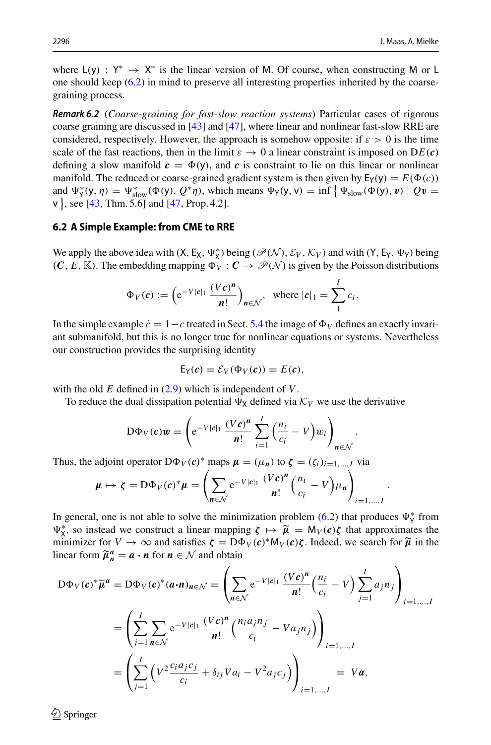where $\mathsf{L}(\mathsf{y}) : \mathsf{Y}^* \to \mathsf{X}^*$ is the linear version of $\mathsf{M}$. Of course, when constructing $\mathsf{M}$ or $\mathsf{L}$ one should keep (6.2) in mind to preserve all interesting properties inherited by the coarse-graining process.

***Remark 6.2*** (*Coarse-graining for fast-slow reaction systems*) Particular cases of rigorous coarse graining are discussed in [43] and [47], where linear and nonlinear fast-slow RRE are considered, respectively. However, the approach is somehow opposite: if $\varepsilon > 0$ is the time scale of the fast reactions, then in the limit $\varepsilon \to 0$ a linear constraint is imposed on $\mathrm{D}E(\boldsymbol{c})$ defining a slow manifold $\boldsymbol{c} = \Phi(\mathsf{y})$, and $\boldsymbol{c}$ is constraint to lie on this linear or nonlinear manifold. The reduced or coarse-grained gradient system is then given by $\mathsf{E}_\mathsf{Y}(\mathsf{y}) = E(\Phi(c))$ and $\Psi^*_\mathsf{Y}(\mathsf{y}, \eta) = \Psi^*_{\text{slow}}(\Phi(\mathsf{y}), Q^*\eta)$, which means $\Psi_\mathsf{Y}(\mathsf{y}, \mathsf{v}) = \inf\left\{ \Psi_{\text{slow}}(\Phi(\mathsf{y}), \boldsymbol{v}) \,\middle|\, Q\boldsymbol{v} = \mathsf{v} \right\}$, see [43, Thm. 5.6] and [47, Prop. 4.2].

## 6.2 A Simple Example: from CME to RRE

We apply the above idea with $(\mathsf{X}, \mathsf{E}_\mathsf{X}, \Psi^*_\mathsf{X})$ being $(\mathscr{P}(\mathcal{N}), \mathcal{E}_V, \mathcal{K}_V)$ and with $(\mathsf{Y}, \mathsf{E}_\mathsf{Y}, \Psi_\mathsf{Y})$ being $(\boldsymbol{C}, E, \mathbb{K})$. The embedding mapping $\Phi_V : \boldsymbol{C} \to \mathscr{P}(\mathcal{N})$ is given by the Poisson distributions

$$\Phi_V(\boldsymbol{c}) := \left( \mathrm{e}^{-V|\boldsymbol{c}|_1} \frac{(V\boldsymbol{c})^{\boldsymbol{n}}}{\boldsymbol{n}!} \right)_{\boldsymbol{n}\in\mathcal{N}}, \quad \text{where } |\boldsymbol{c}|_1 = \sum_1^I c_i.$$

In the simple example $\dot{c} = 1 - c$ treated in Sect. 5.4 the image of $\Phi_V$ defines an exactly invariant submanifold, but this is no longer true for nonlinear equations or systems. Nevertheless our construction provides the surprising identity

$$\mathsf{E}_\mathsf{Y}(\boldsymbol{c}) = \mathcal{E}_V(\Phi_V(\boldsymbol{c})) = E(\boldsymbol{c}),$$

with the old $E$ defined in (2.9) which is independent of $V$.

To reduce the dual dissipation potential $\Psi_\mathsf{X}$ defined via $\mathcal{K}_V$ we use the derivative

$$\mathrm{D}\Phi_V(\boldsymbol{c})\boldsymbol{w} = \left( \mathrm{e}^{-V|\boldsymbol{c}|_1} \frac{(V\boldsymbol{c})^{\boldsymbol{n}}}{\boldsymbol{n}!} \sum_{i=1}^I \Big( \frac{n_i}{c_i} - V \Big) w_i \right)_{\boldsymbol{n}\in\mathcal{N}}.$$

Thus, the adjoint operator $\mathrm{D}\Phi_V(\boldsymbol{c})^*$ maps $\boldsymbol{\mu} = (\mu_{\boldsymbol{n}})$ to $\boldsymbol{\zeta} = (\zeta_i)_{i=1,\ldots,I}$ via

$$\boldsymbol{\mu} \mapsto \boldsymbol{\zeta} = \mathrm{D}\Phi_V(\boldsymbol{c})^*\boldsymbol{\mu} = \left( \sum_{\boldsymbol{n}\in\mathcal{N}} \mathrm{e}^{-V|\boldsymbol{c}|_1} \frac{(V\boldsymbol{c})^{\boldsymbol{n}}}{\boldsymbol{n}!} \Big( \frac{n_i}{c_i} - V \Big) \mu_{\boldsymbol{n}} \right)_{i=1,\ldots,I}.$$

In general, one is not able to solve the minimization problem (6.2) that produces $\Psi^*_\mathsf{Y}$ from $\Psi^*_\mathsf{X}$, so instead we construct a linear mapping $\boldsymbol{\zeta} \mapsto \widetilde{\boldsymbol{\mu}} = \mathsf{M}_V(\boldsymbol{c})\boldsymbol{\zeta}$ that approximates the minimizer for $V \to \infty$ and satisfies $\boldsymbol{\zeta} = \mathrm{D}\Phi_V(\boldsymbol{c})^*\mathsf{M}_V(\boldsymbol{c})\boldsymbol{\zeta}$. Indeed, we search for $\widetilde{\boldsymbol{\mu}}$ in the linear form $\widetilde{\boldsymbol{\mu}}^{\boldsymbol{a}}_{\boldsymbol{n}} = \boldsymbol{a} \boldsymbol{\cdot} \boldsymbol{n}$ for $\boldsymbol{n} \in \mathcal{N}$ and obtain

$$\begin{aligned}
\mathrm{D}\Phi_V(\boldsymbol{c})^*\widetilde{\boldsymbol{\mu}}^{\boldsymbol{a}} = \mathrm{D}\Phi_V(\boldsymbol{c})^*(\boldsymbol{a}\boldsymbol{\cdot}\boldsymbol{n})_{\boldsymbol{n}\in\mathcal{N}} &= \left( \sum_{\boldsymbol{n}\in\mathcal{N}} \mathrm{e}^{-V|\boldsymbol{c}|_1} \frac{(V\boldsymbol{c})^{\boldsymbol{n}}}{\boldsymbol{n}!} \Big( \frac{n_i}{c_i} - V \Big) \sum_{j=1}^I a_j n_j \right)_{i=1,\ldots,I} \\
&= \left( \sum_{j=1}^I \sum_{\boldsymbol{n}\in\mathcal{N}} \mathrm{e}^{-V|\boldsymbol{c}|_1} \frac{(V\boldsymbol{c})^{\boldsymbol{n}}}{\boldsymbol{n}!} \Big( \frac{n_i a_j n_j}{c_i} - V a_j n_j \Big) \right)_{i=1,\ldots,I} \\
&= \left( \sum_{j=1}^I \Big( V^2 \frac{c_i a_j c_j}{c_i} + \delta_{ij} V a_i - V^2 a_j c_j \Big) \right)_{i=1,\ldots,I} = V\boldsymbol{a},
\end{aligned}$$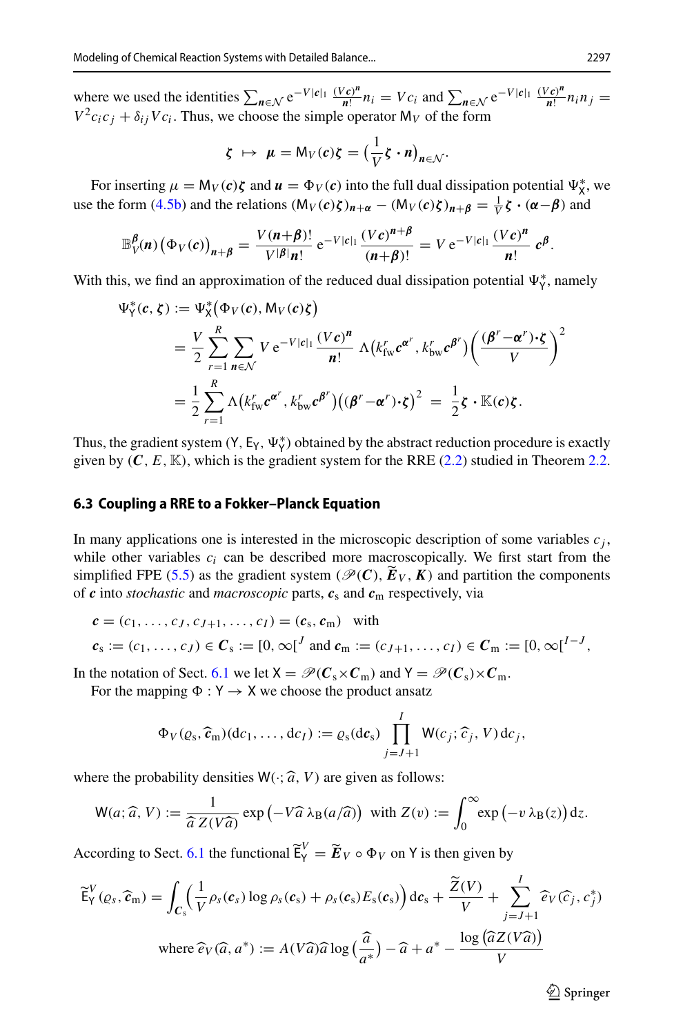where we used the identities $\sum_{\boldsymbol{n}\in\mathcal{N}} \mathrm{e}^{-V|\boldsymbol{c}|_1} \frac{(V\boldsymbol{c})^{\boldsymbol{n}}}{\boldsymbol{n}!} n_i = V c_i$ and $\sum_{\boldsymbol{n}\in\mathcal{N}} \mathrm{e}^{-V|\boldsymbol{c}|_1} \frac{(V\boldsymbol{c})^{\boldsymbol{n}}}{\boldsymbol{n}!} n_i n_j = V^2 c_i c_j + \delta_{ij} V c_i$. Thus, we choose the simple operator $\mathsf{M}_V$ of the form

$$
\boldsymbol{\zeta} \ \mapsto \ \boldsymbol{\mu} = \mathsf{M}_V(\boldsymbol{c})\boldsymbol{\zeta} = \big(\frac{1}{V}\boldsymbol{\zeta}\cdot\boldsymbol{n}\big)_{\boldsymbol{n}\in\mathcal{N}}.
$$

For inserting $\mu = \mathsf{M}_V(\boldsymbol{c})\boldsymbol{\zeta}$ and $\boldsymbol{u} = \Phi_V(\boldsymbol{c})$ into the full dual dissipation potential $\Psi^*_{\mathsf{X}}$, we use the form (4.5b) and the relations $(\mathsf{M}_V(\boldsymbol{c})\boldsymbol{\zeta})_{\boldsymbol{n}+\boldsymbol{\alpha}} - (\mathsf{M}_V(\boldsymbol{c})\boldsymbol{\zeta})_{\boldsymbol{n}+\boldsymbol{\beta}} = \frac{1}{V}\boldsymbol{\zeta}\cdot(\boldsymbol{\alpha}-\boldsymbol{\beta})$ and

$$
\mathbb{B}^{\boldsymbol{\beta}}_V(\boldsymbol{n})\big(\Phi_V(\boldsymbol{c})\big)_{\boldsymbol{n}+\boldsymbol{\beta}} = \frac{V(\boldsymbol{n}+\boldsymbol{\beta})!}{V^{|\boldsymbol{\beta}|}\boldsymbol{n}!}\,\mathrm{e}^{-V|\boldsymbol{c}|_1}\frac{(V\boldsymbol{c})^{\boldsymbol{n}+\boldsymbol{\beta}}}{(\boldsymbol{n}+\boldsymbol{\beta})!} = V\,\mathrm{e}^{-V|\boldsymbol{c}|_1}\frac{(V\boldsymbol{c})^{\boldsymbol{n}}}{\boldsymbol{n}!}\,\boldsymbol{c}^{\boldsymbol{\beta}}.
$$

With this, we find an approximation of the reduced dual dissipation potential $\Psi^*_{\mathsf{Y}}$, namely

$$
\begin{aligned}
\Psi^*_{\mathsf{Y}}(\boldsymbol{c},\boldsymbol{\zeta}) &:= \Psi^*_{\mathsf{X}}\big(\Phi_V(\boldsymbol{c}), \mathsf{M}_V(\boldsymbol{c})\boldsymbol{\zeta}\big) \\
&= \frac{V}{2}\sum_{r=1}^{R}\sum_{\boldsymbol{n}\in\mathcal{N}} V\,\mathrm{e}^{-V|\boldsymbol{c}|_1}\frac{(V\boldsymbol{c})^{\boldsymbol{n}}}{\boldsymbol{n}!}\,\Lambda\big(k^r_{\mathrm{fw}}\boldsymbol{c}^{\boldsymbol{\alpha}^r}, k^r_{\mathrm{bw}}\boldsymbol{c}^{\boldsymbol{\beta}^r}\big)\Big(\frac{(\boldsymbol{\beta}^r-\boldsymbol{\alpha}^r)\cdot\boldsymbol{\zeta}}{V}\Big)^2 \\
&= \frac{1}{2}\sum_{r=1}^{R}\Lambda\big(k^r_{\mathrm{fw}}\boldsymbol{c}^{\boldsymbol{\alpha}^r}, k^r_{\mathrm{bw}}\boldsymbol{c}^{\boldsymbol{\beta}^r}\big)\big((\boldsymbol{\beta}^r-\boldsymbol{\alpha}^r)\cdot\boldsymbol{\zeta}\big)^2 \ = \ \frac{1}{2}\boldsymbol{\zeta}\cdot\mathbb{K}(\boldsymbol{c})\boldsymbol{\zeta}.
\end{aligned}
$$

Thus, the gradient system $(\mathsf{Y}, \mathsf{E}_{\mathsf{Y}}, \Psi^*_{\mathsf{Y}})$ obtained by the abstract reduction procedure is exactly given by $(\boldsymbol{C}, E, \mathbb{K})$, which is the gradient system for the RRE (2.2) studied in Theorem 2.2.

### 6.3 Coupling a RRE to a Fokker–Planck Equation

In many applications one is interested in the microscopic description of some variables $c_j$, while other variables $c_i$ can be described more macroscopically. We first start from the simplified FPE (5.5) as the gradient system $(\mathscr{P}(\boldsymbol{C}), \widetilde{\boldsymbol{E}}_V, \boldsymbol{K})$ and partition the components of $\boldsymbol{c}$ into *stochastic* and *macroscopic* parts, $\boldsymbol{c}_{\mathrm{s}}$ and $\boldsymbol{c}_{\mathrm{m}}$ respectively, via

$$
\begin{aligned}
&\boldsymbol{c} = (c_1,\ldots,c_J,c_{J+1},\ldots,c_I) = (\boldsymbol{c}_{\mathrm{s}},\boldsymbol{c}_{\mathrm{m}}) \quad \text{with} \\
&\boldsymbol{c}_{\mathrm{s}} := (c_1,\ldots,c_J) \in \boldsymbol{C}_{\mathrm{s}} := [0,\infty[^J \text{ and } \boldsymbol{c}_{\mathrm{m}} := (c_{J+1},\ldots,c_I) \in \boldsymbol{C}_{\mathrm{m}} := [0,\infty[^{I-J},
\end{aligned}
$$

In the notation of Sect. 6.1 we let $\mathsf{X} = \mathscr{P}(\boldsymbol{C}_{\mathrm{s}}\times\boldsymbol{C}_{\mathrm{m}})$ and $\mathsf{Y} = \mathscr{P}(\boldsymbol{C}_{\mathrm{s}})\times\boldsymbol{C}_{\mathrm{m}}$.

For the mapping $\Phi : \mathsf{Y} \to \mathsf{X}$ we choose the product ansatz

$$
\Phi_V(\varrho_{\mathrm{s}}, \widehat{\boldsymbol{c}}_{\mathrm{m}})(\mathrm{d}c_1,\ldots,\mathrm{d}c_I) := \varrho_{\mathrm{s}}(\mathrm{d}\boldsymbol{c}_{\mathrm{s}})\prod_{j=J+1}^{I}\mathsf{W}(c_j;\widehat{c}_j,V)\,\mathrm{d}c_j,
$$

where the probability densities $\mathsf{W}(\cdot;\widehat{a},V)$ are given as follows:

$$
\mathsf{W}(a;\widehat{a},V) := \frac{1}{\widehat{a}\,Z(V\widehat{a})}\exp\big(-V\widehat{a}\,\lambda_{\mathrm{B}}(a/\widehat{a})\big) \ \text{ with } Z(v) := \int_0^\infty \exp\big(-v\,\lambda_{\mathrm{B}}(z)\big)\,\mathrm{d}z.
$$

According to Sect. 6.1 the functional $\widetilde{\mathsf{E}}^V_{\mathsf{Y}} = \widetilde{\boldsymbol{E}}_V\circ\Phi_V$ on $\mathsf{Y}$ is then given by

$$
\widetilde{\mathsf{E}}^V_{\mathsf{Y}}(\varrho_s,\widehat{\boldsymbol{c}}_{\mathrm{m}}) = \int_{\boldsymbol{C}_{\mathrm{s}}}\Big(\frac{1}{V}\rho_s(\boldsymbol{c}_s)\log\rho_s(\boldsymbol{c}_{\mathrm{s}}) + \rho_s(\boldsymbol{c}_{\mathrm{s}})E_{\mathrm{s}}(\boldsymbol{c}_{\mathrm{s}})\Big)\,\mathrm{d}\boldsymbol{c}_{\mathrm{s}} + \frac{\widehat{Z}(V)}{V} + \sum_{j=J+1}^{I}\widehat{e}_V(\widehat{c}_j, c^*_j)
$$

$$
\text{where } \widehat{e}_V(\widehat{a},a^*) := A(V\widehat{a})\widehat{a}\log\big(\frac{\widehat{a}}{a^*}\big) - \widehat{a} + a^* - \frac{\log\big(\widehat{a}Z(V\widehat{a})\big)}{V}
$$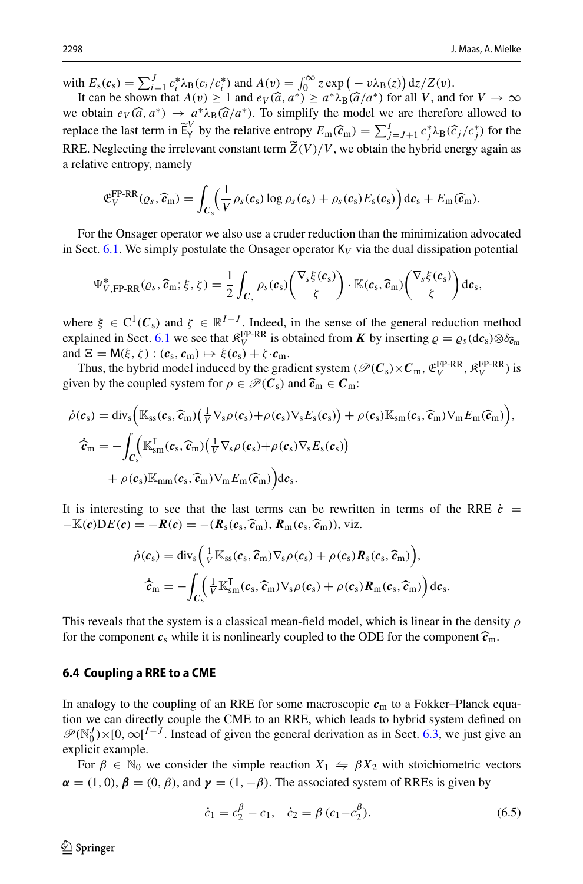with $E_\mathrm{s}(\boldsymbol{c}_\mathrm{s}) = \sum_{i=1}^{J} c_i^* \lambda_\mathrm{B}(c_i/c_i^*)$ and $A(v) = \int_0^\infty z \exp\big(-v\lambda_\mathrm{B}(z)\big)\,\mathrm{d}z/Z(v)$.

It can be shown that $A(v) \geq 1$ and $e_V(\widehat{a}, a^*) \geq a^*\lambda_\mathrm{B}(\widehat{a}/a^*)$ for all $V$, and for $V \to \infty$ we obtain $e_V(\widehat{a}, a^*) \to a^*\lambda_\mathrm{B}(\widehat{a}/a^*)$. To simplify the model we are therefore allowed to replace the last term in $\widetilde{\mathsf{E}}_\mathsf{Y}^V$ by the relative entropy $E_\mathrm{m}(\widehat{\boldsymbol{c}}_\mathrm{m}) = \sum_{j=J+1}^{I} c_j^* \lambda_\mathrm{B}(\widehat{c}_j/c_j^*)$ for the RRE. Neglecting the irrelevant constant term $\widetilde{Z}(V)/V$, we obtain the hybrid energy again as a relative entropy, namely

$$\mathfrak{E}_V^{\text{FP-RR}}(\varrho_s, \widehat{\boldsymbol{c}}_\mathrm{m}) = \int_{\boldsymbol{C}_\mathrm{s}} \Big(\frac{1}{V}\rho_s(\boldsymbol{c}_\mathrm{s})\log\rho_s(\boldsymbol{c}_\mathrm{s}) + \rho_s(\boldsymbol{c}_\mathrm{s})E_\mathrm{s}(\boldsymbol{c}_\mathrm{s})\Big)\,\mathrm{d}\boldsymbol{c}_\mathrm{s} + E_\mathrm{m}(\widehat{\boldsymbol{c}}_\mathrm{m}).$$

For the Onsager operator we also use a cruder reduction than the minimization advocated in Sect. 6.1. We simply postulate the Onsager operator $\mathsf{K}_V$ via the dual dissipation potential

$$\Psi_{V,\text{FP-RR}}^*(\varrho_s, \widehat{\boldsymbol{c}}_\mathrm{m}; \xi, \zeta) = \frac{1}{2}\int_{\boldsymbol{C}_\mathrm{s}} \rho_s(\boldsymbol{c}_\mathrm{s}) \begin{pmatrix} \nabla_s \xi(\boldsymbol{c}_\mathrm{s}) \\ \zeta \end{pmatrix} \cdot \mathbb{K}(\boldsymbol{c}_\mathrm{s}, \widehat{\boldsymbol{c}}_\mathrm{m}) \begin{pmatrix} \nabla_s \xi(\boldsymbol{c}_\mathrm{s}) \\ \zeta \end{pmatrix} \mathrm{d}\boldsymbol{c}_\mathrm{s},$$

where $\xi \in \mathrm{C}^1(\boldsymbol{C}_\mathrm{s})$ and $\zeta \in \mathbb{R}^{I-J}$. Indeed, in the sense of the general reduction method explained in Sect. 6.1 we see that $\mathfrak{K}_V^{\text{FP-RR}}$ is obtained from $\boldsymbol{K}$ by inserting $\varrho = \varrho_s(\mathrm{d}\boldsymbol{c}_\mathrm{s}) \otimes \delta_{\widehat{\boldsymbol{c}}_\mathrm{m}}$ and $\Xi = \mathsf{M}(\xi, \zeta) : (\boldsymbol{c}_\mathrm{s}, \boldsymbol{c}_\mathrm{m}) \mapsto \xi(\boldsymbol{c}_\mathrm{s}) + \zeta\cdot\boldsymbol{c}_\mathrm{m}$.

Thus, the hybrid model induced by the gradient system $(\mathscr{P}(\boldsymbol{C}_\mathrm{s})\times\boldsymbol{C}_\mathrm{m}, \mathfrak{E}_V^{\text{FP-RR}}, \mathfrak{K}_V^{\text{FP-RR}})$ is given by the coupled system for $\rho \in \mathscr{P}(\boldsymbol{C}_\mathrm{s})$ and $\widehat{\boldsymbol{c}}_\mathrm{m} \in \boldsymbol{C}_\mathrm{m}$:

$$\begin{aligned}
\dot{\rho}(\boldsymbol{c}_\mathrm{s}) &= \mathrm{div}_\mathrm{s}\Big(\mathbb{K}_\mathrm{ss}(\boldsymbol{c}_\mathrm{s}, \widehat{\boldsymbol{c}}_\mathrm{m})\big(\tfrac{1}{V}\nabla_\mathrm{s}\rho(\boldsymbol{c}_\mathrm{s}) + \rho(\boldsymbol{c}_\mathrm{s})\nabla_\mathrm{s}E_\mathrm{s}(\boldsymbol{c}_\mathrm{s})\big) + \rho(\boldsymbol{c}_\mathrm{s})\mathbb{K}_\mathrm{sm}(\boldsymbol{c}_\mathrm{s}, \widehat{\boldsymbol{c}}_\mathrm{m})\nabla_\mathrm{m}E_\mathrm{m}(\widehat{\boldsymbol{c}}_\mathrm{m})\Big),\\
\dot{\widehat{\boldsymbol{c}}}_\mathrm{m} &= -\int_{\boldsymbol{C}_\mathrm{s}}\Big(\mathbb{K}_\mathrm{sm}^\mathsf{T}(\boldsymbol{c}_\mathrm{s}, \widehat{\boldsymbol{c}}_\mathrm{m})\big(\tfrac{1}{V}\nabla_\mathrm{s}\rho(\boldsymbol{c}_\mathrm{s}) + \rho(\boldsymbol{c}_\mathrm{s})\nabla_\mathrm{s}E_\mathrm{s}(\boldsymbol{c}_\mathrm{s})\big)\\
&\qquad + \rho(\boldsymbol{c}_\mathrm{s})\mathbb{K}_\mathrm{mm}(\boldsymbol{c}_\mathrm{s}, \widehat{\boldsymbol{c}}_\mathrm{m})\nabla_\mathrm{m}E_\mathrm{m}(\widehat{\boldsymbol{c}}_\mathrm{m})\Big)\mathrm{d}\boldsymbol{c}_\mathrm{s}.
\end{aligned}$$

It is interesting to see that the last terms can be rewritten in terms of the RRE $\dot{\boldsymbol{c}} = -\mathbb{K}(\boldsymbol{c})\mathrm{D}E(\boldsymbol{c}) = -\boldsymbol{R}(\boldsymbol{c}) = -(\boldsymbol{R}_\mathrm{s}(\boldsymbol{c}_\mathrm{s}, \widehat{\boldsymbol{c}}_\mathrm{m}), \boldsymbol{R}_\mathrm{m}(\boldsymbol{c}_\mathrm{s}, \widehat{\boldsymbol{c}}_\mathrm{m}))$, viz.

$$\begin{aligned}
\dot{\rho}(\boldsymbol{c}_\mathrm{s}) &= \mathrm{div}_\mathrm{s}\Big(\tfrac{1}{V}\mathbb{K}_\mathrm{ss}(\boldsymbol{c}_\mathrm{s}, \widehat{\boldsymbol{c}}_\mathrm{m})\nabla_\mathrm{s}\rho(\boldsymbol{c}_\mathrm{s}) + \rho(\boldsymbol{c}_\mathrm{s})\boldsymbol{R}_\mathrm{s}(\boldsymbol{c}_\mathrm{s}, \widehat{\boldsymbol{c}}_\mathrm{m})\Big),\\
\dot{\widehat{\boldsymbol{c}}}_\mathrm{m} &= -\int_{\boldsymbol{C}_\mathrm{s}}\Big(\tfrac{1}{V}\mathbb{K}_\mathrm{sm}^\mathsf{T}(\boldsymbol{c}_\mathrm{s}, \widehat{\boldsymbol{c}}_\mathrm{m})\nabla_\mathrm{s}\rho(\boldsymbol{c}_\mathrm{s}) + \rho(\boldsymbol{c}_\mathrm{s})\boldsymbol{R}_\mathrm{m}(\boldsymbol{c}_\mathrm{s}, \widehat{\boldsymbol{c}}_\mathrm{m})\Big)\,\mathrm{d}\boldsymbol{c}_\mathrm{s}.
\end{aligned}$$

This reveals that the system is a classical mean-field model, which is linear in the density $\rho$ for the component $\boldsymbol{c}_\mathrm{s}$ while it is nonlinearly coupled to the ODE for the component $\widehat{\boldsymbol{c}}_\mathrm{m}$.

### 6.4 Coupling a RRE to a CME

In analogy to the coupling of an RRE for some macroscopic $\boldsymbol{c}_\mathrm{m}$ to a Fokker–Planck equation we can directly couple the CME to an RRE, which leads to hybrid system defined on $\mathscr{P}(\mathbb{N}_0^J)\times[0,\infty[^{I-J}$. Instead of given the general derivation as in Sect. 6.3, we just give an explicit example.

For $\beta \in \mathbb{N}_0$ we consider the simple reaction $X_1 \leftrightharpoons \beta X_2$ with stoichiometric vectors $\boldsymbol{\alpha} = (1, 0)$, $\boldsymbol{\beta} = (0, \beta)$, and $\boldsymbol{\gamma} = (1, -\beta)$. The associated system of RREs is given by

$$\dot{c}_1 = c_2^\beta - c_1, \quad \dot{c}_2 = \beta\,(c_1 - c_2^\beta). \tag{6.5}$$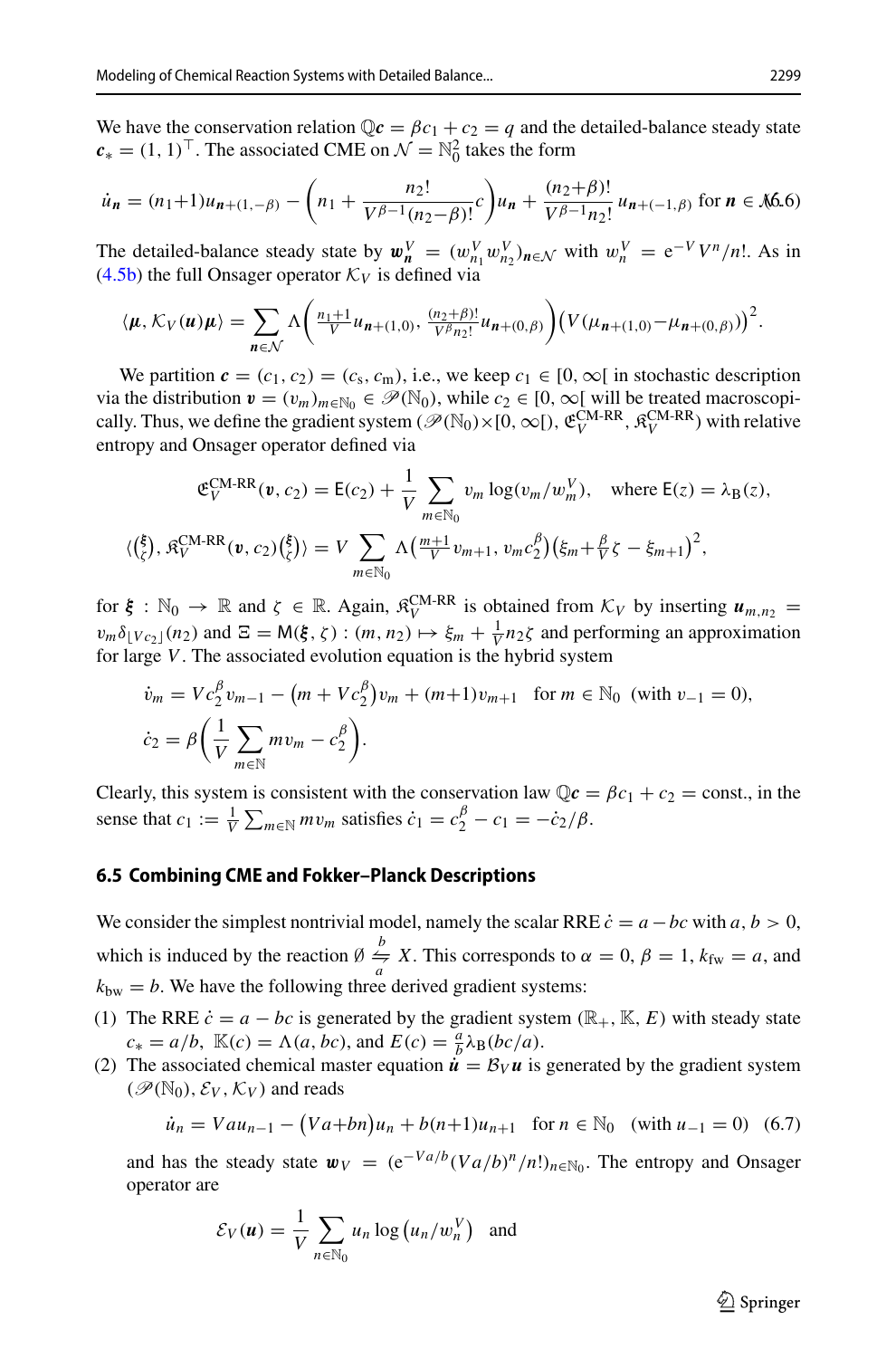We have the conservation relation $\mathbb{Q}\boldsymbol{c} = \beta c_1 + c_2 = q$ and the detailed-balance steady state $\boldsymbol{c}_* = (1,1)^\top$. The associated CME on $\mathcal{N} = \mathbb{N}_0^2$ takes the form

$$\dot{u}_{\boldsymbol{n}} = (n_1{+}1)u_{\boldsymbol{n}+(1,-\beta)} - \left(n_1 + \frac{n_2!}{V^{\beta-1}(n_2{-}\beta)!}c\right)u_{\boldsymbol{n}} + \frac{(n_2{+}\beta)!}{V^{\beta-1}n_2!}u_{\boldsymbol{n}+(-1,\beta)} \text{ for } \boldsymbol{n} \in \mathcal{N}. \tag{6.6}$$

The detailed-balance steady state by $\boldsymbol{w}_{\boldsymbol{n}}^V = (w_{n_1}^V w_{n_2}^V)_{\boldsymbol{n}\in\mathcal{N}}$ with $w_n^V = \mathrm{e}^{-V}V^n/n!$. As in (4.5b) the full Onsager operator $\mathcal{K}_V$ is defined via

$$\langle \boldsymbol{\mu}, \mathcal{K}_V(\boldsymbol{u})\boldsymbol{\mu}\rangle = \sum_{\boldsymbol{n}\in\mathcal{N}} \Lambda\Big(\tfrac{n_1+1}{V}u_{\boldsymbol{n}+(1,0)}, \tfrac{(n_2+\beta)!}{V^\beta n_2!}u_{\boldsymbol{n}+(0,\beta)}\Big)\big(V(\mu_{\boldsymbol{n}+(1,0)} - \mu_{\boldsymbol{n}+(0,\beta)})\big)^2.$$

We partition $\boldsymbol{c} = (c_1, c_2) = (c_\mathrm{s}, c_\mathrm{m})$, i.e., we keep $c_1 \in [0,\infty[$ in stochastic description via the distribution $\boldsymbol{v} = (v_m)_{m\in\mathbb{N}_0} \in \mathscr{P}(\mathbb{N}_0)$, while $c_2 \in [0,\infty[$ will be treated macroscopically. Thus, we define the gradient system $(\mathscr{P}(\mathbb{N}_0)\times[0,\infty[), \mathfrak{E}_V^{\text{CM-RR}}, \mathfrak{K}_V^{\text{CM-RR}})$ with relative entropy and Onsager operator defined via

$$\mathfrak{E}_V^{\text{CM-RR}}(\boldsymbol{v}, c_2) = \mathsf{E}(c_2) + \frac{1}{V}\sum_{m\in\mathbb{N}_0} v_m \log(v_m/w_m^V), \quad \text{where } \mathsf{E}(z) = \lambda_\mathrm{B}(z),$$

$$\langle \big(\begin{smallmatrix}\boldsymbol{\xi}\\ \zeta\end{smallmatrix}\big), \mathfrak{K}_V^{\text{CM-RR}}(\boldsymbol{v}, c_2)\big(\begin{smallmatrix}\boldsymbol{\xi}\\ \zeta\end{smallmatrix}\big)\rangle = V\sum_{m\in\mathbb{N}_0} \Lambda\big(\tfrac{m+1}{V}v_{m+1}, v_m c_2^\beta\big)\big(\xi_m + \tfrac{\beta}{V}\zeta - \xi_{m+1}\big)^2,$$

for $\boldsymbol{\xi} : \mathbb{N}_0 \to \mathbb{R}$ and $\zeta \in \mathbb{R}$. Again, $\mathfrak{K}_V^{\text{CM-RR}}$ is obtained from $\mathcal{K}_V$ by inserting $\boldsymbol{u}_{m,n_2} = v_m \delta_{\lfloor Vc_2\rfloor}(n_2)$ and $\Xi = \mathsf{M}(\boldsymbol{\xi}, \zeta) : (m, n_2) \mapsto \xi_m + \frac{1}{V}n_2\zeta$ and performing an approximation for large $V$. The associated evolution equation is the hybrid system

$$\dot{v}_m = Vc_2^\beta v_{m-1} - \big(m + Vc_2^\beta\big)v_m + (m{+}1)v_{m+1} \quad \text{for } m \in \mathbb{N}_0 \;\; (\text{with } v_{-1} = 0),$$

$$\dot{c}_2 = \beta\bigg(\frac{1}{V}\sum_{m\in\mathbb{N}} m v_m - c_2^\beta\bigg).$$

Clearly, this system is consistent with the conservation law $\mathbb{Q}\boldsymbol{c} = \beta c_1 + c_2 = \text{const.}$, in the sense that $c_1 := \frac{1}{V}\sum_{m\in\mathbb{N}} m v_m$ satisfies $\dot{c}_1 = c_2^\beta - c_1 = -\dot{c}_2/\beta$.

### 6.5 Combining CME and Fokker–Planck Descriptions

We consider the simplest nontrivial model, namely the scalar RRE $\dot{c} = a - bc$ with $a, b > 0$, which is induced by the reaction $\emptyset \overset{b}{\underset{a}{\leftrightharpoons}} X$. This corresponds to $\alpha = 0$, $\beta = 1$, $k_\text{fw} = a$, and $k_\text{bw} = b$. We have the following three derived gradient systems:

(1) The RRE $\dot{c} = a - bc$ is generated by the gradient system $(\mathbb{R}_+, \mathbb{K}, E)$ with steady state $c_* = a/b$, $\mathbb{K}(c) = \Lambda(a, bc)$, and $E(c) = \frac{a}{b}\lambda_\mathrm{B}(bc/a)$.

(2) The associated chemical master equation $\dot{\boldsymbol{u}} = \mathcal{B}_V\boldsymbol{u}$ is generated by the gradient system $(\mathscr{P}(\mathbb{N}_0), \mathcal{E}_V, \mathcal{K}_V)$ and reads

$$\dot{u}_n = Vau_{n-1} - \big(Va{+}bn\big)u_n + b(n{+}1)u_{n+1} \quad \text{for } n \in \mathbb{N}_0 \quad (\text{with } u_{-1} = 0) \tag{6.7}$$

and has the steady state $\boldsymbol{w}_V = (\mathrm{e}^{-Va/b}(Va/b)^n/n!)_{n\in\mathbb{N}_0}$. The entropy and Onsager operator are

$$\mathcal{E}_V(\boldsymbol{u}) = \frac{1}{V}\sum_{n\in\mathbb{N}_0} u_n \log\big(u_n/w_n^V\big) \quad \text{and}$$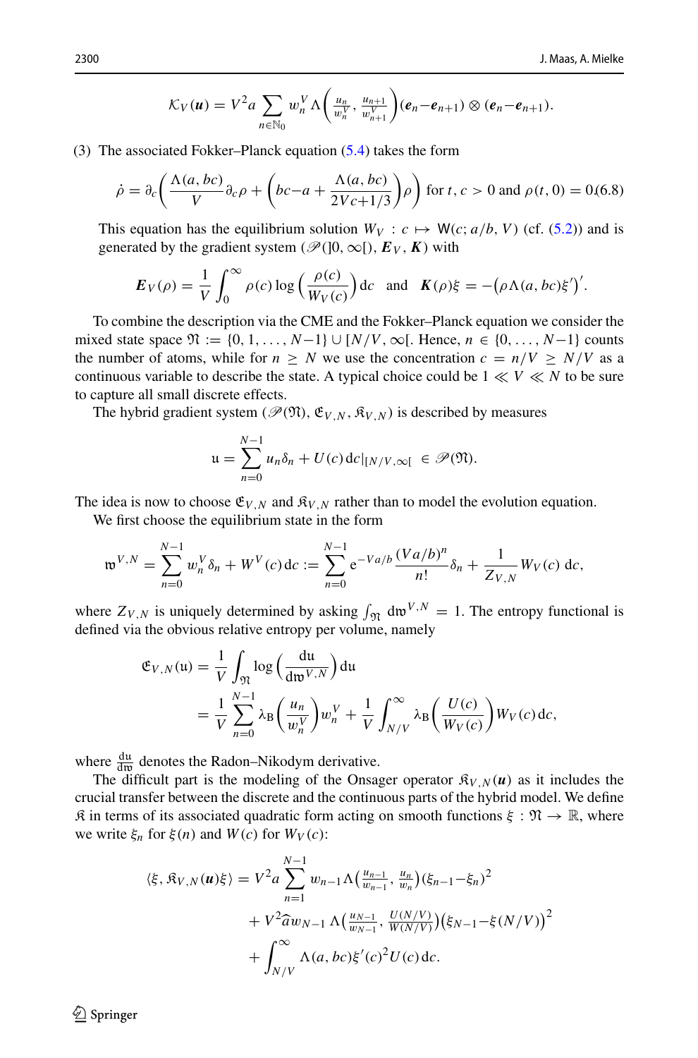$$\mathcal{K}_V(\boldsymbol{u}) = V^2 a \sum_{n\in\mathbb{N}_0} w_n^V \Lambda\Big(\tfrac{u_n}{w_n^V}, \tfrac{u_{n+1}}{w_{n+1}^V}\Big)(\boldsymbol{e}_n - \boldsymbol{e}_{n+1}) \otimes (\boldsymbol{e}_n - \boldsymbol{e}_{n+1}).$$

(3) The associated Fokker–Planck equation (5.4) takes the form

$$\dot\rho = \partial_c\bigg(\frac{\Lambda(a,bc)}{V}\partial_c\rho + \Big(bc - a + \frac{\Lambda(a,bc)}{2Vc+1/3}\Big)\rho\bigg) \text{ for } t, c > 0 \text{ and } \rho(t,0) = 0. \tag{6.8}$$

This equation has the equilibrium solution $W_V : c \mapsto \mathsf{W}(c; a/b, V)$ (cf. (5.2)) and is generated by the gradient system $(\mathscr{P}(]0,\infty[), \boldsymbol{E}_V, \boldsymbol{K})$ with

$$\boldsymbol{E}_V(\rho) = \frac{1}{V}\int_0^\infty \rho(c)\log\Big(\frac{\rho(c)}{W_V(c)}\Big)\,\mathrm{d}c \quad \text{and} \quad \boldsymbol{K}(\rho)\xi = -\big(\rho\Lambda(a,bc)\xi'\big)'.$$

To combine the description via the CME and the Fokker–Planck equation we consider the mixed state space $\mathfrak{N} := \{0,1,\ldots,N-1\} \cup [N/V, \infty[$. Hence, $n \in \{0,\ldots,N-1\}$ counts the number of atoms, while for $n \geq N$ we use the concentration $c = n/V \geq N/V$ as a continuous variable to describe the state. A typical choice could be $1 \ll V \ll N$ to be sure to capture all small discrete effects.

The hybrid gradient system $(\mathscr{P}(\mathfrak{N}), \mathfrak{E}_{V,N}, \mathfrak{K}_{V,N})$ is described by measures

$$\mathfrak{u} = \sum_{n=0}^{N-1} u_n \delta_n + U(c)\,\mathrm{d}c|_{[N/V,\infty[} \in \mathscr{P}(\mathfrak{N}).$$

The idea is now to choose $\mathfrak{E}_{V,N}$ and $\mathfrak{K}_{V,N}$ rather than to model the evolution equation.

We first choose the equilibrium state in the form

$$\mathfrak{w}^{V,N} = \sum_{n=0}^{N-1} w_n^V \delta_n + W^V(c)\,\mathrm{d}c := \sum_{n=0}^{N-1} \mathrm{e}^{-Va/b}\frac{(Va/b)^n}{n!}\delta_n + \frac{1}{Z_{V,N}} W_V(c)\,\mathrm{d}c,$$

where $Z_{V,N}$ is uniquely determined by asking $\int_{\mathfrak{N}} \mathrm{d}\mathfrak{w}^{V,N} = 1$. The entropy functional is defined via the obvious relative entropy per volume, namely

$$\begin{aligned}\mathfrak{E}_{V,N}(\mathfrak{u}) &= \frac{1}{V}\int_{\mathfrak{N}} \log\Big(\frac{\mathrm{d}\mathfrak{u}}{\mathrm{d}\mathfrak{w}^{V,N}}\Big)\,\mathrm{d}\mathfrak{u} \\ &= \frac{1}{V}\sum_{n=0}^{N-1} \lambda_{\mathrm{B}}\Big(\frac{u_n}{w_n^V}\Big)w_n^V + \frac{1}{V}\int_{N/V}^\infty \lambda_{\mathrm{B}}\Big(\frac{U(c)}{W_V(c)}\Big)W_V(c)\,\mathrm{d}c,\end{aligned}$$

where $\frac{\mathrm{d}\mathfrak{u}}{\mathrm{d}\mathfrak{w}}$ denotes the Radon–Nikodym derivative.

The difficult part is the modeling of the Onsager operator $\mathfrak{K}_{V,N}(\boldsymbol{u})$ as it includes the crucial transfer between the discrete and the continuous parts of the hybrid model. We define $\mathfrak{K}$ in terms of its associated quadratic form acting on smooth functions $\xi : \mathfrak{N} \to \mathbb{R}$, where we write $\xi_n$ for $\xi(n)$ and $W(c)$ for $W_V(c)$:

$$\begin{aligned}\langle \xi, \mathfrak{K}_{V,N}(\boldsymbol{u})\xi\rangle &= V^2 a \sum_{n=1}^{N-1} w_{n-1}\Lambda\big(\tfrac{u_{n-1}}{w_{n-1}}, \tfrac{u_n}{w_n}\big)(\xi_{n-1} - \xi_n)^2 \\ &\quad + V^2 \widehat{a} w_{N-1}\,\Lambda\big(\tfrac{u_{N-1}}{w_{N-1}}, \tfrac{U(N/V)}{W(N/V)}\big)\big(\xi_{N-1} - \xi(N/V)\big)^2 \\ &\quad + \int_{N/V}^\infty \Lambda(a,bc)\xi'(c)^2 U(c)\,\mathrm{d}c.\end{aligned}$$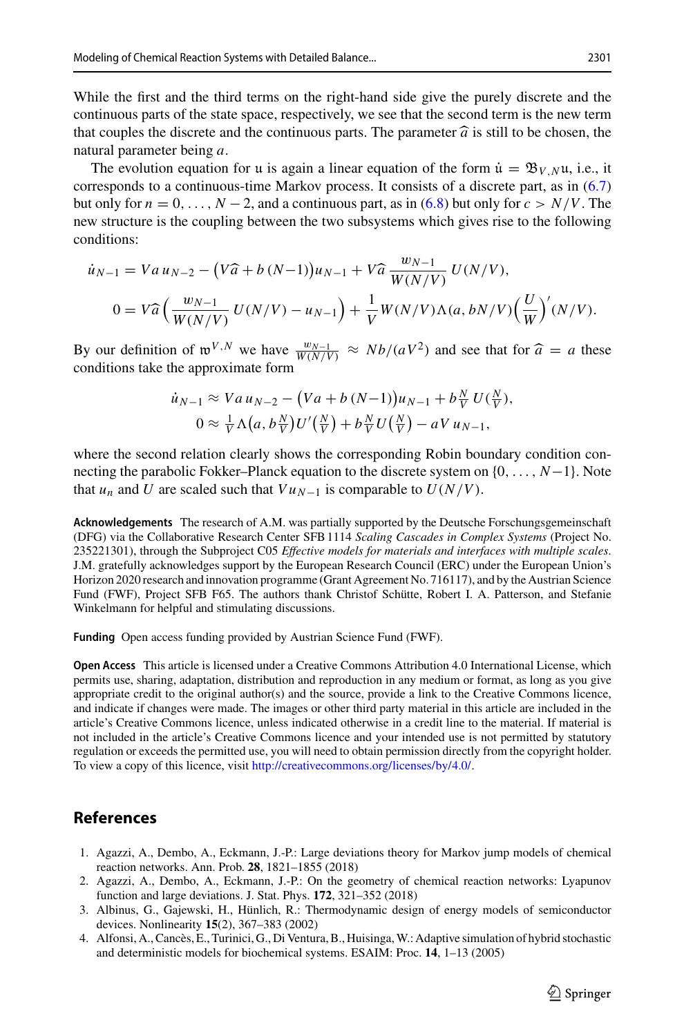While the first and the third terms on the right-hand side give the purely discrete and the continuous parts of the state space, respectively, we see that the second term is the new term that couples the discrete and the continuous parts. The parameter $\widehat{a}$ is still to be chosen, the natural parameter being $a$.

The evolution equation for $\mathfrak{u}$ is again a linear equation of the form $\dot{\mathfrak{u}} = \mathfrak{B}_{V,N}\mathfrak{u}$, i.e., it corresponds to a continuous-time Markov process. It consists of a discrete part, as in (6.7) but only for $n = 0, \ldots, N-2$, and a continuous part, as in (6.8) but only for $c > N/V$. The new structure is the coupling between the two subsystems which gives rise to the following conditions:

$$
\begin{aligned}
\dot{u}_{N-1} &= V a\, u_{N-2} - \big(V\widehat{a} + b\,(N{-}1)\big) u_{N-1} + V\widehat{a}\,\frac{w_{N-1}}{W(N/V)}\,U(N/V),\\
0 &= V\widehat{a}\Big(\frac{w_{N-1}}{W(N/V)}\,U(N/V) - u_{N-1}\Big) + \frac{1}{V}\,W(N/V)\Lambda(a, bN/V)\Big(\frac{U}{W}\Big)'(N/V).
\end{aligned}
$$

By our definition of $\mathfrak{w}^{V,N}$ we have $\frac{w_{N-1}}{W(N/V)} \approx Nb/(aV^2)$ and see that for $\widehat{a} = a$ these conditions take the approximate form

$$
\begin{aligned}
\dot{u}_{N-1} &\approx V a\, u_{N-2} - \big(Va + b\,(N{-}1)\big) u_{N-1} + b\tfrac{N}{V}\,U(\tfrac{N}{V}),\\
0 &\approx \tfrac{1}{V}\Lambda\big(a, b\tfrac{N}{V}\big)U'\big(\tfrac{N}{V}\big) + b\tfrac{N}{V}U\big(\tfrac{N}{V}\big) - aV\,u_{N-1},
\end{aligned}
$$

where the second relation clearly shows the corresponding Robin boundary condition connecting the parabolic Fokker–Planck equation to the discrete system on $\{0, \ldots, N{-}1\}$. Note that $u_n$ and $U$ are scaled such that $Vu_{N-1}$ is comparable to $U(N/V)$.

**Acknowledgements** The research of A.M. was partially supported by the Deutsche Forschungsgemeinschaft (DFG) via the Collaborative Research Center SFB 1114 *Scaling Cascades in Complex Systems* (Project No. 235221301), through the Subproject C05 *Effective models for materials and interfaces with multiple scales*. J.M. gratefully acknowledges support by the European Research Council (ERC) under the European Union's Horizon 2020 research and innovation programme (Grant Agreement No. 716117), and by the Austrian Science Fund (FWF), Project SFB F65. The authors thank Christof Schütte, Robert I. A. Patterson, and Stefanie Winkelmann for helpful and stimulating discussions.

**Funding** Open access funding provided by Austrian Science Fund (FWF).

**Open Access** This article is licensed under a Creative Commons Attribution 4.0 International License, which permits use, sharing, adaptation, distribution and reproduction in any medium or format, as long as you give appropriate credit to the original author(s) and the source, provide a link to the Creative Commons licence, and indicate if changes were made. The images or other third party material in this article are included in the article's Creative Commons licence, unless indicated otherwise in a credit line to the material. If material is not included in the article's Creative Commons licence and your intended use is not permitted by statutory regulation or exceeds the permitted use, you will need to obtain permission directly from the copyright holder. To view a copy of this licence, visit http://creativecommons.org/licenses/by/4.0/.

## References

1. Agazzi, A., Dembo, A., Eckmann, J.-P.: Large deviations theory for Markov jump models of chemical reaction networks. Ann. Prob. **28**, 1821–1855 (2018)
2. Agazzi, A., Dembo, A., Eckmann, J.-P.: On the geometry of chemical reaction networks: Lyapunov function and large deviations. J. Stat. Phys. **172**, 321–352 (2018)
3. Albinus, G., Gajewski, H., Hünlich, R.: Thermodynamic design of energy models of semiconductor devices. Nonlinearity **15**(2), 367–383 (2002)
4. Alfonsi, A., Cancès, E., Turinici, G., Di Ventura, B., Huisinga, W.: Adaptive simulation of hybrid stochastic and deterministic models for biochemical systems. ESAIM: Proc. **14**, 1–13 (2005)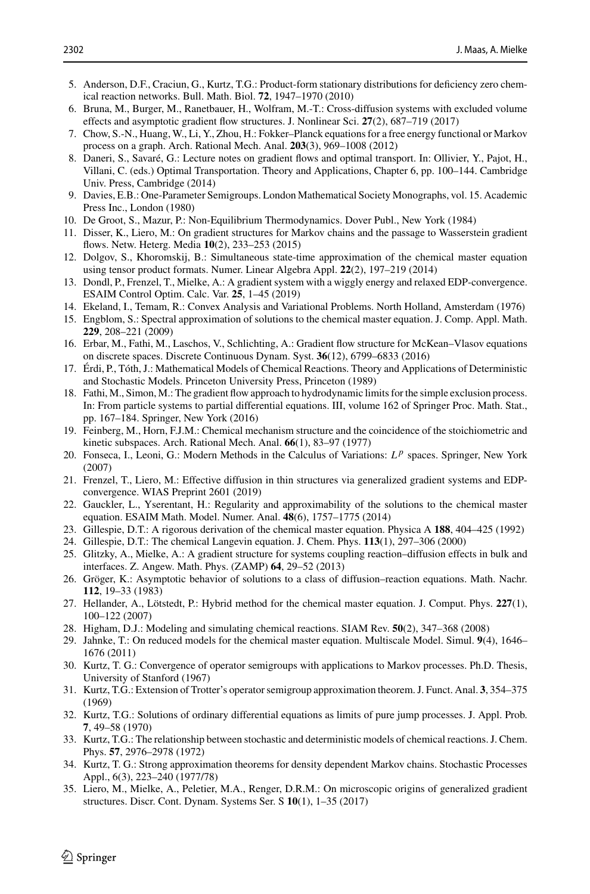5. Anderson, D.F., Craciun, G., Kurtz, T.G.: Product-form stationary distributions for deficiency zero chemical reaction networks. Bull. Math. Biol. **72**, 1947–1970 (2010)
6. Bruna, M., Burger, M., Ranetbauer, H., Wolfram, M.-T.: Cross-diffusion systems with excluded volume effects and asymptotic gradient flow structures. J. Nonlinear Sci. **27**(2), 687–719 (2017)
7. Chow, S.-N., Huang, W., Li, Y., Zhou, H.: Fokker–Planck equations for a free energy functional or Markov process on a graph. Arch. Rational Mech. Anal. **203**(3), 969–1008 (2012)
8. Daneri, S., Savaré, G.: Lecture notes on gradient flows and optimal transport. In: Ollivier, Y., Pajot, H., Villani, C. (eds.) Optimal Transportation. Theory and Applications, Chapter 6, pp. 100–144. Cambridge Univ. Press, Cambridge (2014)
9. Davies, E.B.: One-Parameter Semigroups. London Mathematical Society Monographs, vol. 15. Academic Press Inc., London (1980)
10. De Groot, S., Mazur, P.: Non-Equilibrium Thermodynamics. Dover Publ., New York (1984)
11. Disser, K., Liero, M.: On gradient structures for Markov chains and the passage to Wasserstein gradient flows. Netw. Heterg. Media **10**(2), 233–253 (2015)
12. Dolgov, S., Khoromskij, B.: Simultaneous state-time approximation of the chemical master equation using tensor product formats. Numer. Linear Algebra Appl. **22**(2), 197–219 (2014)
13. Dondl, P., Frenzel, T., Mielke, A.: A gradient system with a wiggly energy and relaxed EDP-convergence. ESAIM Control Optim. Calc. Var. **25**, 1–45 (2019)
14. Ekeland, I., Temam, R.: Convex Analysis and Variational Problems. North Holland, Amsterdam (1976)
15. Engblom, S.: Spectral approximation of solutions to the chemical master equation. J. Comp. Appl. Math. **229**, 208–221 (2009)
16. Erbar, M., Fathi, M., Laschos, V., Schlichting, A.: Gradient flow structure for McKean–Vlasov equations on discrete spaces. Discrete Continuous Dynam. Syst. **36**(12), 6799–6833 (2016)
17. Érdi, P., Tóth, J.: Mathematical Models of Chemical Reactions. Theory and Applications of Deterministic and Stochastic Models. Princeton University Press, Princeton (1989)
18. Fathi, M., Simon, M.: The gradient flow approach to hydrodynamic limits for the simple exclusion process. In: From particle systems to partial differential equations. III, volume 162 of Springer Proc. Math. Stat., pp. 167–184. Springer, New York (2016)
19. Feinberg, M., Horn, F.J.M.: Chemical mechanism structure and the coincidence of the stoichiometric and kinetic subspaces. Arch. Rational Mech. Anal. **66**(1), 83–97 (1977)
20. Fonseca, I., Leoni, G.: Modern Methods in the Calculus of Variations: $L^p$ spaces. Springer, New York (2007)
21. Frenzel, T., Liero, M.: Effective diffusion in thin structures via generalized gradient systems and EDP-convergence. WIAS Preprint 2601 (2019)
22. Gauckler, L., Yserentant, H.: Regularity and approximability of the solutions to the chemical master equation. ESAIM Math. Model. Numer. Anal. **48**(6), 1757–1775 (2014)
23. Gillespie, D.T.: A rigorous derivation of the chemical master equation. Physica A **188**, 404–425 (1992)
24. Gillespie, D.T.: The chemical Langevin equation. J. Chem. Phys. **113**(1), 297–306 (2000)
25. Glitzky, A., Mielke, A.: A gradient structure for systems coupling reaction–diffusion effects in bulk and interfaces. Z. Angew. Math. Phys. (ZAMP) **64**, 29–52 (2013)
26. Gröger, K.: Asymptotic behavior of solutions to a class of diffusion–reaction equations. Math. Nachr. **112**, 19–33 (1983)
27. Hellander, A., Lötstedt, P.: Hybrid method for the chemical master equation. J. Comput. Phys. **227**(1), 100–122 (2007)
28. Higham, D.J.: Modeling and simulating chemical reactions. SIAM Rev. **50**(2), 347–368 (2008)
29. Jahnke, T.: On reduced models for the chemical master equation. Multiscale Model. Simul. **9**(4), 1646–1676 (2011)
30. Kurtz, T. G.: Convergence of operator semigroups with applications to Markov processes. Ph.D. Thesis, University of Stanford (1967)
31. Kurtz, T.G.: Extension of Trotter's operator semigroup approximation theorem. J. Funct. Anal. **3**, 354–375 (1969)
32. Kurtz, T.G.: Solutions of ordinary differential equations as limits of pure jump processes. J. Appl. Prob. **7**, 49–58 (1970)
33. Kurtz, T.G.: The relationship between stochastic and deterministic models of chemical reactions. J. Chem. Phys. **57**, 2976–2978 (1972)
34. Kurtz, T. G.: Strong approximation theorems for density dependent Markov chains. Stochastic Processes Appl., 6(3), 223–240 (1977/78)
35. Liero, M., Mielke, A., Peletier, M.A., Renger, D.R.M.: On microscopic origins of generalized gradient structures. Discr. Cont. Dynam. Systems Ser. S **10**(1), 1–35 (2017)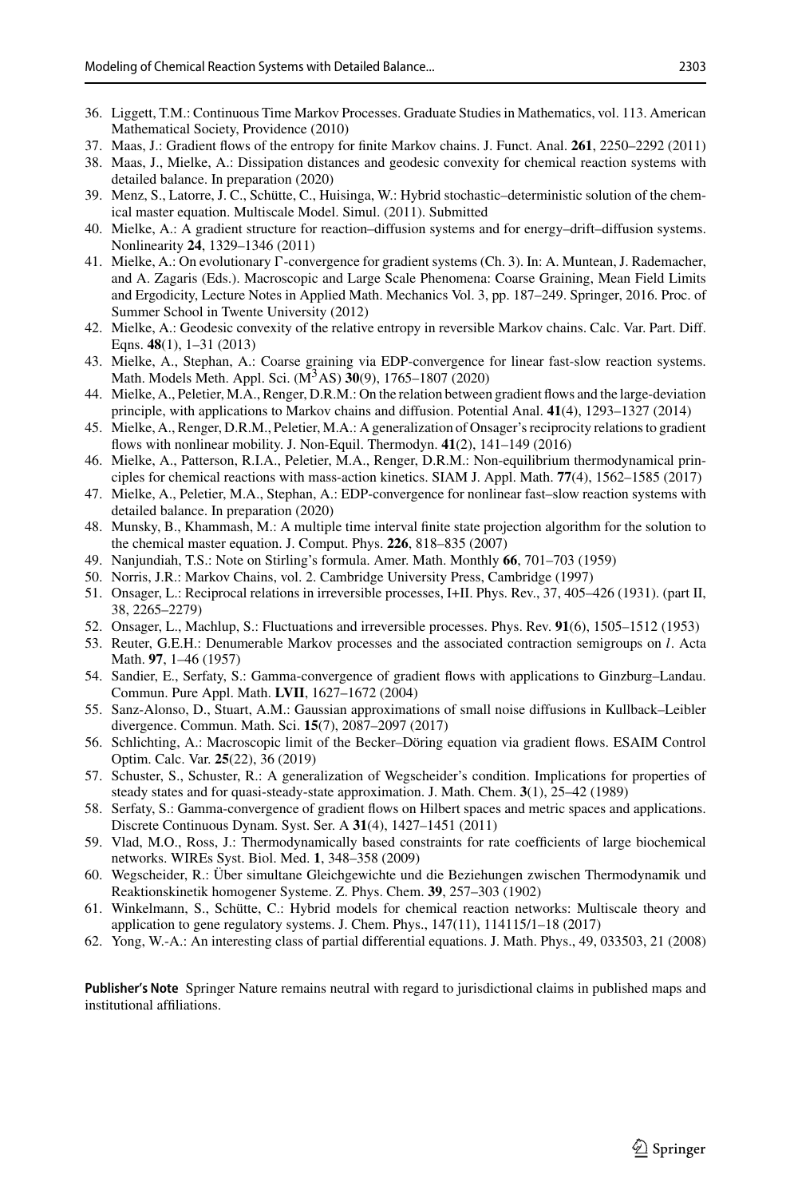36. Liggett, T.M.: Continuous Time Markov Processes. Graduate Studies in Mathematics, vol. 113. American Mathematical Society, Providence (2010)
37. Maas, J.: Gradient flows of the entropy for finite Markov chains. J. Funct. Anal. **261**, 2250–2292 (2011)
38. Maas, J., Mielke, A.: Dissipation distances and geodesic convexity for chemical reaction systems with detailed balance. In preparation (2020)
39. Menz, S., Latorre, J. C., Schütte, C., Huisinga, W.: Hybrid stochastic–deterministic solution of the chemical master equation. Multiscale Model. Simul. (2011). Submitted
40. Mielke, A.: A gradient structure for reaction–diffusion systems and for energy–drift–diffusion systems. Nonlinearity **24**, 1329–1346 (2011)
41. Mielke, A.: On evolutionary $\Gamma$-convergence for gradient systems (Ch. 3). In: A. Muntean, J. Rademacher, and A. Zagaris (Eds.). Macroscopic and Large Scale Phenomena: Coarse Graining, Mean Field Limits and Ergodicity, Lecture Notes in Applied Math. Mechanics Vol. 3, pp. 187–249. Springer, 2016. Proc. of Summer School in Twente University (2012)
42. Mielke, A.: Geodesic convexity of the relative entropy in reversible Markov chains. Calc. Var. Part. Diff. Eqns. **48**(1), 1–31 (2013)
43. Mielke, A., Stephan, A.: Coarse graining via EDP-convergence for linear fast-slow reaction systems. Math. Models Meth. Appl. Sci. ($M^3$AS) **30**(9), 1765–1807 (2020)
44. Mielke, A., Peletier, M.A., Renger, D.R.M.: On the relation between gradient flows and the large-deviation principle, with applications to Markov chains and diffusion. Potential Anal. **41**(4), 1293–1327 (2014)
45. Mielke, A., Renger, D.R.M., Peletier, M.A.: A generalization of Onsager's reciprocity relations to gradient flows with nonlinear mobility. J. Non-Equil. Thermodyn. **41**(2), 141–149 (2016)
46. Mielke, A., Patterson, R.I.A., Peletier, M.A., Renger, D.R.M.: Non-equilibrium thermodynamical principles for chemical reactions with mass-action kinetics. SIAM J. Appl. Math. **77**(4), 1562–1585 (2017)
47. Mielke, A., Peletier, M.A., Stephan, A.: EDP-convergence for nonlinear fast–slow reaction systems with detailed balance. In preparation (2020)
48. Munsky, B., Khammash, M.: A multiple time interval finite state projection algorithm for the solution to the chemical master equation. J. Comput. Phys. **226**, 818–835 (2007)
49. Nanjundiah, T.S.: Note on Stirling's formula. Amer. Math. Monthly **66**, 701–703 (1959)
50. Norris, J.R.: Markov Chains, vol. 2. Cambridge University Press, Cambridge (1997)
51. Onsager, L.: Reciprocal relations in irreversible processes, I+II. Phys. Rev., 37, 405–426 (1931). (part II, 38, 2265–2279)
52. Onsager, L., Machlup, S.: Fluctuations and irreversible processes. Phys. Rev. **91**(6), 1505–1512 (1953)
53. Reuter, G.E.H.: Denumerable Markov processes and the associated contraction semigroups on $l$. Acta Math. **97**, 1–46 (1957)
54. Sandier, E., Serfaty, S.: Gamma-convergence of gradient flows with applications to Ginzburg–Landau. Commun. Pure Appl. Math. **LVII**, 1627–1672 (2004)
55. Sanz-Alonso, D., Stuart, A.M.: Gaussian approximations of small noise diffusions in Kullback–Leibler divergence. Commun. Math. Sci. **15**(7), 2087–2097 (2017)
56. Schlichting, A.: Macroscopic limit of the Becker–Döring equation via gradient flows. ESAIM Control Optim. Calc. Var. **25**(22), 36 (2019)
57. Schuster, S., Schuster, R.: A generalization of Wegscheider's condition. Implications for properties of steady states and for quasi-steady-state approximation. J. Math. Chem. **3**(1), 25–42 (1989)
58. Serfaty, S.: Gamma-convergence of gradient flows on Hilbert spaces and metric spaces and applications. Discrete Continuous Dynam. Syst. Ser. A **31**(4), 1427–1451 (2011)
59. Vlad, M.O., Ross, J.: Thermodynamically based constraints for rate coefficients of large biochemical networks. WIREs Syst. Biol. Med. **1**, 348–358 (2009)
60. Wegscheider, R.: Über simultane Gleichgewichte und die Beziehungen zwischen Thermodynamik und Reaktionskinetik homogener Systeme. Z. Phys. Chem. **39**, 257–303 (1902)
61. Winkelmann, S., Schütte, C.: Hybrid models for chemical reaction networks: Multiscale theory and application to gene regulatory systems. J. Chem. Phys., 147(11), 114115/1–18 (2017)
62. Yong, W.-A.: An interesting class of partial differential equations. J. Math. Phys., 49, 033503, 21 (2008)

**Publisher's Note** Springer Nature remains neutral with regard to jurisdictional claims in published maps and institutional affiliations.